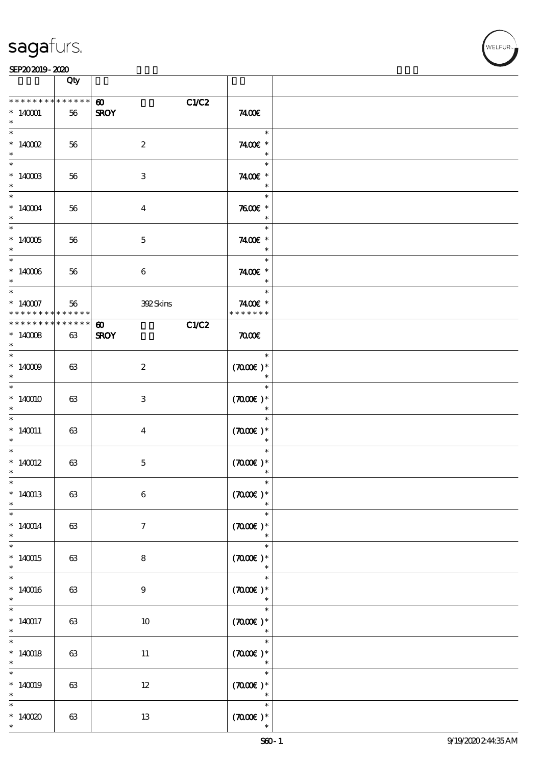sagafurs.

SEP20 2019 - 2020

| | Qty | | |
|---|---|---|---|
| * * * * * * * * * * * * * * | 60 C1/C2 | | |
| * 140001 * | 56 | SROY | 74.00€ |
| * 140002 * | 56 | 2 | 74.00€ * |
| * 140003 * | 56 | 3 | 74.00€ * |
| * 140004 * | 56 | 4 | 76.00€ * |
| * 140005 * | 56 | 5 | 74.00€ * |
| * 140006 * | 56 | 6 | 74.00€ * |
| * 140007 * * * * * * * * * * * * * * | 56 | 392 Skins | 74.00€ * * * * * * * * |
| * * * * * * * * * * * * * * | 60 C1/C2 | | |
| * 140008 * | 63 | SROY | 70.00€ |
| * 140009 * | 63 | 2 | (70.00€) * |
| * 140010 * | 63 | 3 | (70.00€) * |
| * 140011 * | 63 | 4 | (70.00€) * |
| * 140012 * | 63 | 5 | (70.00€) * |
| * 140013 * | 63 | 6 | (70.00€) * |
| * 140014 * | 63 | 7 | (70.00€) * |
| * 140015 * | 63 | 8 | (70.00€) * |
| * 140016 * | 63 | 9 | (70.00€) * |
| * 140017 * | 63 | 10 | (70.00€) * |
| * 140018 * | 63 | 11 | (70.00€) * |
| * 140019 * | 63 | 12 | (70.00€) * |
| * 140020 * | 63 | 13 | (70.00€) * |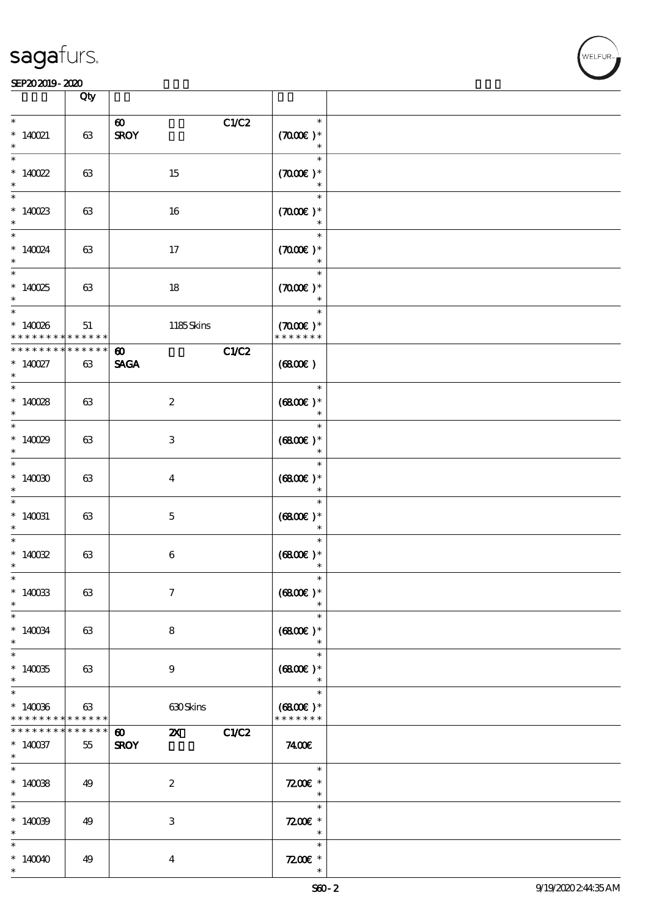| | Qty | | |
|---|---|---|---|
| * 140021 * | 63 | 60 C1/C2 SROY | * (70.00€ )* * |
| * 140022 * | 63 | 15 | * (70.00€ )* * |
| * 140023 * | 63 | 16 | * (70.00€ )* * |
| * 140024 * | 63 | 17 | * (70.00€ )* * |
| * 140025 * | 63 | 18 | * (70.00€ )* * |
| * 140026 * * * * * * * * * * * * * | 51 | 1185 Skins | * (70.00€ )* * * * * * * * |
| * * * * * * * * * * * * * * 140027 * | 63 | 60 C1/C2 SAGA | (68.00€ ) |
| * 140028 * | 63 | 2 | * (68.00€ )* * |
| * 140029 * | 63 | 3 | * (68.00€ )* * |
| * 140030 * | 63 | 4 | * (68.00€ )* * |
| * 140031 * | 63 | 5 | * (68.00€ )* * |
| * 140032 * | 63 | 6 | * (68.00€ )* * |
| * 140033 * | 63 | 7 | * (68.00€ )* * |
| * 140034 * | 63 | 8 | * (68.00€ )* * |
| * 140035 * | 63 | 9 | * (68.00€ )* * |
| * 140036 * * * * * * * * * * * * * | 63 | 630 Skins | * (68.00€ )* * * * * * * * |
| * * * * * * * * * * * * * * 140037 * | 55 | 60 2X C1/C2 SROY | 74.00€ |
| * 140038 * | 49 | 2 | * 72.00€ * * |
| * 140039 * | 49 | 3 | * 72.00€ * * |
| * 140040 * | 49 | 4 | * 72.00€ * * |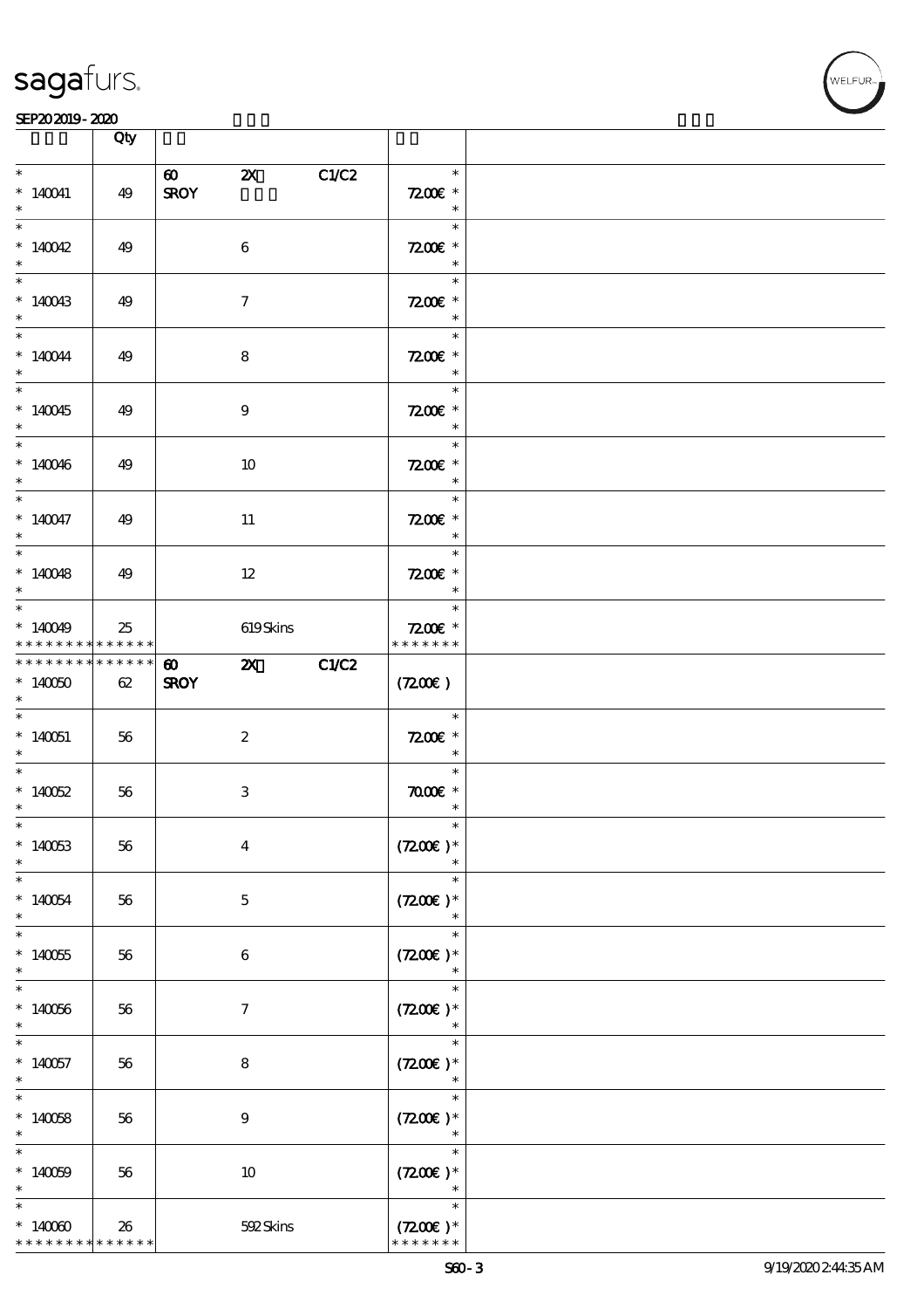| | Qty | | | |
|---|---|---|---|---|
| * 140041 * | 49 | 60 2X C1/C2 SROY | 72.00€ * | |
| * 140042 * | 49 | 6 | 72.00€ * | |
| * 140043 * | 49 | 7 | 72.00€ * | |
| * 140044 * | 49 | 8 | 72.00€ * | |
| * 140045 * | 49 | 9 | 72.00€ * | |
| * 140046 * | 49 | 10 | 72.00€ * | |
| * 140047 * | 49 | 11 | 72.00€ * | |
| * 140048 * | 49 | 12 | 72.00€ * | |
| * 140049 * * * * * * * * * * * * * | 25 | 619 Skins | 72.00€ * * * * * * * * | |
| * * * * * * * * * * * * * * 140050 * | 62 | 60 2X C1/C2 SROY | (72.00€) | |
| * 140051 * | 56 | 2 | 72.00€ * | |
| * 140052 * | 56 | 3 | 70.00€ * | |
| * 140053 * | 56 | 4 | (72.00€) * | |
| * 140054 * | 56 | 5 | (72.00€) * | |
| * 140055 * | 56 | 6 | (72.00€) * | |
| * 140056 * | 56 | 7 | (72.00€) * | |
| * 140057 * | 56 | 8 | (72.00€) * | |
| * 140058 * | 56 | 9 | (72.00€) * | |
| * 140059 * | 56 | 10 | (72.00€) * | |
| * 140060 * * * * * * * * * * * * * | 26 | 592 Skins | (72.00€) * * * * * * * * | |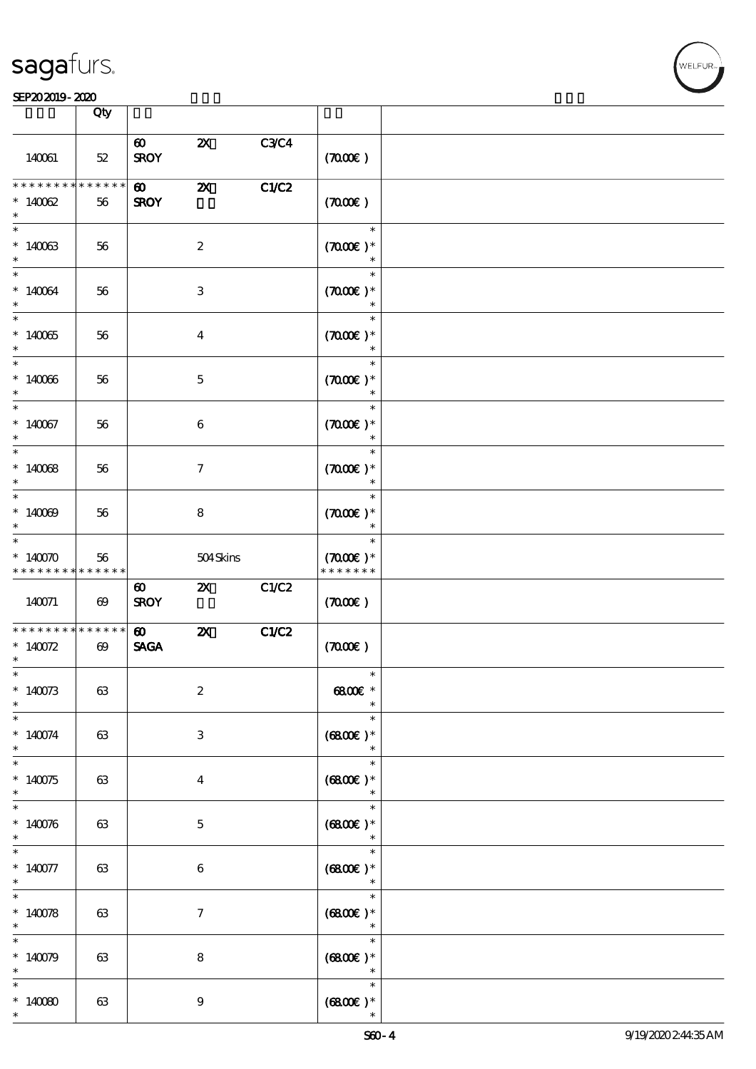| | Qty | | | | | |
|---|---|---|---|---|---|---|
| 140061 | 52 | 60 SROY | 2X | C3/C4 | (70.00€) | |
| * * * * * * * * * * * * * * 140062 * | 56 | 60 SROY | 2X | C1/C2 | (70.00€) | |
| * * 140063 * | 56 | | 2 | | * (70.00€) * * | |
| * * 140064 * | 56 | | 3 | | * (70.00€) * * | |
| * * 140065 * | 56 | | 4 | | * (70.00€) * * | |
| * * 140066 * | 56 | | 5 | | * (70.00€) * * | |
| * * 140067 * | 56 | | 6 | | * (70.00€) * * | |
| * * 140068 * | 56 | | 7 | | * (70.00€) * * | |
| * * 140069 * | 56 | | 8 | | * (70.00€) * * | |
| * * 140070 * * * * * * * * * * * * * | 56 | | 504 Skins | | * (70.00€) * * * * * * * * | |
| 140071 | 69 | 60 SROY | 2X | C1/C2 | (70.00€) | |
| * * * * * * * * * * * * * * 140072 * | 69 | 60 SAGA | 2X | C1/C2 | (70.00€) | |
| * * 140073 * | 63 | | 2 | | * 68.00€ * * | |
| * * 140074 * | 63 | | 3 | | * (68.00€) * * | |
| * * 140075 * | 63 | | 4 | | * (68.00€) * * | |
| * * 140076 * | 63 | | 5 | | * (68.00€) * * | |
| * * 140077 * | 63 | | 6 | | * (68.00€) * * | |
| * * 140078 * | 63 | | 7 | | * (68.00€) * * | |
| * * 140079 * | 63 | | 8 | | * (68.00€) * * | |
| * * 140080 * | 63 | | 9 | | * (68.00€) * * | |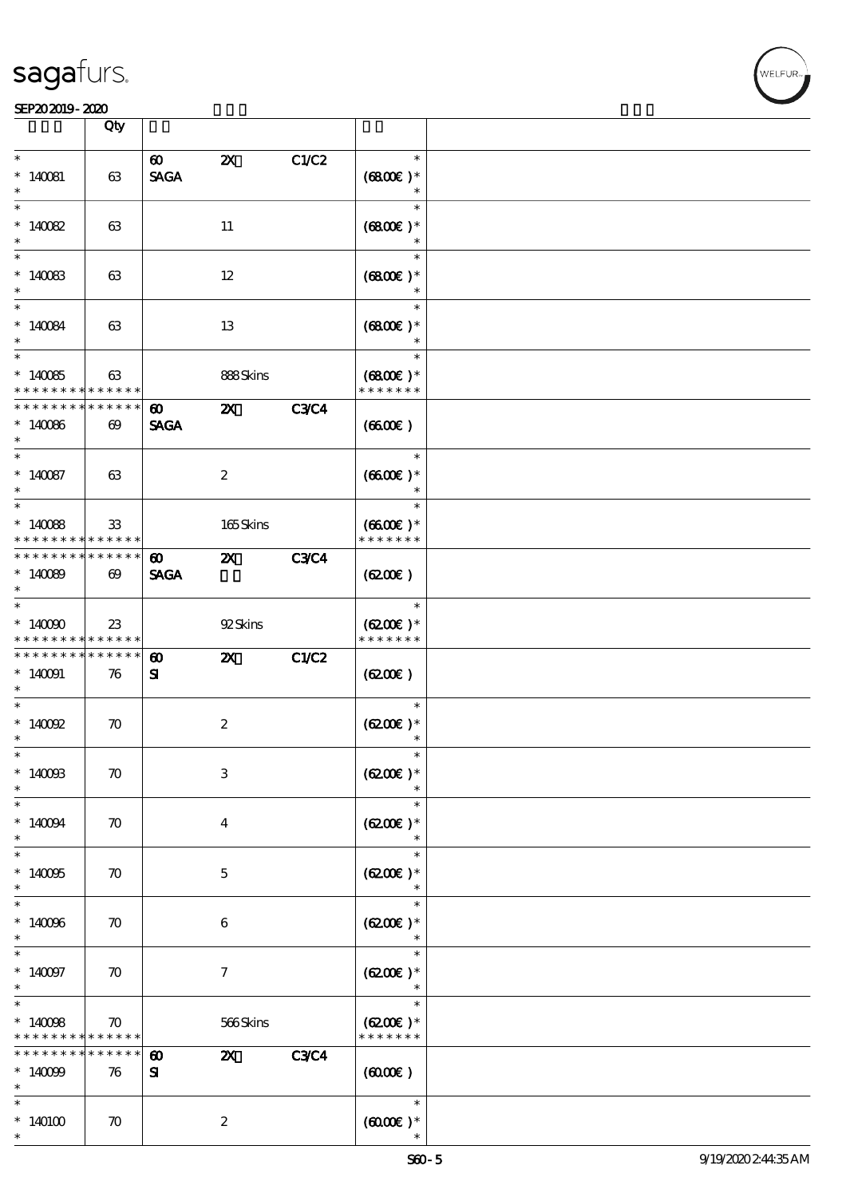| | Qty | | | | | |
|---|---|---|---|---|---|---|
| * 140081 * | 63 | 60 SAGA | 2X | C1/C2 | * (68.00€ )* * | |
| * 140082 * | 63 | | 11 | | * (68.00€ )* * | |
| * 140083 * | 63 | | 12 | | * (68.00€ )* * | |
| * 140084 * | 63 | | 13 | | * (68.00€ )* * | |
| * 140085 * * * * * * * * * * * * * * | 63 | | 888 Skins | | * (68.00€ )* * * * * * * * | |
| * * * * * * * * * * * * * * 140086 * | 69 | 60 SAGA | 2X | C3/C4 | (66.00€ ) | |
| * 140087 * | 63 | | 2 | | * (66.00€ )* * | |
| * 140088 * * * * * * * * * * * * * * | 33 | | 165 Skins | | * (66.00€ )* * * * * * * * | |
| * * * * * * * * * * * * * * 140089 * | 69 | 60 SAGA | 2X | C3/C4 | (62.00€ ) | |
| * 140090 * * * * * * * * * * * * * * | 23 | | 92 Skins | | * (62.00€ )* * * * * * * * | |
| * * * * * * * * * * * * * * 140091 * | 76 | 60 SI | 2X | C1/C2 | (62.00€ ) | |
| * 140092 * | 70 | | 2 | | * (62.00€ )* * | |
| * 140093 * | 70 | | 3 | | * (62.00€ )* * | |
| * 140094 * | 70 | | 4 | | * (62.00€ )* * | |
| * 140095 * | 70 | | 5 | | * (62.00€ )* * | |
| * 140096 * | 70 | | 6 | | * (62.00€ )* * | |
| * 140097 * | 70 | | 7 | | * (62.00€ )* * | |
| * 140098 * * * * * * * * * * * * * * | 70 | | 566 Skins | | * (62.00€ )* * * * * * * * | |
| * * * * * * * * * * * * * * 140099 * | 76 | 60 SI | 2X | C3/C4 | (60.00€ ) | |
| * 140100 * | 70 | | 2 | | * (60.00€ )* * | |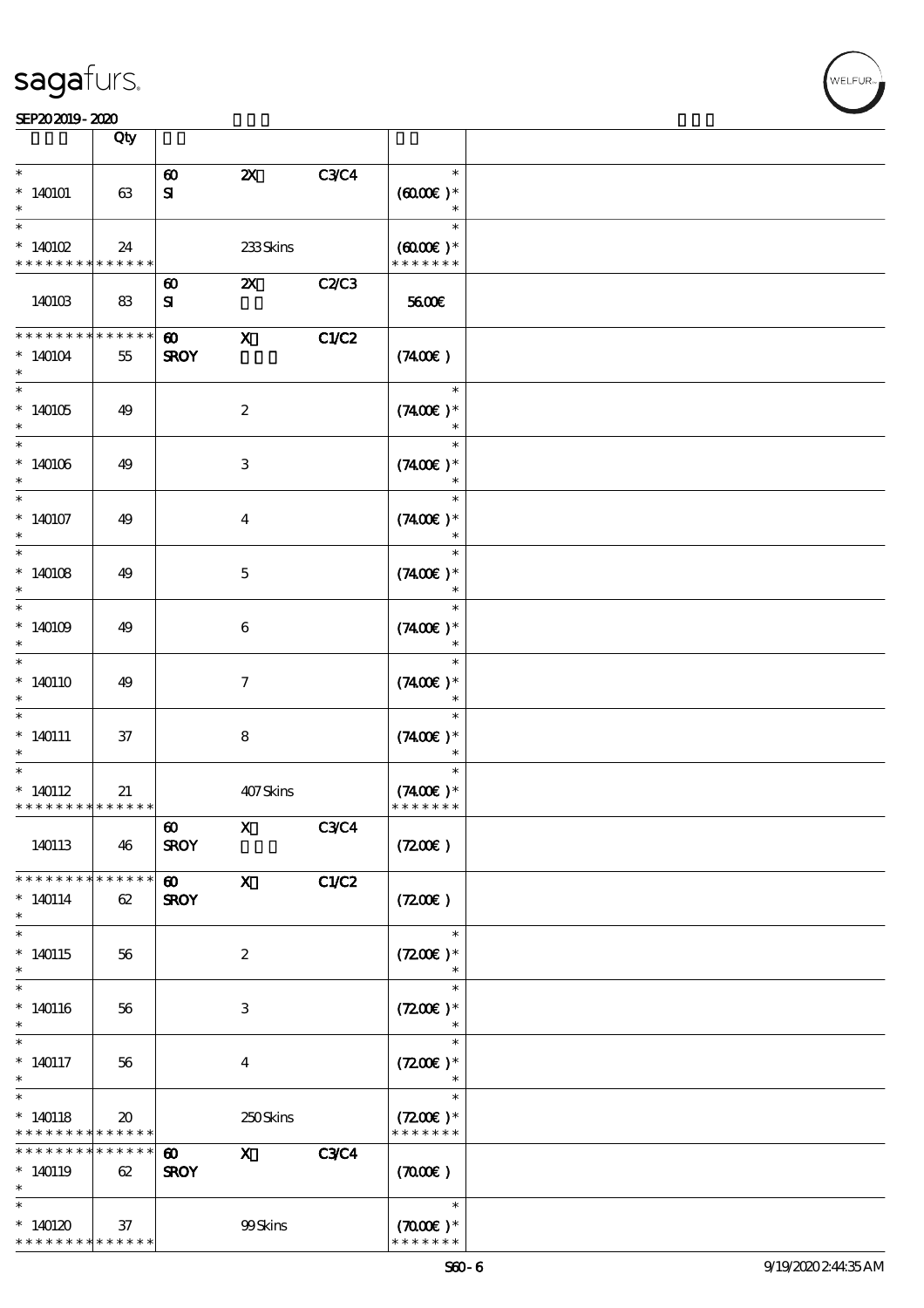| | Qty | | | | | |
|---|---|---|---|---|---|---|
| * <br> * 140101 <br> * | 63 | 60 <br> SI | 2X | C3/C4 | * <br> (60.00€ )* <br> * | |
| * <br> * 140102 <br> * * * * * * * * * * * * * * | 24 | | 233 Skins | | * <br> (60.00€ )* <br> * * * * * * * | |
| 140103 | 83 | 60 <br> SI | 2X | C2/C3 | 56.00€ | |
| * * * * * * * * * * * * * * <br> * 140104 <br> * | 55 | 60 <br> SROY | X | C1/C2 | (74.00€ ) | |
| * <br> * 140105 <br> * | 49 | | 2 | | * <br> (74.00€ )* <br> * | |
| * <br> * 140106 <br> * | 49 | | 3 | | * <br> (74.00€ )* <br> * | |
| * <br> * 140107 <br> * | 49 | | 4 | | * <br> (74.00€ )* <br> * | |
| * <br> * 140108 <br> * | 49 | | 5 | | * <br> (74.00€ )* <br> * | |
| * <br> * 140109 <br> * | 49 | | 6 | | * <br> (74.00€ )* <br> * | |
| * <br> * 140110 <br> * | 49 | | 7 | | * <br> (74.00€ )* <br> * | |
| * <br> * 140111 <br> * | 37 | | 8 | | * <br> (74.00€ )* <br> * | |
| * <br> * 140112 <br> * * * * * * * * * * * * * * | 21 | | 407 Skins | | * <br> (74.00€ )* <br> * * * * * * * | |
| 140113 | 46 | 60 <br> SROY | X | C3/C4 | (72.00€ ) | |
| * * * * * * * * * * * * * * <br> * 140114 <br> * | 62 | 60 <br> SROY | X | C1/C2 | (72.00€ ) | |
| * <br> * 140115 <br> * | 56 | | 2 | | * <br> (72.00€ )* <br> * | |
| * <br> * 140116 <br> * | 56 | | 3 | | * <br> (72.00€ )* <br> * | |
| * <br> * 140117 <br> * | 56 | | 4 | | * <br> (72.00€ )* <br> * | |
| * <br> * 140118 <br> * * * * * * * * * * * * * * | 20 | | 250 Skins | | * <br> (72.00€ )* <br> * * * * * * * | |
| * * * * * * * * * * * * * * <br> * 140119 <br> * | 62 | 60 <br> SROY | X | C3/C4 | (70.00€ ) | |
| * <br> * 140120 <br> * * * * * * * * * * * * * * | 37 | | 99 Skins | | * <br> (70.00€ )* <br> * * * * * * * | |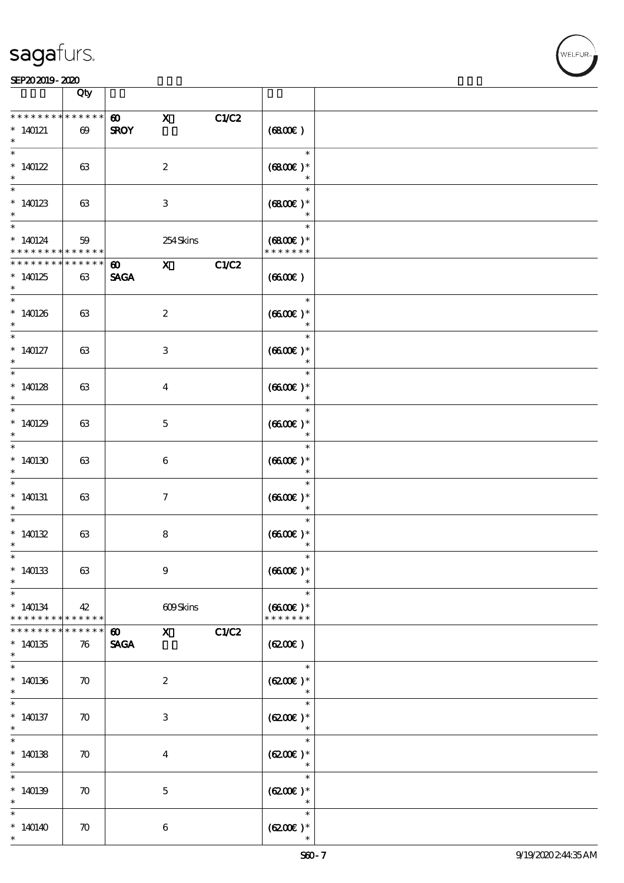| | Qty | | | | | |
|---|---|---|---|---|---|---|
| * * * * * * * * * * * * * * | | 60 | X | C1/C2 | | |
| * 140121 | 69 | SROY | | | (6800€ ) | |
| * | | | | | | |
| * 140122 | 63 | | 2 | | (6800€ )* | |
| * 140123 | 63 | | 3 | | (6800€ )* | |
| * 140124 | 59 | | 254 Skins | | (6800€ )* | |
| * * * * * * * * * * * * * * | | | | | * * * * * * * | |
| * * * * * * * * * * * * * * | | 60 | X | C1/C2 | | |
| * 140125 | 63 | SAGA | | | (6600€ ) | |
| * 140126 | 63 | | 2 | | (6600€ )* | |
| * 140127 | 63 | | 3 | | (6600€ )* | |
| * 140128 | 63 | | 4 | | (6600€ )* | |
| * 140129 | 63 | | 5 | | (6600€ )* | |
| * 140130 | 63 | | 6 | | (6600€ )* | |
| * 140131 | 63 | | 7 | | (6600€ )* | |
| * 140132 | 63 | | 8 | | (6600€ )* | |
| * 140133 | 63 | | 9 | | (6600€ )* | |
| * 140134 | 42 | | 609 Skins | | (6600€ )* | |
| * * * * * * * * * * * * * * | | | | | * * * * * * * | |
| * * * * * * * * * * * * * * | | 60 | X | C1/C2 | | |
| * 140135 | 76 | SAGA | | | (6200€ ) | |
| * 140136 | 70 | | 2 | | (6200€ )* | |
| * 140137 | 70 | | 3 | | (6200€ )* | |
| * 140138 | 70 | | 4 | | (6200€ )* | |
| * 140139 | 70 | | 5 | | (6200€ )* | |
| * 140140 | 70 | | 6 | | (6200€ )* | |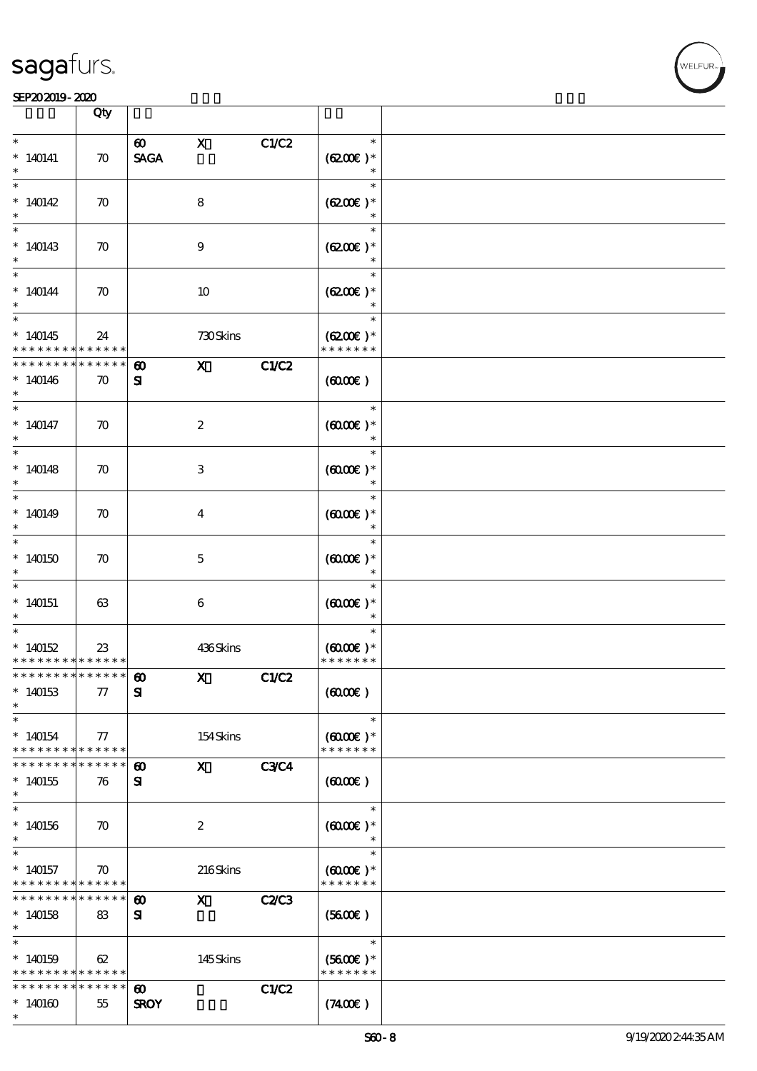| | Qty | | | | | |
|---|---|---|---|---|---|---|
| * 140141 * | 70 | 60 SAGA | X | C1/C2 | * (62.00€ )* * | |
| * 140142 * | 70 | | 8 | | * (62.00€ )* * | |
| * 140143 * | 70 | | 9 | | * (62.00€ )* * | |
| * 140144 * | 70 | | 10 | | * (62.00€ )* * | |
| * 140145 * * * * * * * * * * * * * | 24 | | 730 Skins | | * (62.00€ )* * * * * * * * | |
| * * * * * * * * * * * * * * 140146 * | 70 | 60 SI | X | C1/C2 | (60.00€ ) | |
| * 140147 * | 70 | | 2 | | * (60.00€ )* * | |
| * 140148 * | 70 | | 3 | | * (60.00€ )* * | |
| * 140149 * | 70 | | 4 | | * (60.00€ )* * | |
| * 140150 * | 70 | | 5 | | * (60.00€ )* * | |
| * 140151 * | 63 | | 6 | | * (60.00€ )* * | |
| * 140152 * * * * * * * * * * * * * | 23 | | 436 Skins | | * (60.00€ )* * * * * * * * | |
| * * * * * * * * * * * * * * 140153 * | 77 | 60 SI | X | C1/C2 | (60.00€ ) | |
| * 140154 * * * * * * * * * * * * * | 77 | | 154 Skins | | * (60.00€ )* * * * * * * * | |
| * * * * * * * * * * * * * * 140155 * | 76 | 60 SI | X | C3/C4 | (60.00€ ) | |
| * 140156 * | 70 | | 2 | | * (60.00€ )* * | |
| * 140157 * * * * * * * * * * * * * | 70 | | 216 Skins | | * (60.00€ )* * * * * * * * | |
| * * * * * * * * * * * * * * 140158 * | 83 | 60 SI | X | C2/C3 | (56.00€ ) | |
| * 140159 * * * * * * * * * * * * * | 62 | | 145 Skins | | * (56.00€ )* * * * * * * * | |
| * * * * * * * * * * * * * * 140160 * | 55 | 60 SROY | | C1/C2 | (74.00€ ) | |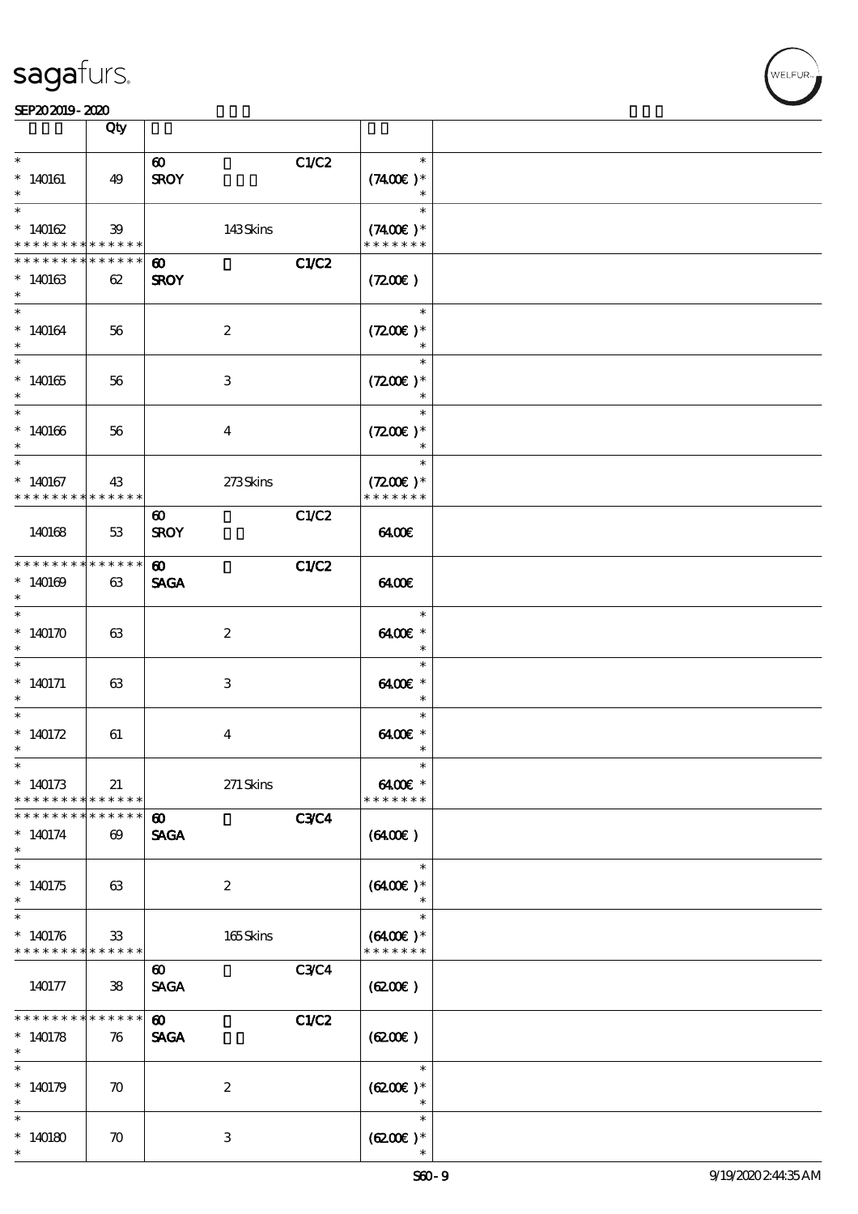| | Qty | | | | | |
|---|---|---|---|---|---|---|
| * <br> * 140161 <br> * | 49 | 60 <br> SROY | | C1/C2 | * <br> (74.00€) * <br> * | |
| * <br> * 140162 <br> * * * * * * * * * * * * * * | 39 | | 143 Skins | | * <br> (74.00€) * <br> * * * * * * * | |
| * * * * * * * * * * * * * * <br> * 140163 <br> * | 62 | 60 <br> SROY | | C1/C2 | (72.00€) | |
| * <br> * 140164 <br> * | 56 | | 2 | | * <br> (72.00€) * <br> * | |
| * <br> * 140165 <br> * | 56 | | 3 | | * <br> (72.00€) * <br> * | |
| * <br> * 140166 <br> * | 56 | | 4 | | * <br> (72.00€) * <br> * | |
| * <br> * 140167 <br> * * * * * * * * * * * * * * | 43 | | 273 Skins | | * <br> (72.00€) * <br> * * * * * * * | |
| 140168 | 53 | 60 <br> SROY | | C1/C2 | 64.00€ | |
| * * * * * * * * * * * * * * <br> * 140169 <br> * | 63 | 60 <br> SAGA | | C1/C2 | 64.00€ | |
| * <br> * 140170 <br> * | 63 | | 2 | | * <br> 64.00€ * <br> * | |
| * <br> * 140171 <br> * | 63 | | 3 | | * <br> 64.00€ * <br> * | |
| * <br> * 140172 <br> * | 61 | | 4 | | * <br> 64.00€ * <br> * | |
| * <br> * 140173 <br> * * * * * * * * * * * * * * | 21 | | 271 Skins | | * <br> 64.00€ * <br> * * * * * * * | |
| * * * * * * * * * * * * * * <br> * 140174 <br> * | 69 | 60 <br> SAGA | | C3/C4 | (64.00€) | |
| * <br> * 140175 <br> * | 63 | | 2 | | * <br> (64.00€) * <br> * | |
| * <br> * 140176 <br> * * * * * * * * * * * * * * | 33 | | 165 Skins | | * <br> (64.00€) * <br> * * * * * * * | |
| 140177 | 38 | 60 <br> SAGA | | C3/C4 | (62.00€) | |
| * * * * * * * * * * * * * * <br> * 140178 <br> * | 76 | 60 <br> SAGA | | C1/C2 | (62.00€) | |
| * <br> * 140179 <br> * | 70 | | 2 | | * <br> (62.00€) * <br> * | |
| * <br> * 140180 <br> * | 70 | | 3 | | * <br> (62.00€) * <br> * | |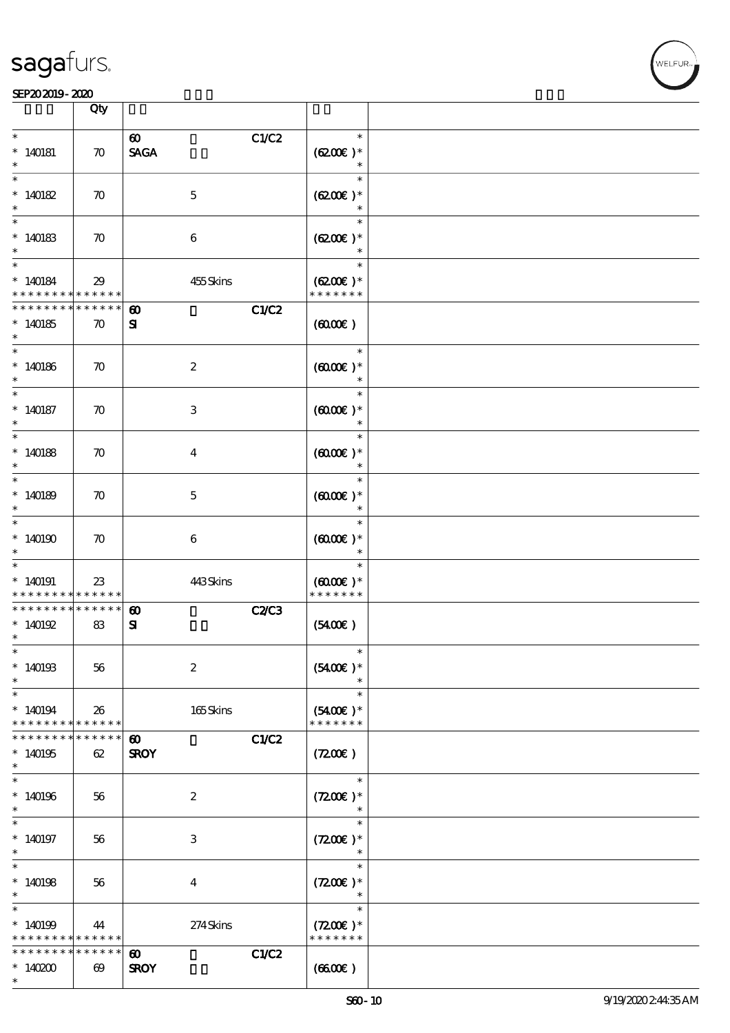| | Qty | | | | |
|---|---|---|---|---|---|
| * <br> * 140181 <br> * | 70 | 60 <br> SAGA | | C1/C2 | * <br> (62.00€) * <br> * |
| * <br> * 140182 <br> * | 70 | | 5 | | * <br> (62.00€) * <br> * |
| * <br> * 140183 <br> * | 70 | | 6 | | * <br> (62.00€) * <br> * |
| * <br> * 140184 <br> * * * * * * * * * * * * * * | 29 | | 455 Skins | | * <br> (62.00€) * <br> * * * * * * * |
| * * * * * * * * * * * * * * <br> * 140185 <br> * | 70 | 60 <br> SI | | C1/C2 | (60.00€) |
| * <br> * 140186 <br> * | 70 | | 2 | | * <br> (60.00€) * <br> * |
| * <br> * 140187 <br> * | 70 | | 3 | | * <br> (60.00€) * <br> * |
| * <br> * 140188 <br> * | 70 | | 4 | | * <br> (60.00€) * <br> * |
| * <br> * 140189 <br> * | 70 | | 5 | | * <br> (60.00€) * <br> * |
| * <br> * 140190 <br> * | 70 | | 6 | | * <br> (60.00€) * <br> * |
| * <br> * 140191 <br> * * * * * * * * * * * * * * | 23 | | 443 Skins | | * <br> (60.00€) * <br> * * * * * * * |
| * * * * * * * * * * * * * * <br> * 140192 <br> * | 83 | 60 <br> SI | | C2/C3 | (54.00€) |
| * <br> * 140193 <br> * | 56 | | 2 | | * <br> (54.00€) * <br> * |
| * <br> * 140194 <br> * * * * * * * * * * * * * * | 26 | | 165 Skins | | * <br> (54.00€) * <br> * * * * * * * |
| * * * * * * * * * * * * * * <br> * 140195 <br> * | 62 | 60 <br> SROY | | C1/C2 | (72.00€) |
| * <br> * 140196 <br> * | 56 | | 2 | | * <br> (72.00€) * <br> * |
| * <br> * 140197 <br> * | 56 | | 3 | | * <br> (72.00€) * <br> * |
| * <br> * 140198 <br> * | 56 | | 4 | | * <br> (72.00€) * <br> * |
| * <br> * 140199 <br> * * * * * * * * * * * * * * | 44 | | 274 Skins | | * <br> (72.00€) * <br> * * * * * * * |
| * * * * * * * * * * * * * * <br> * 140200 <br> * | 69 | 60 <br> SROY | | C1/C2 | (66.00€) |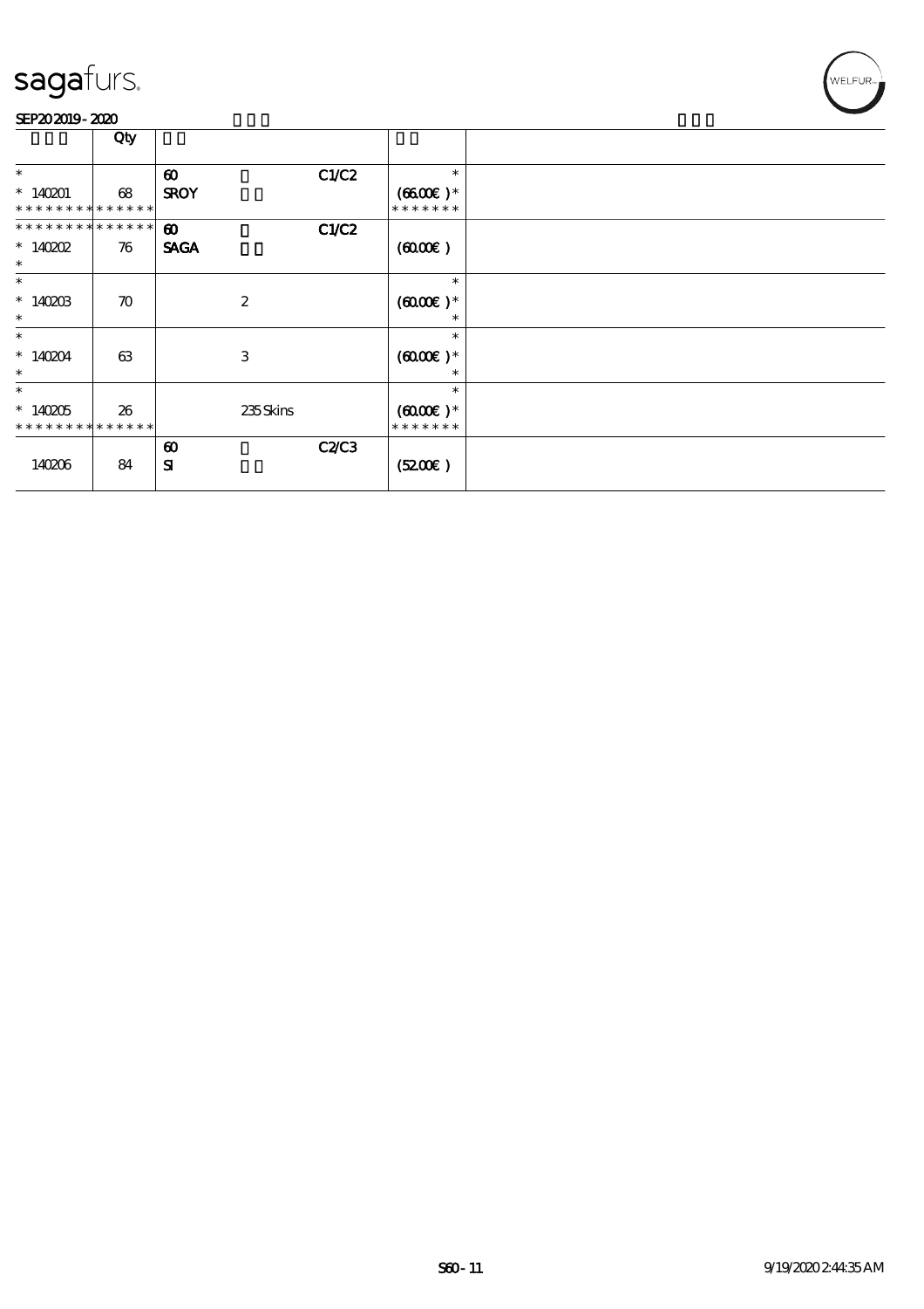sagafurs.

SEP20 2019 - 2020

| | Qty | | | | | |
|---|---|---|---|---|---|---|
| * | | 60 | | C1/C2 | * | |
| * 140201 | 68 | SROY | | | (66.00€ )* | |
| * * * * * * * * * * * * * * | | | | | * * * * * * * | |
| * * * * * * * * * * * * * * | | 60 | | C1/C2 | | |
| * 140202 | 76 | SAGA | | | (60.00€ ) | |
| * | | | | | | |
| * | | | | | * | |
| * 140203 | 70 | | 2 | | (60.00€ )* | |
| * | | | | | * | |
| * | | | | | * | |
| * 140204 | 63 | | 3 | | (60.00€ )* | |
| * | | | | | * | |
| * | | | | | * | |
| * 140205 | 26 | | 235 Skins | | (60.00€ )* | |
| * * * * * * * * * * * * * * | | | | | * * * * * * * | |
| | | 60 | | C2/C3 | | |
| 140206 | 84 | SI | | | (52.00€ ) | |

S60 - 11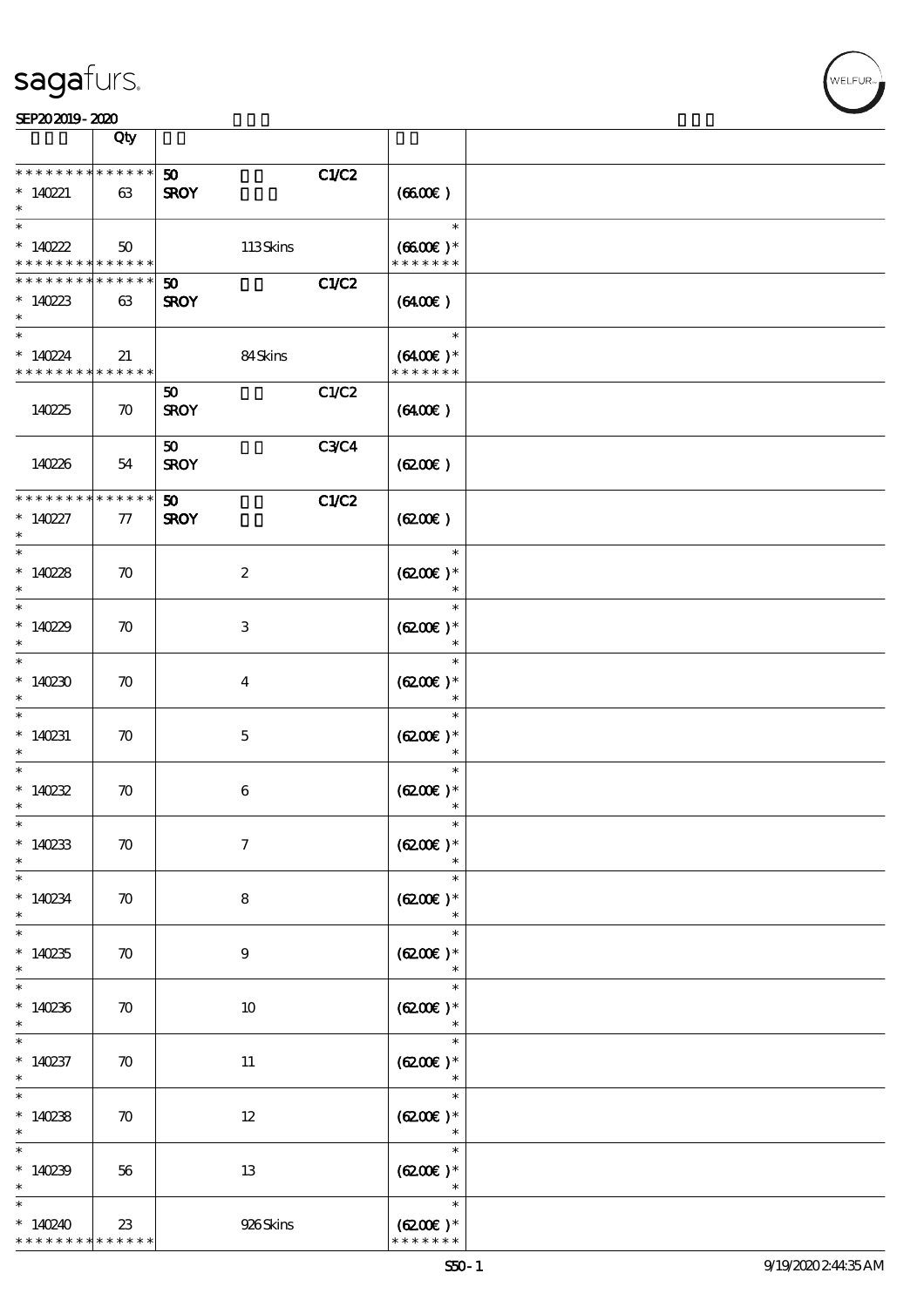| | Qty | | | | |
|---|---|---|---|---|---|
| * * * * * * * * * * * * * * <br>* 140221<br>* | 63 | 50<br>SROY | | C1/C2 | (66.00€ ) |
| * <br>* 140222<br>* * * * * * * * * * * * * * | 50 | | 113 Skins | | *<br>(66.00€ )*<br>* * * * * * * |
| * * * * * * * * * * * * * * <br>* 140223<br>* | 63 | 50<br>SROY | | C1/C2 | (64.00€ ) |
| * <br>* 140224<br>* * * * * * * * * * * * * * | 21 | | 84 Skins | | *<br>(64.00€ )*<br>* * * * * * * |
| 140225 | 70 | 50<br>SROY | | C1/C2 | (64.00€ ) |
| 140226 | 54 | 50<br>SROY | | C3/C4 | (62.00€ ) |
| * * * * * * * * * * * * * * <br>* 140227<br>* | 77 | 50<br>SROY | | C1/C2 | (62.00€ ) |
| * <br>* 140228<br>* | 70 | | 2 | | *<br>(62.00€ )*<br>* |
| * <br>* 140229<br>* | 70 | | 3 | | *<br>(62.00€ )*<br>* |
| * <br>* 140230<br>* | 70 | | 4 | | *<br>(62.00€ )*<br>* |
| * <br>* 140231<br>* | 70 | | 5 | | *<br>(62.00€ )*<br>* |
| * <br>* 140232<br>* | 70 | | 6 | | *<br>(62.00€ )*<br>* |
| * <br>* 140233<br>* | 70 | | 7 | | *<br>(62.00€ )*<br>* |
| * <br>* 140234<br>* | 70 | | 8 | | *<br>(62.00€ )*<br>* |
| * <br>* 140235<br>* | 70 | | 9 | | *<br>(62.00€ )*<br>* |
| * <br>* 140236<br>* | 70 | | 10 | | *<br>(62.00€ )*<br>* |
| * <br>* 140237<br>* | 70 | | 11 | | *<br>(62.00€ )*<br>* |
| * <br>* 140238<br>* | 70 | | 12 | | *<br>(62.00€ )*<br>* |
| * <br>* 140239<br>* | 56 | | 13 | | *<br>(62.00€ )*<br>* |
| * <br>* 140240<br>* * * * * * * * * * * * * * | 23 | | 926 Skins | | *<br>(62.00€ )*<br>* * * * * * * |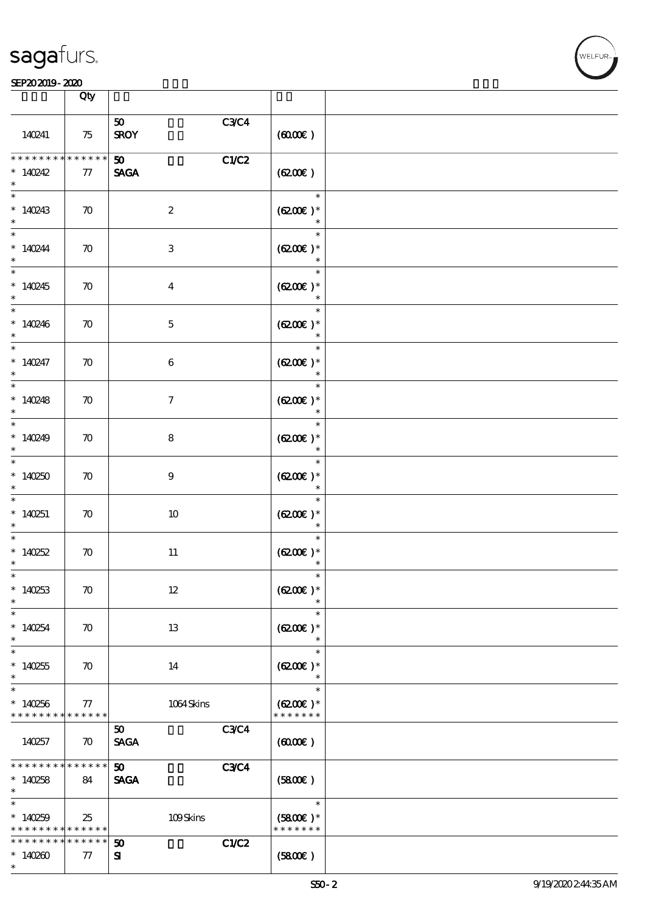| | Qty | | | |
|---|---|---|---|---|
| 140241 | 75 | 50 SROY | C3/C4 | (60.00€) |
| * * * * * * * * * * * * * * 140242 * | 77 | 50 SAGA | C1/C2 | (62.00€) |
| * * 140243 * | 70 | 2 | | * (62.00€) * * |
| * * 140244 * | 70 | 3 | | * (62.00€) * * |
| * * 140245 * | 70 | 4 | | * (62.00€) * * |
| * * 140246 * | 70 | 5 | | * (62.00€) * * |
| * * 140247 * | 70 | 6 | | * (62.00€) * * |
| * * 140248 * | 70 | 7 | | * (62.00€) * * |
| * * 140249 * | 70 | 8 | | * (62.00€) * * |
| * * 140250 * | 70 | 9 | | * (62.00€) * * |
| * * 140251 * | 70 | 10 | | * (62.00€) * * |
| * * 140252 * | 70 | 11 | | * (62.00€) * * |
| * * 140253 * | 70 | 12 | | * (62.00€) * * |
| * * 140254 * | 70 | 13 | | * (62.00€) * * |
| * * 140255 * | 70 | 14 | | * (62.00€) * * |
| * * 140256 * * * * * * * * * * * * * | 77 | 1064 Skins | | * (62.00€) * * * * * * * * |
| 140257 | 70 | 50 SAGA | C3/C4 | (60.00€) |
| * * * * * * * * * * * * * * 140258 * | 84 | 50 SAGA | C3/C4 | (58.00€) |
| * * 140259 * * * * * * * * * * * * * | 25 | 109 Skins | | * (58.00€) * * * * * * * * |
| * * * * * * * * * * * * * * 140260 * | 77 | 50 SI | C1/C2 | (58.00€) |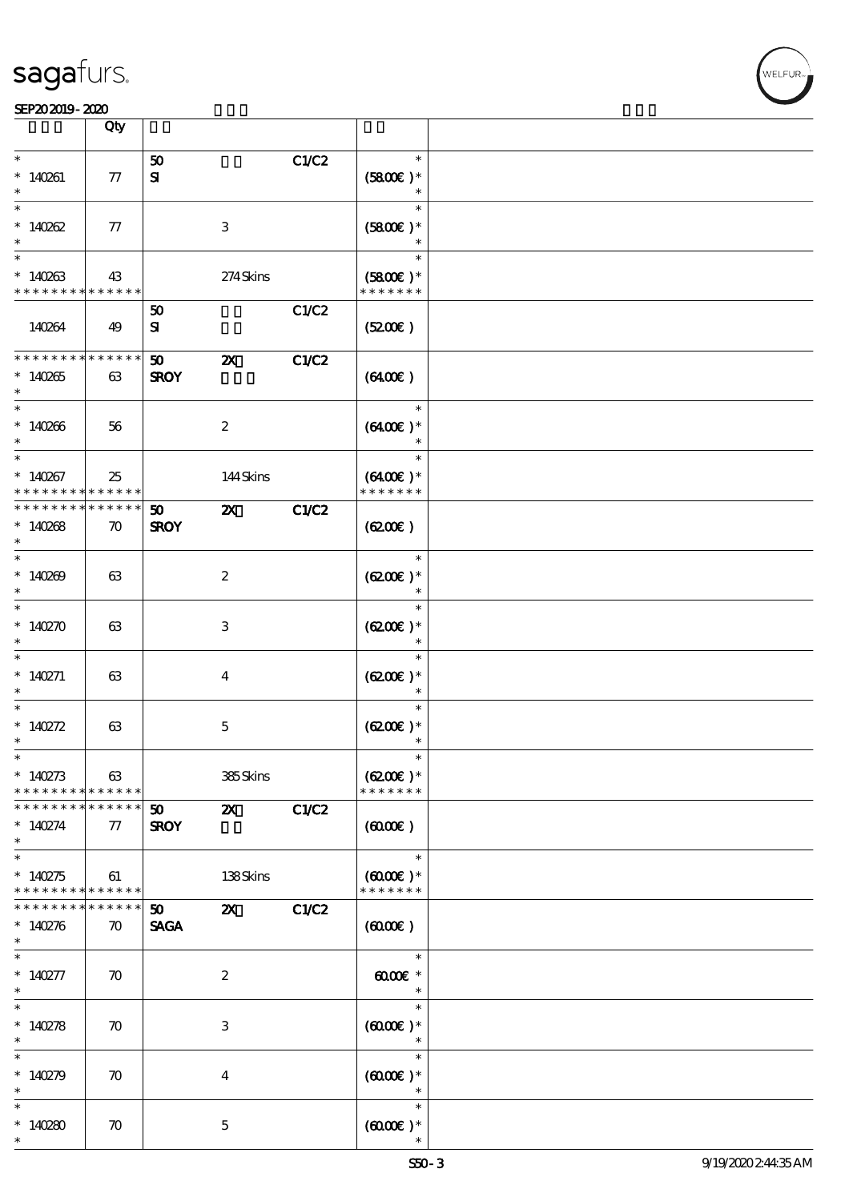| | Qty | | | | | |
|---|---|---|---|---|---|---|
| *<br>* 140261<br>* | 77 | 50<br>SI | | C1/C2 | *<br>(58.00€) *<br>* | |
| *<br>* 140262<br>* | 77 | | 3 | | *<br>(58.00€) *<br>* | |
| *<br>* 140263<br>* * * * * * * * * * * * * * | 43 | | 274 Skins | | *<br>(58.00€) *<br>* * * * * * * | |
| 140264 | 49 | 50<br>SI | | C1/C2 | (52.00€) | |
| * * * * * * * * * * * * * *<br>* 140265<br>* | 63 | 50<br>SROY | 2X | C1/C2 | (64.00€) | |
| *<br>* 140266<br>* | 56 | | 2 | | *<br>(64.00€) *<br>* | |
| *<br>* 140267<br>* * * * * * * * * * * * * * | 25 | | 144 Skins | | *<br>(64.00€) *<br>* * * * * * * | |
| * * * * * * * * * * * * * *<br>* 140268<br>* | 70 | 50<br>SROY | 2X | C1/C2 | (62.00€) | |
| *<br>* 140269<br>* | 63 | | 2 | | *<br>(62.00€) *<br>* | |
| *<br>* 140270<br>* | 63 | | 3 | | *<br>(62.00€) *<br>* | |
| *<br>* 140271<br>* | 63 | | 4 | | *<br>(62.00€) *<br>* | |
| *<br>* 140272<br>* | 63 | | 5 | | *<br>(62.00€) *<br>* | |
| *<br>* 140273<br>* * * * * * * * * * * * * * | 63 | | 385 Skins | | *<br>(62.00€) *<br>* * * * * * * | |
| * * * * * * * * * * * * * *<br>* 140274<br>* | 77 | 50<br>SROY | 2X | C1/C2 | (60.00€) | |
| *<br>* 140275<br>* * * * * * * * * * * * * * | 61 | | 138 Skins | | *<br>(60.00€) *<br>* * * * * * * | |
| * * * * * * * * * * * * * *<br>* 140276<br>* | 70 | 50<br>SAGA | 2X | C1/C2 | (60.00€) | |
| *<br>* 140277<br>* | 70 | | 2 | | *<br>60.00€ *<br>* | |
| *<br>* 140278<br>* | 70 | | 3 | | *<br>(60.00€) *<br>* | |
| *<br>* 140279<br>* | 70 | | 4 | | *<br>(60.00€) *<br>* | |
| *<br>* 140280<br>* | 70 | | 5 | | *<br>(60.00€) *<br>* | |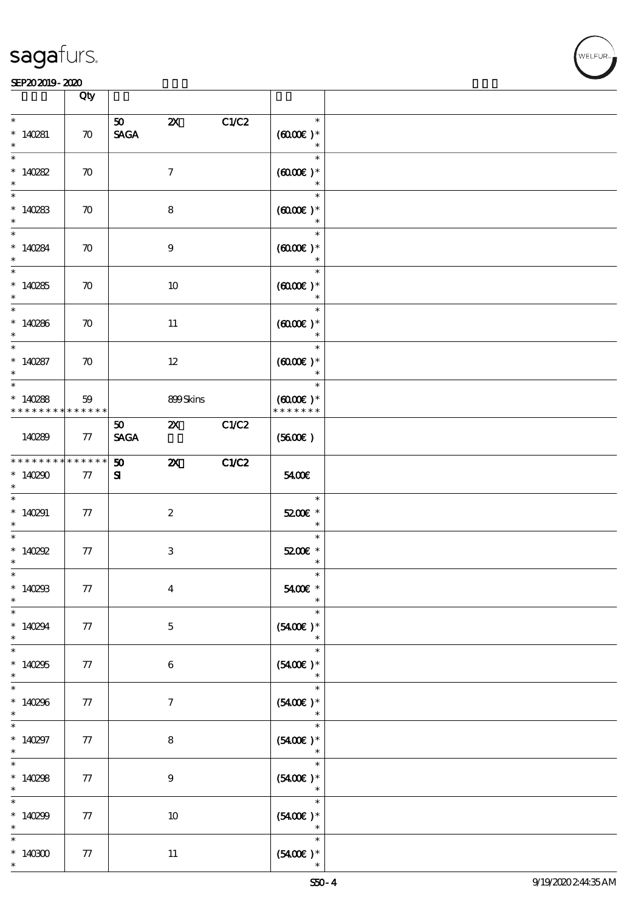| | Qty | | | | | |
|---|---|---|---|---|---|---|
| * 140281 * | 70 | 50 SAGA | 2X | C1/C2 | * (60.00€ )* * | |
| * 140282 * | 70 | | 7 | | * (60.00€ )* * | |
| * 140283 * | 70 | | 8 | | * (60.00€ )* * | |
| * 140284 * | 70 | | 9 | | * (60.00€ )* * | |
| * 140285 * | 70 | | 10 | | * (60.00€ )* * | |
| * 140286 * | 70 | | 11 | | * (60.00€ )* * | |
| * 140287 * | 70 | | 12 | | * (60.00€ )* * | |
| * 140288 * * * * * * * * * * * * * | 59 | | 899 Skins | | * (60.00€ )* * * * * * * * | |
| 140289 | 77 | 50 SAGA | 2X | C1/C2 | (56.00€ ) | |
| * * * * * * * * * * * * * * 140290 * | 77 | 50 SI | 2X | C1/C2 | 54.00€ | |
| * 140291 * | 77 | | 2 | | * 52.00€ * * | |
| * 140292 * | 77 | | 3 | | * 52.00€ * * | |
| * 140293 * | 77 | | 4 | | * 54.00€ * * | |
| * 140294 * | 77 | | 5 | | * (54.00€ )* * | |
| * 140295 * | 77 | | 6 | | * (54.00€ )* * | |
| * 140296 * | 77 | | 7 | | * (54.00€ )* * | |
| * 140297 * | 77 | | 8 | | * (54.00€ )* * | |
| * 140298 * | 77 | | 9 | | * (54.00€ )* * | |
| * 140299 * | 77 | | 10 | | * (54.00€ )* * | |
| * 140300 * | 77 | | 11 | | * (54.00€ )* * | |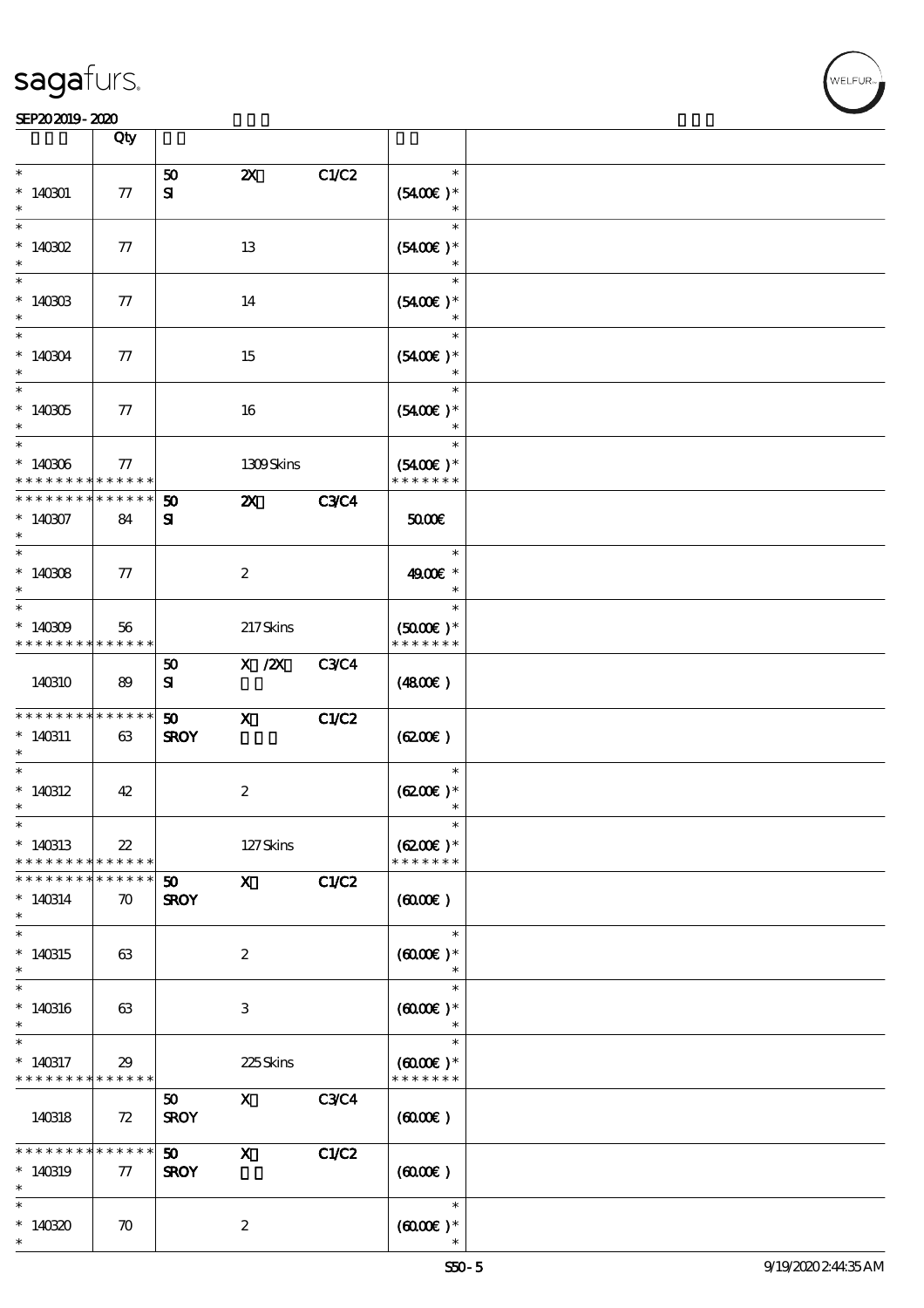| | Qty | | | | | |
|---|---|---|---|---|---|---|
| * 140301 * | 77 | 50 SI | 2X | C1/C2 | * (54.00€) * * | |
| * 140302 * | 77 | | 13 | | * (54.00€) * * | |
| * 140303 * | 77 | | 14 | | * (54.00€) * * | |
| * 140304 * | 77 | | 15 | | * (54.00€) * * | |
| * 140305 * | 77 | | 16 | | * (54.00€) * * | |
| * 140306 * * * * * * * * * * * * * | 77 | | 1309 Skins | | * (54.00€) * * * * * * * * | |
| * * * * * * * * * * * * * * 140307 * | 84 | 50 SI | 2X | C3/C4 | 50.00€ | |
| * 140308 * | 77 | | 2 | | * 49.00€ * * | |
| * 140309 * * * * * * * * * * * * * | 56 | | 217 Skins | | * (50.00€) * * * * * * * * | |
| 140310 | 89 | 50 SI | X /2X | C3/C4 | (48.00€) | |
| * * * * * * * * * * * * * * 140311 * | 63 | 50 SROY | X | C1/C2 | (62.00€) | |
| * 140312 * | 42 | | 2 | | * (62.00€) * * | |
| * 140313 * * * * * * * * * * * * * | 22 | | 127 Skins | | * (62.00€) * * * * * * * * | |
| * * * * * * * * * * * * * * 140314 * | 70 | 50 SROY | X | C1/C2 | (60.00€) | |
| * 140315 * | 63 | | 2 | | * (60.00€) * * | |
| * 140316 * | 63 | | 3 | | * (60.00€) * * | |
| * 140317 * * * * * * * * * * * * * | 29 | | 225 Skins | | * (60.00€) * * * * * * * * | |
| 140318 | 72 | 50 SROY | X | C3/C4 | (60.00€) | |
| * * * * * * * * * * * * * * 140319 * | 77 | 50 SROY | X | C1/C2 | (60.00€) | |
| * 140320 * | 70 | | 2 | | * (60.00€) * * | |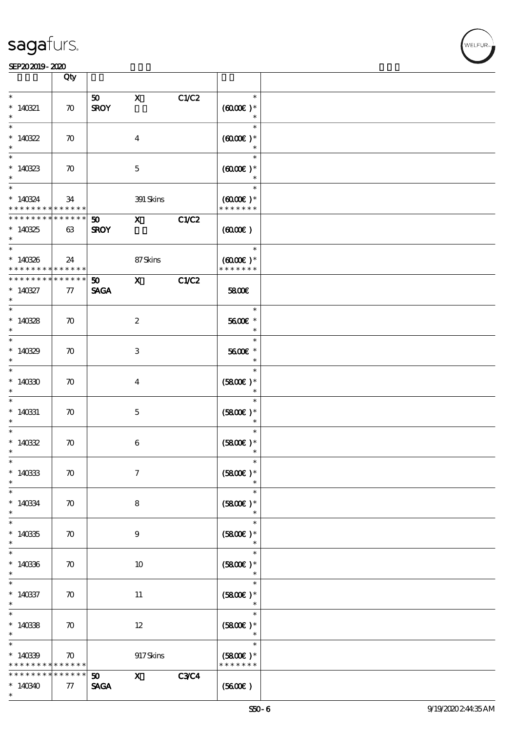| | Qty | | | | | |
|---|---|---|---|---|---|---|
| * <br> * 140321 <br> * | 70 | 50 <br> SROY | X | C1/C2 | * <br> (60.00€ )* <br> * | |
| * <br> * 140322 <br> * | 70 | | 4 | | * <br> (60.00€ )* <br> * | |
| * <br> * 140323 <br> * | 70 | | 5 | | * <br> (60.00€ )* <br> * | |
| * <br> * 140324 <br> * * * * * * * * * * * * * * | 34 | | 391 Skins | | * <br> (60.00€ )* <br> * * * * * * * | |
| * * * * * * * * * * * * * * <br> * 140325 <br> * | 63 | 50 <br> SROY | X | C1/C2 | (60.00€ ) | |
| * <br> * 140326 <br> * * * * * * * * * * * * * * | 24 | | 87 Skins | | * <br> (60.00€ )* <br> * * * * * * * | |
| * * * * * * * * * * * * * * <br> * 140327 <br> * | 77 | 50 <br> SAGA | X | C1/C2 | 58.00€ | |
| * <br> * 140328 <br> * | 70 | | 2 | | * <br> 56.00€ * <br> * | |
| * <br> * 140329 <br> * | 70 | | 3 | | * <br> 56.00€ * <br> * | |
| * <br> * 140330 <br> * | 70 | | 4 | | * <br> (58.00€ )* <br> * | |
| * <br> * 140331 <br> * | 70 | | 5 | | * <br> (58.00€ )* <br> * | |
| * <br> * 140332 <br> * | 70 | | 6 | | * <br> (58.00€ )* <br> * | |
| * <br> * 140333 <br> * | 70 | | 7 | | * <br> (58.00€ )* <br> * | |
| * <br> * 140334 <br> * | 70 | | 8 | | * <br> (58.00€ )* <br> * | |
| * <br> * 140335 <br> * | 70 | | 9 | | * <br> (58.00€ )* <br> * | |
| * <br> * 140336 <br> * | 70 | | 10 | | * <br> (58.00€ )* <br> * | |
| * <br> * 140337 <br> * | 70 | | 11 | | * <br> (58.00€ )* <br> * | |
| * <br> * 140338 <br> * | 70 | | 12 | | * <br> (58.00€ )* <br> * | |
| * <br> * 140339 <br> * * * * * * * * * * * * * * | 70 | | 917 Skins | | * <br> (58.00€ )* <br> * * * * * * * | |
| * * * * * * * * * * * * * * <br> * 140340 <br> * | 77 | 50 <br> SAGA | X | C3/C4 | (56.00€ ) | |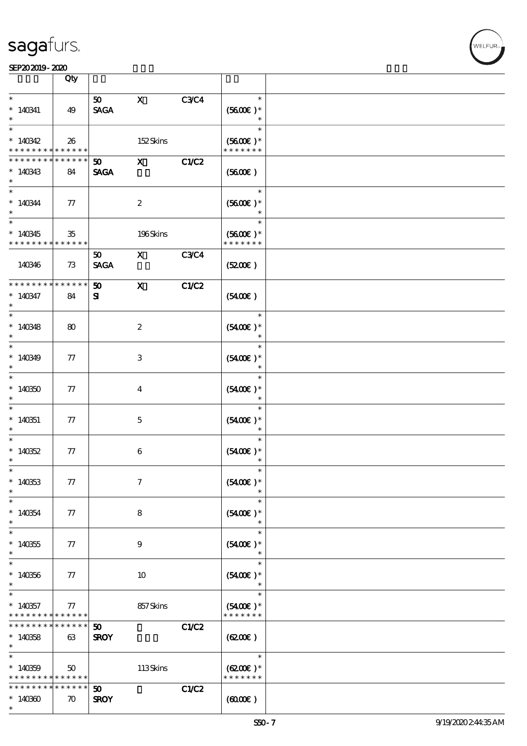| | Qty | | | | | |
|---|---|---|---|---|---|---|
| * <br> * 140341 <br> * | 49 | 50 <br> SAGA | X | C3/C4 | * <br> (56.00€) * <br> * | |
| * <br> * 140342 <br> * * * * * * * * * * * * * * | 26 | | 152 Skins | | * <br> (56.00€) * <br> * * * * * * * | |
| * * * * * * * * * * * * * * <br> * 140343 <br> * | 84 | 50 <br> SAGA | X | C1/C2 | (56.00€) | |
| * <br> * 140344 <br> * | 77 | | 2 | | * <br> (56.00€) * <br> * | |
| * <br> * 140345 <br> * * * * * * * * * * * * * * | 35 | | 196 Skins | | * <br> (56.00€) * <br> * * * * * * * | |
| 140346 | 73 | 50 <br> SAGA | X | C3/C4 | (52.00€) | |
| * * * * * * * * * * * * * * <br> * 140347 <br> * | 84 | 50 <br> SI | X | C1/C2 | (54.00€) | |
| * <br> * 140348 <br> * | 80 | | 2 | | * <br> (54.00€) * <br> * | |
| * <br> * 140349 <br> * | 77 | | 3 | | * <br> (54.00€) * <br> * | |
| * <br> * 140350 <br> * | 77 | | 4 | | * <br> (54.00€) * <br> * | |
| * <br> * 140351 <br> * | 77 | | 5 | | * <br> (54.00€) * <br> * | |
| * <br> * 140352 <br> * | 77 | | 6 | | * <br> (54.00€) * <br> * | |
| * <br> * 140353 <br> * | 77 | | 7 | | * <br> (54.00€) * <br> * | |
| * <br> * 140354 <br> * | 77 | | 8 | | * <br> (54.00€) * <br> * | |
| * <br> * 140355 <br> * | 77 | | 9 | | * <br> (54.00€) * <br> * | |
| * <br> * 140356 <br> * | 77 | | 10 | | * <br> (54.00€) * <br> * | |
| * <br> * 140357 <br> * * * * * * * * * * * * * * | 77 | | 857 Skins | | * <br> (54.00€) * <br> * * * * * * * | |
| * * * * * * * * * * * * * * <br> * 140358 <br> * | 63 | 50 <br> SROY | | C1/C2 | (62.00€) | |
| * <br> * 140359 <br> * * * * * * * * * * * * * * | 50 | | 113 Skins | | * <br> (62.00€) * <br> * * * * * * * | |
| * * * * * * * * * * * * * * <br> * 140360 <br> * | 70 | 50 <br> SROY | | C1/C2 | (60.00€) | |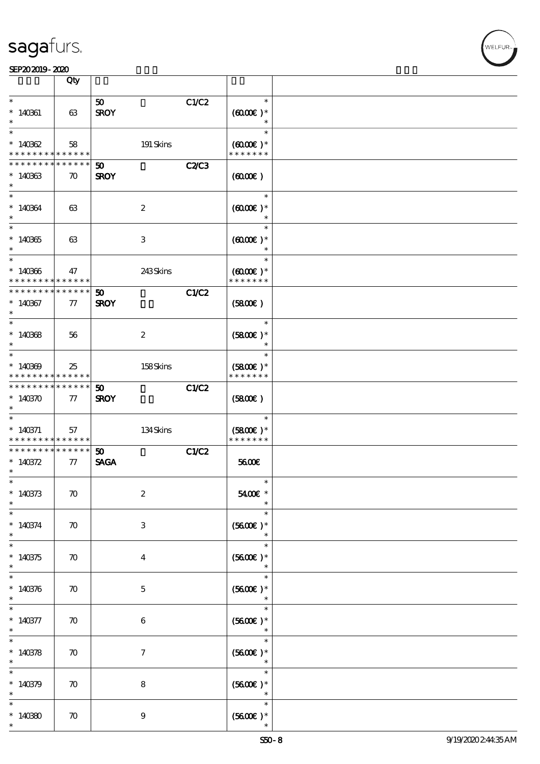| | Qty | | | | |
|---|---|---|---|---|---|
| * 140361 * | 63 | 50 SROY | | C1/C2 | * (60.00€ )* * |
| * 140362 * * * * * * * * * * * * * * | 58 | | 191 Skins | | * (60.00€ )* * * * * * * * |
| * * * * * * * * * * * * * * 140363 * | 70 | 50 SROY | | C2/C3 | (60.00€ ) |
| * 140364 * | 63 | | 2 | | * (60.00€ )* * |
| * 140365 * | 63 | | 3 | | * (60.00€ )* * |
| * 140366 * * * * * * * * * * * * * * | 47 | | 243 Skins | | * (60.00€ )* * * * * * * * |
| * * * * * * * * * * * * * * 140367 * | 77 | 50 SROY | | C1/C2 | (58.00€ ) |
| * 140368 * | 56 | | 2 | | * (58.00€ )* * |
| * 140369 * * * * * * * * * * * * * * | 25 | | 158 Skins | | * (58.00€ )* * * * * * * * |
| * * * * * * * * * * * * * * 140370 * | 77 | 50 SROY | | C1/C2 | (58.00€ ) |
| * 140371 * * * * * * * * * * * * * * | 57 | | 134 Skins | | * (58.00€ )* * * * * * * * |
| * * * * * * * * * * * * * * 140372 * | 77 | 50 SAGA | | C1/C2 | 56.00€ |
| * 140373 * | 70 | | 2 | | * 54.00€ * * |
| * 140374 * | 70 | | 3 | | * (56.00€ )* * |
| * 140375 * | 70 | | 4 | | * (56.00€ )* * |
| * 140376 * | 70 | | 5 | | * (56.00€ )* * |
| * 140377 * | 70 | | 6 | | * (56.00€ )* * |
| * 140378 * | 70 | | 7 | | * (56.00€ )* * |
| * 140379 * | 70 | | 8 | | * (56.00€ )* * |
| * 140380 * | 70 | | 9 | | * (56.00€ )* * |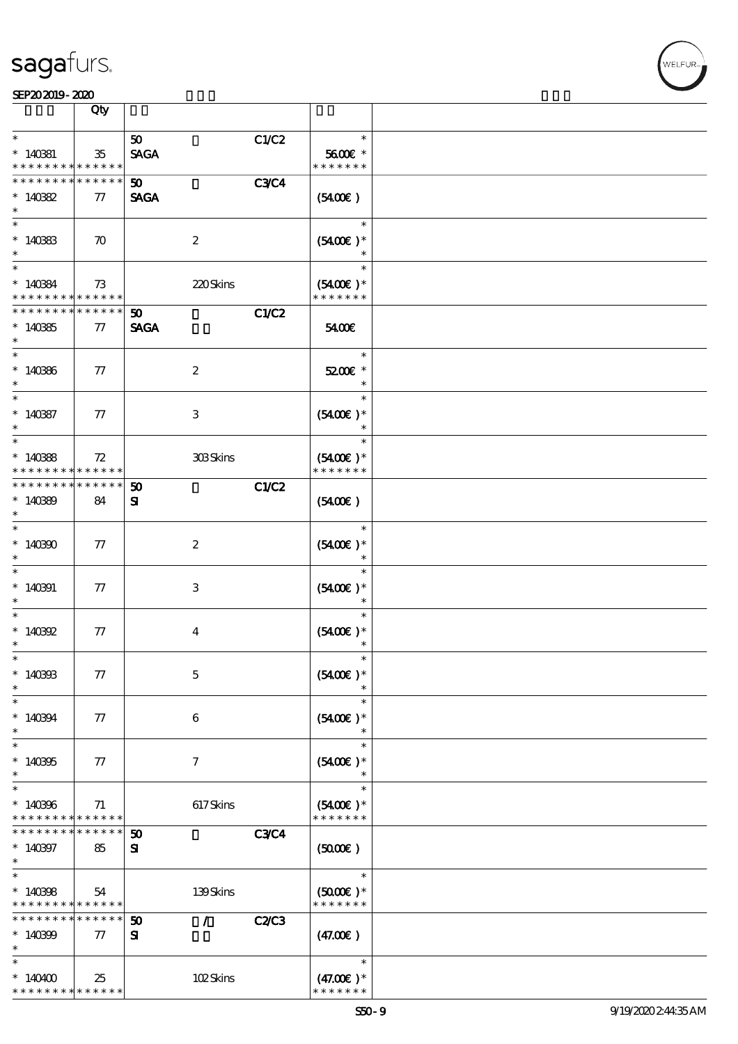| | Qty | | | | | |
|---|---|---|---|---|---|---|
| * 140381 * * * * * * * * * * * * * | 35 | 50 SAGA | | C1/C2 | * 56.00€ * * * * * * * * | |
| * * * * * * * * * * * * * * 140382 * | 77 | 50 SAGA | | C3/C4 | (54.00€) | |
| * 140383 * | 70 | | 2 | | * (54.00€) * * | |
| * 140384 * * * * * * * * * * * * * | 73 | | 220 Skins | | * (54.00€) * * * * * * * * | |
| * * * * * * * * * * * * * * 140385 * | 77 | 50 SAGA | | C1/C2 | 54.00€ | |
| * 140386 * | 77 | | 2 | | * 52.00€ * * | |
| * 140387 * | 77 | | 3 | | * (54.00€) * * | |
| * 140388 * * * * * * * * * * * * * | 72 | | 303 Skins | | * (54.00€) * * * * * * * * | |
| * * * * * * * * * * * * * * 140389 * | 84 | 50 SI | | C1/C2 | (54.00€) | |
| * 140390 * | 77 | | 2 | | * (54.00€) * * | |
| * 140391 * | 77 | | 3 | | * (54.00€) * * | |
| * 140392 * | 77 | | 4 | | * (54.00€) * * | |
| * 140393 * | 77 | | 5 | | * (54.00€) * * | |
| * 140394 * | 77 | | 6 | | * (54.00€) * * | |
| * 140395 * | 77 | | 7 | | * (54.00€) * * | |
| * 140396 * * * * * * * * * * * * * | 71 | | 617 Skins | | * (54.00€) * * * * * * * * | |
| * * * * * * * * * * * * * * 140397 * | 85 | 50 SI | | C3/C4 | (50.00€) | |
| * 140398 * * * * * * * * * * * * * | 54 | | 139 Skins | | * (50.00€) * * * * * * * * | |
| * * * * * * * * * * * * * * 140399 * | 77 | 50 SI | / | C2/C3 | (47.00€) | |
| * 140400 * * * * * * * * * * * * * | 25 | | 102 Skins | | * (47.00€) * * * * * * * * | |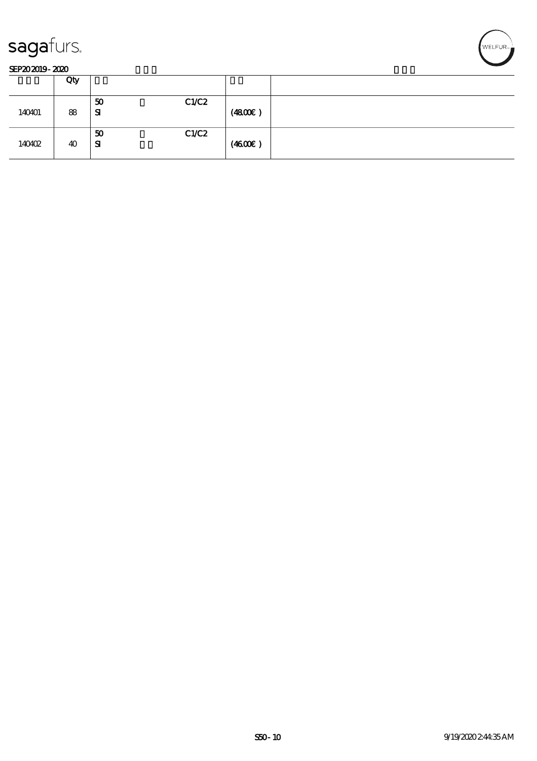| | Qty | | | | |
|---|---|---|---|---|---|
| 140401 | 88 | 50<br>SI | C1/C2 | (48.00€) | |
| 140402 | 40 | 50<br>SI | C1/C2 | (46.00€) | |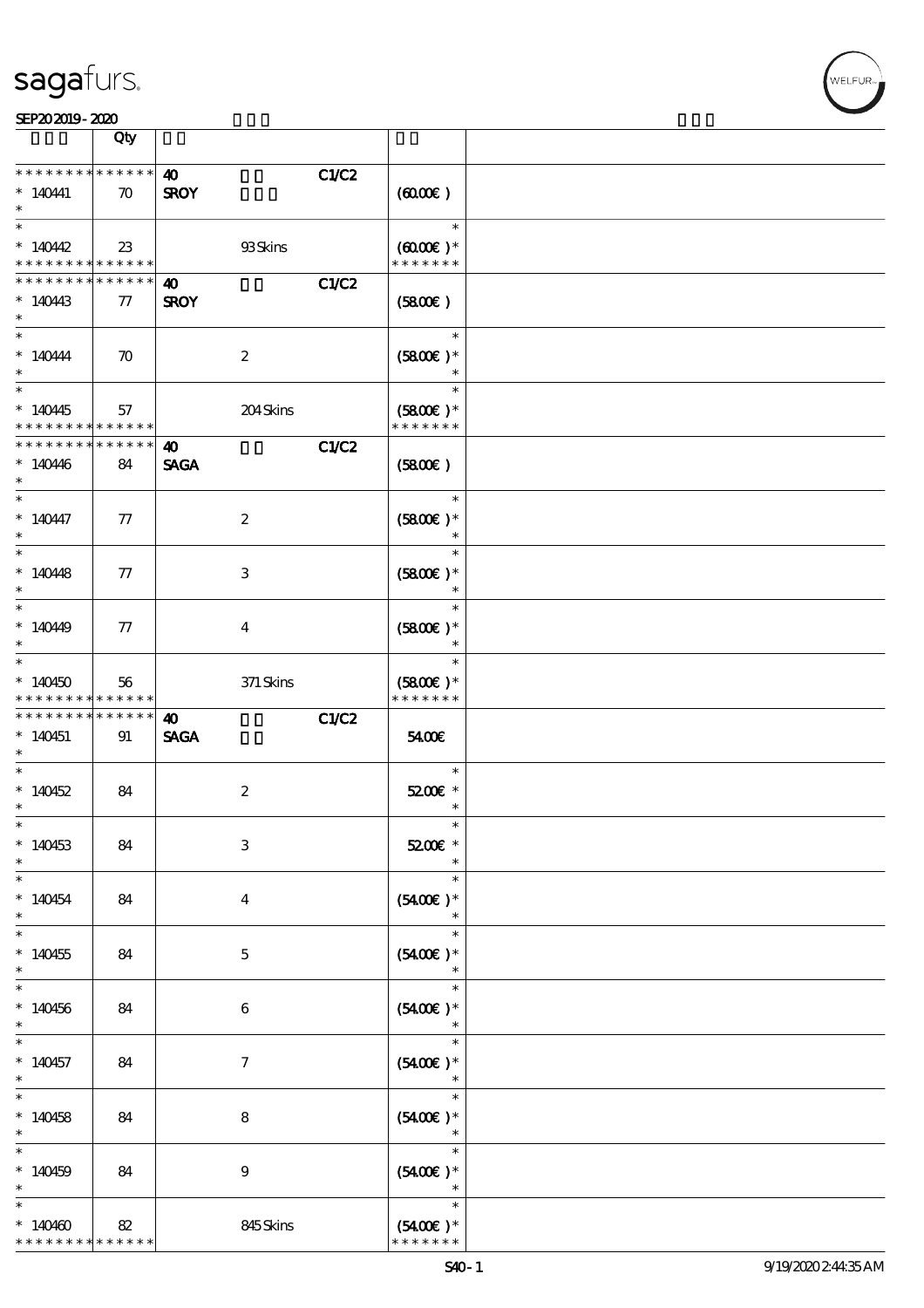| | Qty | | | | |
|---|---|---|---|---|---|
| * * * * * * * * * * * * * * | | 40 | | C1/C2 | |
| * 140441 | 70 | SROY | | | (60.00€) |
| * 140442 | 23 | | 93 Skins | | (60.00€)* |
| * * * * * * * * * * * * * * | | 40 | | C1/C2 | |
| * 140443 | 77 | SROY | | | (58.00€) |
| * 140444 | 70 | | 2 | | (58.00€)* |
| * 140445 | 57 | | 204 Skins | | (58.00€)* |
| * * * * * * * * * * * * * * | | 40 | | C1/C2 | |
| * 140446 | 84 | SAGA | | | (58.00€) |
| * 140447 | 77 | | 2 | | (58.00€)* |
| * 140448 | 77 | | 3 | | (58.00€)* |
| * 140449 | 77 | | 4 | | (58.00€)* |
| * 140450 | 56 | | 371 Skins | | (58.00€)* |
| * * * * * * * * * * * * * * | | 40 | | C1/C2 | |
| * 140451 | 91 | SAGA | | | 54.00€ |
| * 140452 | 84 | | 2 | | 52.00€ * |
| * 140453 | 84 | | 3 | | 52.00€ * |
| * 140454 | 84 | | 4 | | (54.00€)* |
| * 140455 | 84 | | 5 | | (54.00€)* |
| * 140456 | 84 | | 6 | | (54.00€)* |
| * 140457 | 84 | | 7 | | (54.00€)* |
| * 140458 | 84 | | 8 | | (54.00€)* |
| * 140459 | 84 | | 9 | | (54.00€)* |
| * 140460 | 82 | | 845 Skins | | (54.00€)* |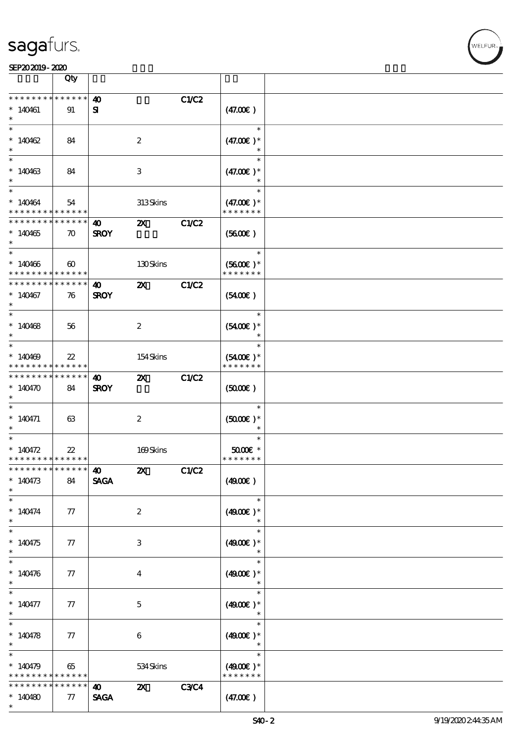| | Qty | | | | | |
|---|---|---|---|---|---|---|
| * * * * * * * * * * * * * * | | 40 | | C1/C2 | | |
| * 140461 | 91 | SI | | | (47.00€ ) | |
| * | | | | | | |
| * 140462 | 84 | | 2 | | (47.00€ )* | |
| * | | | | | | |
| * 140463 | 84 | | 3 | | (47.00€ )* | |
| * | | | | | | |
| * 140464 | 54 | | 313 Skins | | (47.00€ )* | |
| * * * * * * * * * * * * * * | | | | | * * * * * * * | |
| * * * * * * * * * * * * * * | | 40 | 2X | C1/C2 | | |
| * 140465 | 70 | SROY | | | (56.00€ ) | |
| * | | | | | | |
| * 140466 | 60 | | 130 Skins | | (56.00€ )* | |
| * * * * * * * * * * * * * * | | | | | * * * * * * * | |
| * * * * * * * * * * * * * * | | 40 | 2X | C1/C2 | | |
| * 140467 | 76 | SROY | | | (54.00€ ) | |
| * | | | | | | |
| * 140468 | 56 | | 2 | | (54.00€ )* | |
| * | | | | | | |
| * 140469 | 22 | | 154 Skins | | (54.00€ )* | |
| * * * * * * * * * * * * * * | | | | | * * * * * * * | |
| * * * * * * * * * * * * * * | | 40 | 2X | C1/C2 | | |
| * 140470 | 84 | SROY | | | (50.00€ ) | |
| * | | | | | | |
| * 140471 | 63 | | 2 | | (50.00€ )* | |
| * | | | | | | |
| * 140472 | 22 | | 169 Skins | | 50.00€ * | |
| * * * * * * * * * * * * * * | | | | | * * * * * * * | |
| * * * * * * * * * * * * * * | | 40 | 2X | C1/C2 | | |
| * 140473 | 84 | SAGA | | | (49.00€ ) | |
| * | | | | | | |
| * 140474 | 77 | | 2 | | (49.00€ )* | |
| * | | | | | | |
| * 140475 | 77 | | 3 | | (49.00€ )* | |
| * | | | | | | |
| * 140476 | 77 | | 4 | | (49.00€ )* | |
| * | | | | | | |
| * 140477 | 77 | | 5 | | (49.00€ )* | |
| * | | | | | | |
| * 140478 | 77 | | 6 | | (49.00€ )* | |
| * | | | | | | |
| * 140479 | 65 | | 534 Skins | | (49.00€ )* | |
| * * * * * * * * * * * * * * | | | | | * * * * * * * | |
| * * * * * * * * * * * * * * | | 40 | 2X | C3/C4 | | |
| * 140480 | 77 | SAGA | | | (47.00€ ) | |
| * | | | | | | |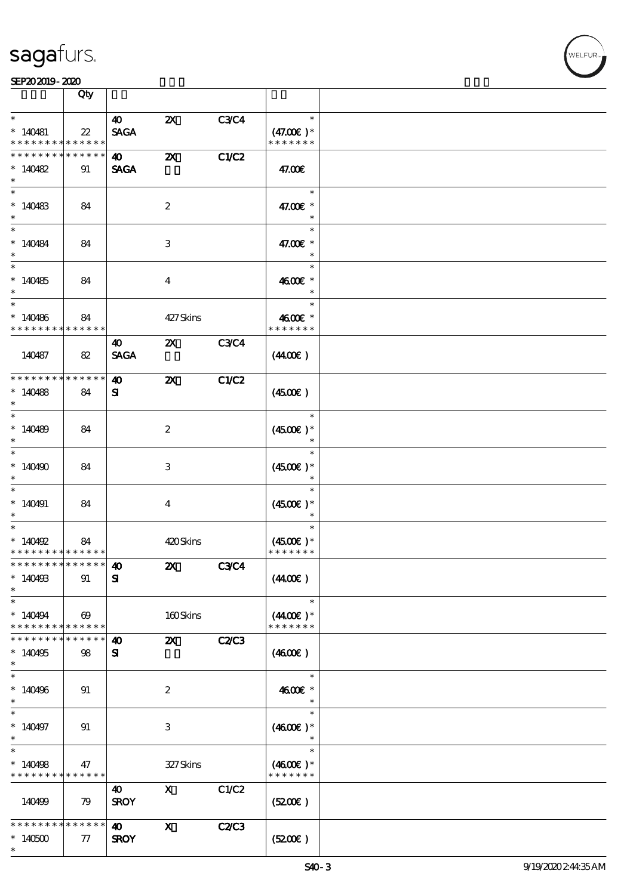| | Qty | | | | | |
|---|---|---|---|---|---|---|
| * <br> * 140481 <br> * * * * * * * * * * * * * * | 22 | 40 <br> SAGA | 2X | C3/C4 | * <br> (47.00€ )* <br> * * * * * * * | |
| * * * * * * * * * * * * * * <br> * 140482 <br> * | 91 | 40 <br> SAGA | 2X | C1/C2 | 47.00€ | |
| * <br> * 140483 <br> * | 84 | | 2 | | * <br> 47.00€ * <br> * | |
| * <br> * 140484 <br> * | 84 | | 3 | | * <br> 47.00€ * <br> * | |
| * <br> * 140485 <br> * | 84 | | 4 | | * <br> 46.00€ * <br> * | |
| * <br> * 140486 <br> * * * * * * * * * * * * * * | 84 | | 427 Skins | | * <br> 46.00€ * <br> * * * * * * * | |
| 140487 | 82 | 40 <br> SAGA | 2X | C3/C4 | (44.00€ ) | |
| * * * * * * * * * * * * * * <br> * 140488 <br> * | 84 | 40 <br> SI | 2X | C1/C2 | (45.00€ ) | |
| * <br> * 140489 <br> * | 84 | | 2 | | * <br> (45.00€ )* <br> * | |
| * <br> * 140490 <br> * | 84 | | 3 | | * <br> (45.00€ )* <br> * | |
| * <br> * 140491 <br> * | 84 | | 4 | | * <br> (45.00€ )* <br> * | |
| * <br> * 140492 <br> * * * * * * * * * * * * * * | 84 | | 420 Skins | | * <br> (45.00€ )* <br> * * * * * * * | |
| * * * * * * * * * * * * * * <br> * 140493 <br> * | 91 | 40 <br> SI | 2X | C3/C4 | (44.00€ ) | |
| * <br> * 140494 <br> * * * * * * * * * * * * * * | 69 | | 160 Skins | | * <br> (44.00€ )* <br> * * * * * * * | |
| * * * * * * * * * * * * * * <br> * 140495 <br> * | 98 | 40 <br> SI | 2X | C2/C3 | (46.00€ ) | |
| * <br> * 140496 <br> * | 91 | | 2 | | * <br> 46.00€ * <br> * | |
| * <br> * 140497 <br> * | 91 | | 3 | | * <br> (46.00€ )* <br> * | |
| * <br> * 140498 <br> * * * * * * * * * * * * * * | 47 | | 327 Skins | | * <br> (46.00€ )* <br> * * * * * * * | |
| 140499 | 79 | 40 <br> SROY | X | C1/C2 | (52.00€ ) | |
| * * * * * * * * * * * * * * <br> * 140500 <br> * | 77 | 40 <br> SROY | X | C2/C3 | (52.00€ ) | |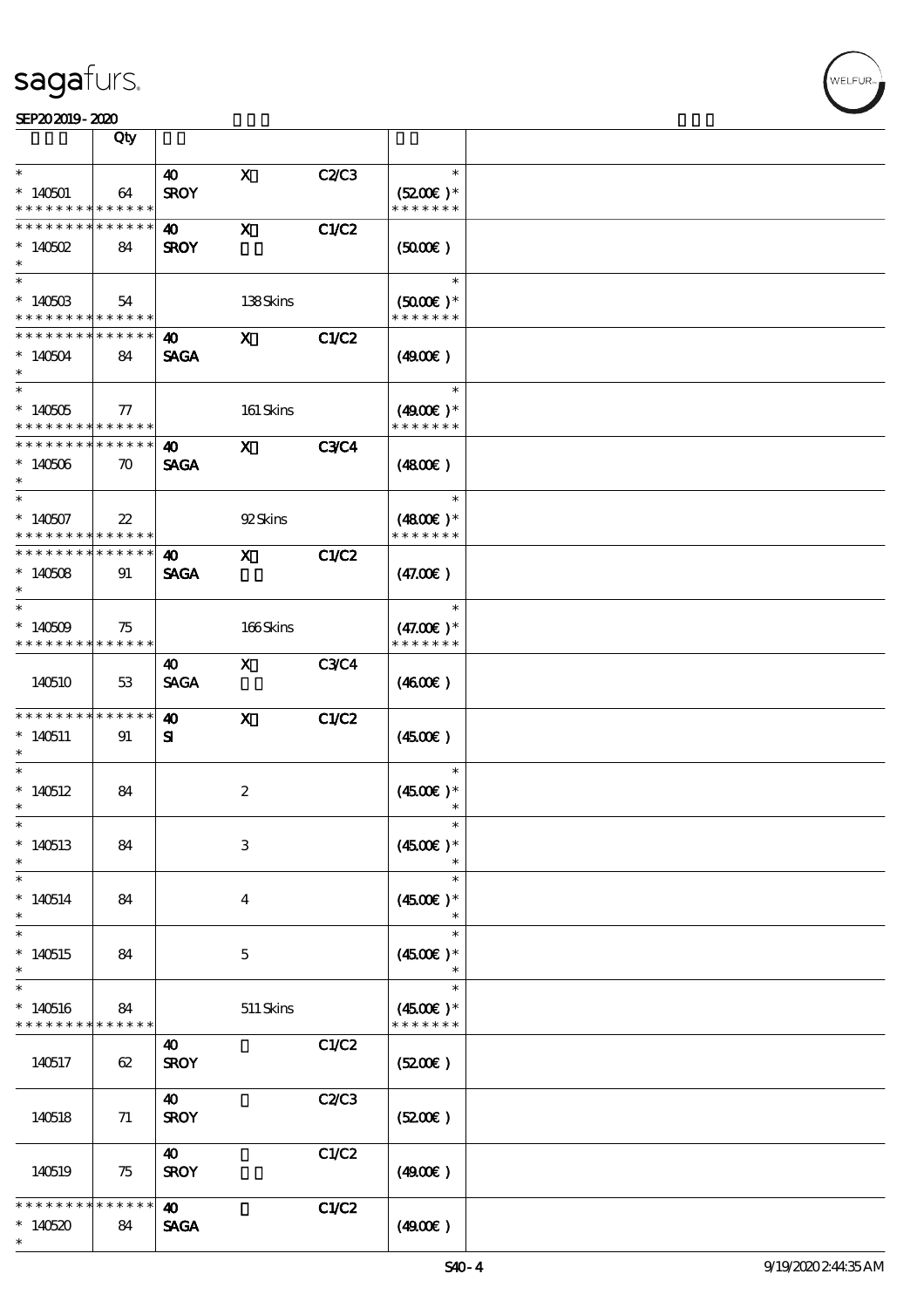| | Qty | | | | | |
|---|---|---|---|---|---|---|
| * <br> * 140501 <br> * * * * * * * * * * * * * * | 64 | 40 <br> SROY | X | C2/C3 | * <br> (52.00€) * <br> * * * * * * * | |
| * * * * * * * * * * * * * * <br> * 140502 <br> * | 84 | 40 <br> SROY | X | C1/C2 | (50.00€) | |
| * <br> * 140503 <br> * * * * * * * * * * * * * * | 54 | | 138 Skins | | * <br> (50.00€) * <br> * * * * * * * | |
| * * * * * * * * * * * * * * <br> * 140504 <br> * | 84 | 40 <br> SAGA | X | C1/C2 | (49.00€) | |
| * <br> * 140505 <br> * * * * * * * * * * * * * * | 77 | | 161 Skins | | * <br> (49.00€) * <br> * * * * * * * | |
| * * * * * * * * * * * * * * <br> * 140506 <br> * | 70 | 40 <br> SAGA | X | C3/C4 | (48.00€) | |
| * <br> * 140507 <br> * * * * * * * * * * * * * * | 22 | | 92 Skins | | * <br> (48.00€) * <br> * * * * * * * | |
| * * * * * * * * * * * * * * <br> * 140508 <br> * | 91 | 40 <br> SAGA | X | C1/C2 | (47.00€) | |
| * <br> * 140509 <br> * * * * * * * * * * * * * * | 75 | | 166 Skins | | * <br> (47.00€) * <br> * * * * * * * | |
| 140510 | 53 | 40 <br> SAGA | X | C3/C4 | (46.00€) | |
| * * * * * * * * * * * * * * <br> * 140511 <br> * | 91 | 40 <br> SI | X | C1/C2 | (45.00€) | |
| * <br> * 140512 <br> * | 84 | | 2 | | * <br> (45.00€) * <br> * | |
| * <br> * 140513 <br> * | 84 | | 3 | | * <br> (45.00€) * <br> * | |
| * <br> * 140514 <br> * | 84 | | 4 | | * <br> (45.00€) * <br> * | |
| * <br> * 140515 <br> * | 84 | | 5 | | * <br> (45.00€) * <br> * | |
| * <br> * 140516 <br> * * * * * * * * * * * * * * | 84 | | 511 Skins | | * <br> (45.00€) * <br> * * * * * * * | |
| 140517 | 62 | 40 <br> SROY | | C1/C2 | (52.00€) | |
| 140518 | 71 | 40 <br> SROY | | C2/C3 | (52.00€) | |
| 140519 | 75 | 40 <br> SROY | | C1/C2 | (49.00€) | |
| * * * * * * * * * * * * * * <br> * 140520 <br> * | 84 | 40 <br> SAGA | | C1/C2 | (49.00€) | |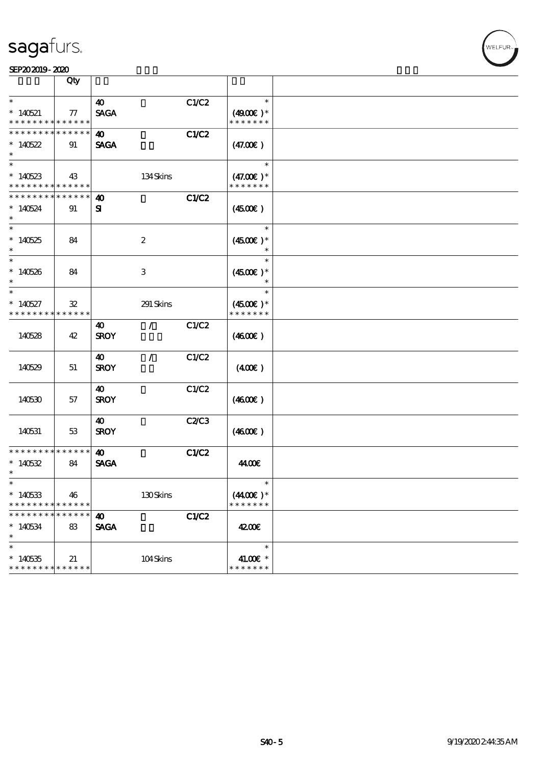| | Qty | | | | | |
|---|---|---|---|---|---|---|
| * <br> * 140521 <br> * * * * * * * * * * * * * * | 77 | 40 <br> SAGA | | C1/C2 | * <br> (49.00€ )* <br> * * * * * * * | |
| * * * * * * * * * * * * * * <br> * 140522 <br> * | 91 | 40 <br> SAGA | | C1/C2 | (47.00€ ) | |
| * <br> * 140523 <br> * * * * * * * * * * * * * * | 43 | | 134 Skins | | * <br> (47.00€ )* <br> * * * * * * * | |
| * * * * * * * * * * * * * * <br> * 140524 <br> * | 91 | 40 <br> SI | | C1/C2 | (45.00€ ) | |
| * <br> * 140525 <br> * | 84 | | 2 | | * <br> (45.00€ )* <br> * | |
| * <br> * 140526 <br> * | 84 | | 3 | | * <br> (45.00€ )* <br> * | |
| * <br> * 140527 <br> * * * * * * * * * * * * * * | 32 | | 291 Skins | | * <br> (45.00€ )* <br> * * * * * * * | |
| 140528 | 42 | 40 <br> SROY | / | C1/C2 | (46.00€ ) | |
| 140529 | 51 | 40 <br> SROY | / | C1/C2 | (40.00€ ) | |
| 140530 | 57 | 40 <br> SROY | | C1/C2 | (46.00€ ) | |
| 140531 | 53 | 40 <br> SROY | | C2/C3 | (46.00€ ) | |
| * * * * * * * * * * * * * * <br> * 140532 <br> * | 84 | 40 <br> SAGA | | C1/C2 | 44.00€ | |
| * <br> * 140533 <br> * * * * * * * * * * * * * * | 46 | | 130 Skins | | * <br> (44.00€ )* <br> * * * * * * * | |
| * * * * * * * * * * * * * * <br> * 140534 <br> * | 83 | 40 <br> SAGA | | C1/C2 | 42.00€ | |
| * <br> * 140535 <br> * * * * * * * * * * * * * * | 21 | | 104 Skins | | * <br> 41.00€ * <br> * * * * * * * | |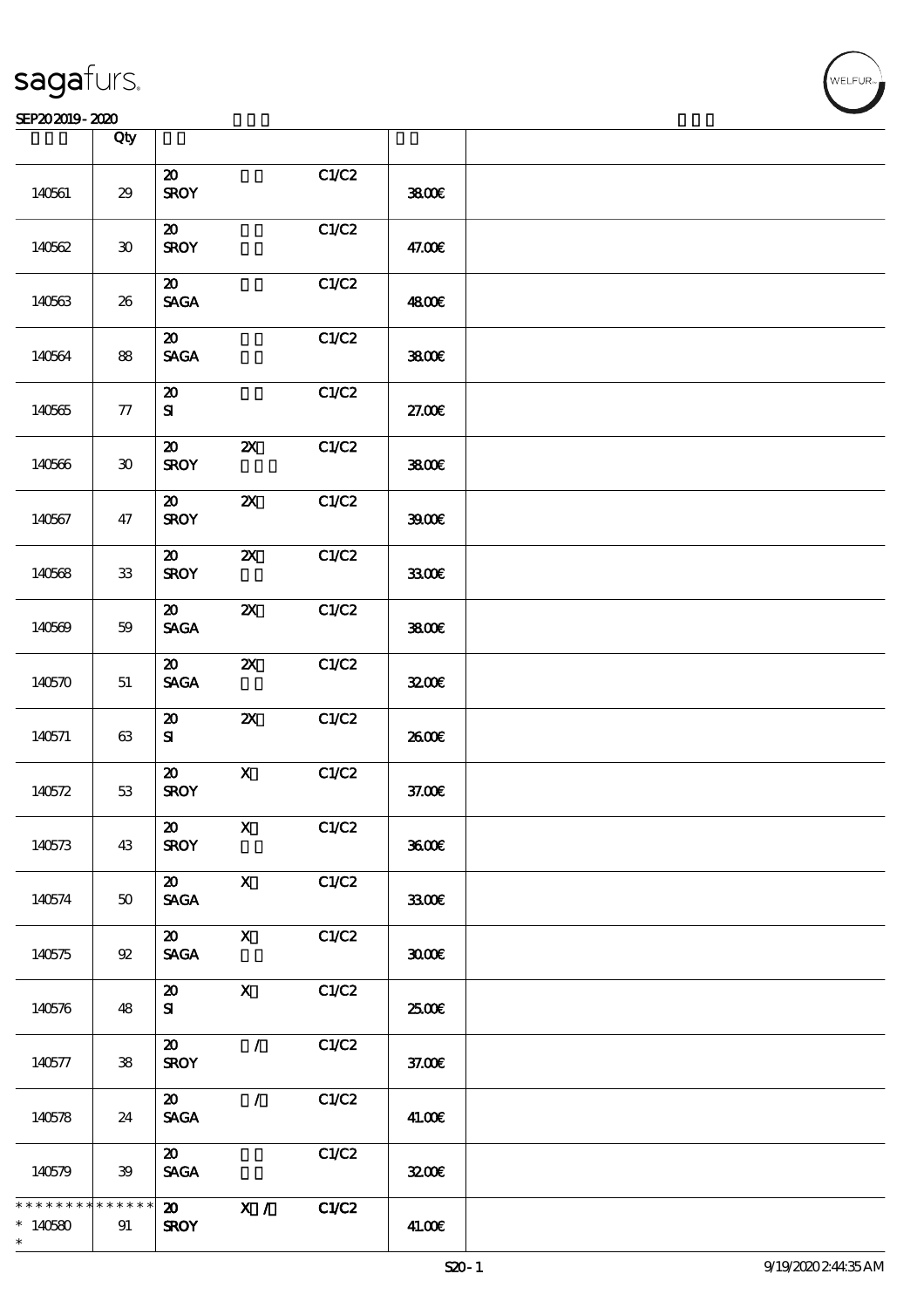| | Qty | | | | | |
|---|---|---|---|---|---|---|
| 140561 | 29 | 20 SROY | | C1/C2 | 38.00€ | |
| 140562 | 30 | 20 SROY | | C1/C2 | 47.00€ | |
| 140563 | 26 | 20 SAGA | | C1/C2 | 48.00€ | |
| 140564 | 88 | 20 SAGA | | C1/C2 | 38.00€ | |
| 140565 | 77 | 20 SI | | C1/C2 | 27.00€ | |
| 140566 | 30 | 20 SROY | 2X | C1/C2 | 38.00€ | |
| 140567 | 47 | 20 SROY | 2X | C1/C2 | 39.00€ | |
| 140568 | 33 | 20 SROY | 2X | C1/C2 | 33.00€ | |
| 140569 | 59 | 20 SAGA | 2X | C1/C2 | 38.00€ | |
| 140570 | 51 | 20 SAGA | 2X | C1/C2 | 32.00€ | |
| 140571 | 63 | 20 SI | 2X | C1/C2 | 26.00€ | |
| 140572 | 53 | 20 SROY | X | C1/C2 | 37.00€ | |
| 140573 | 43 | 20 SROY | X | C1/C2 | 36.00€ | |
| 140574 | 50 | 20 SAGA | X | C1/C2 | 33.00€ | |
| 140575 | 92 | 20 SAGA | X | C1/C2 | 30.00€ | |
| 140576 | 48 | 20 SI | X | C1/C2 | 25.00€ | |
| 140577 | 38 | 20 SROY | / | C1/C2 | 37.00€ | |
| 140578 | 24 | 20 SAGA | / | C1/C2 | 41.00€ | |
| 140579 | 39 | 20 SAGA | | C1/C2 | 32.00€ | |
| * * * * * * * * * * * * * * 140580 * | 91 | 20 SROY | X / | C1/C2 | 41.00€ | |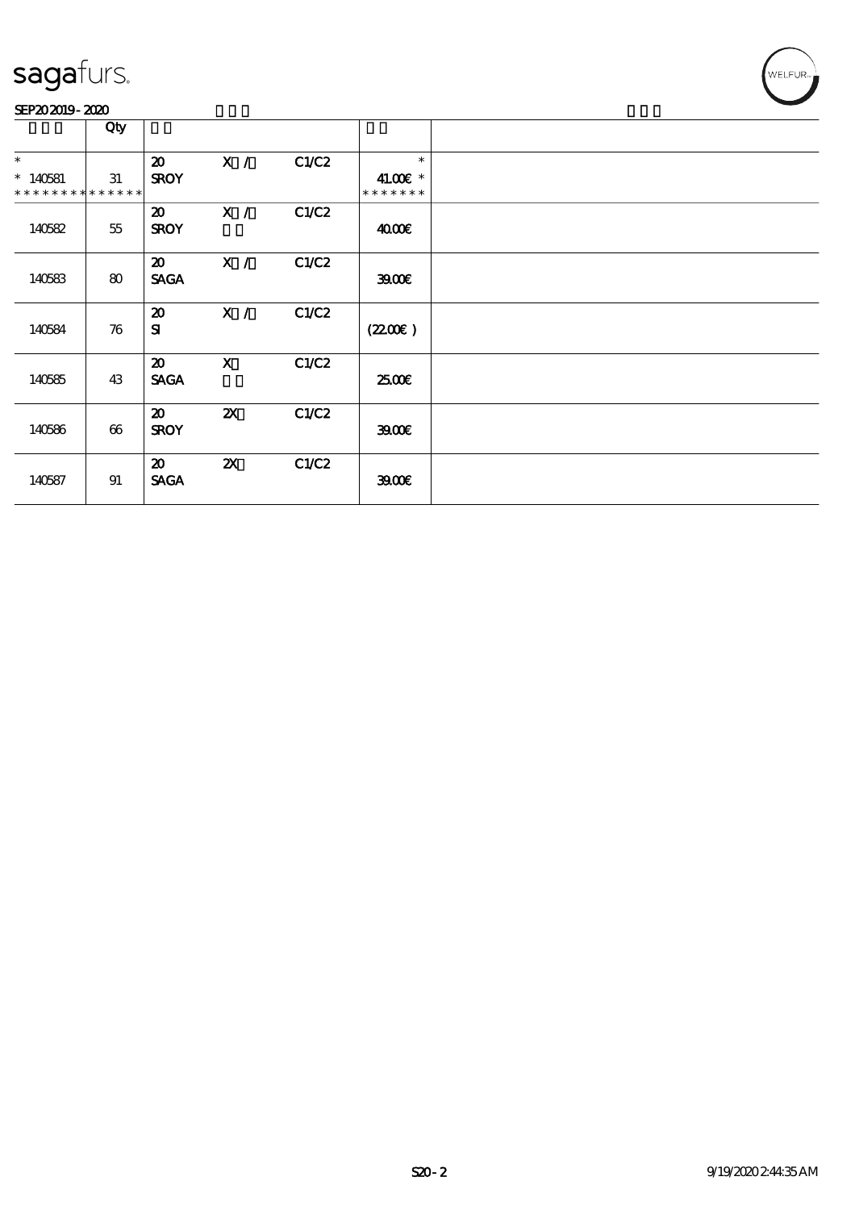sagafurs.

SEP20 2019 - 2020

| | Qty | | | | | |
|---|---|---|---|---|---|---|
| * <br> * 140581 <br> * * * * * * * * * * * * * * | 31 | 20 <br> SROY | X / | C1/C2 | * <br> 41.00€ * <br> * * * * * * * | |
| 140582 | 55 | 20 <br> SROY | X / | C1/C2 | 40.00€ | |
| 140583 | 80 | 20 <br> SAGA | X / | C1/C2 | 39.00€ | |
| 140584 | 76 | 20 <br> SI | X / | C1/C2 | (22.00€ ) | |
| 140585 | 43 | 20 <br> SAGA | X | C1/C2 | 25.00€ | |
| 140586 | 66 | 20 <br> SROY | 2X | C1/C2 | 39.00€ | |
| 140587 | 91 | 20 <br> SAGA | 2X | C1/C2 | 39.00€ | |

S20 - 2 9/19/2020 2:44:35 AM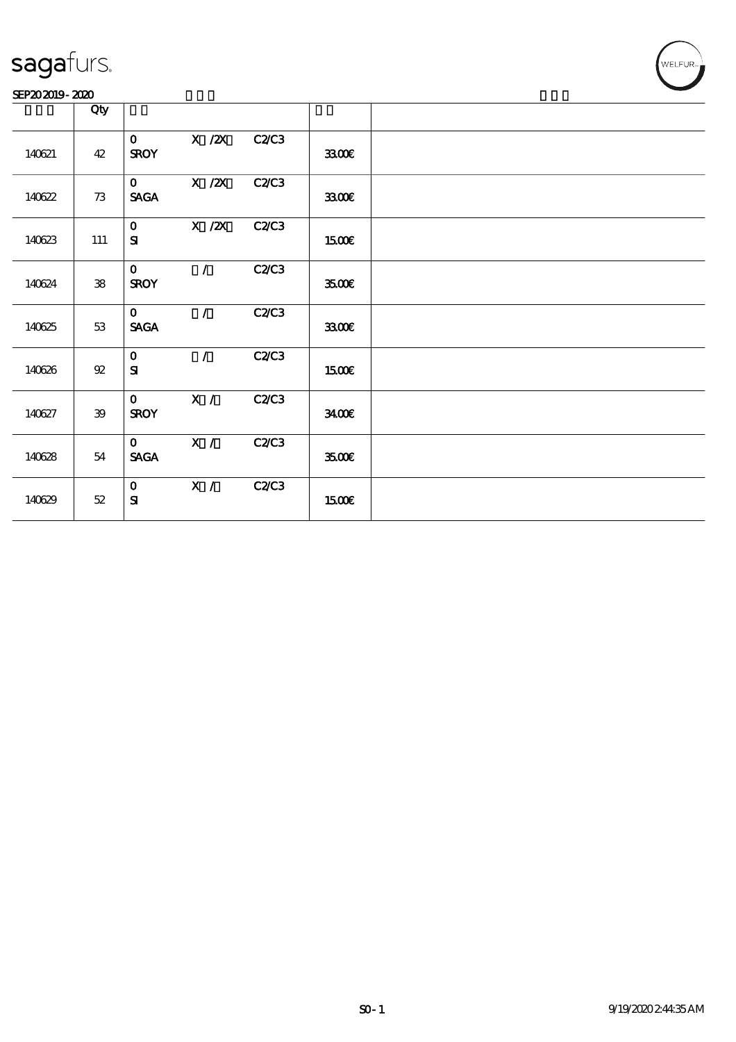| | Qty | | | | | |
|---|---|---|---|---|---|---|
| 140621 | 42 | 0 SROY | X /2X | C2/C3 | 33.00€ | |
| 140622 | 73 | 0 SAGA | X /2X | C2/C3 | 33.00€ | |
| 140623 | 111 | 0 SI | X /2X | C2/C3 | 15.00€ | |
| 140624 | 38 | 0 SROY | / | C2/C3 | 35.00€ | |
| 140625 | 53 | 0 SAGA | / | C2/C3 | 33.00€ | |
| 140626 | 92 | 0 SI | / | C2/C3 | 15.00€ | |
| 140627 | 39 | 0 SROY | X / | C2/C3 | 34.00€ | |
| 140628 | 54 | 0 SAGA | X / | C2/C3 | 35.00€ | |
| 140629 | 52 | 0 SI | X / | C2/C3 | 15.00€ | |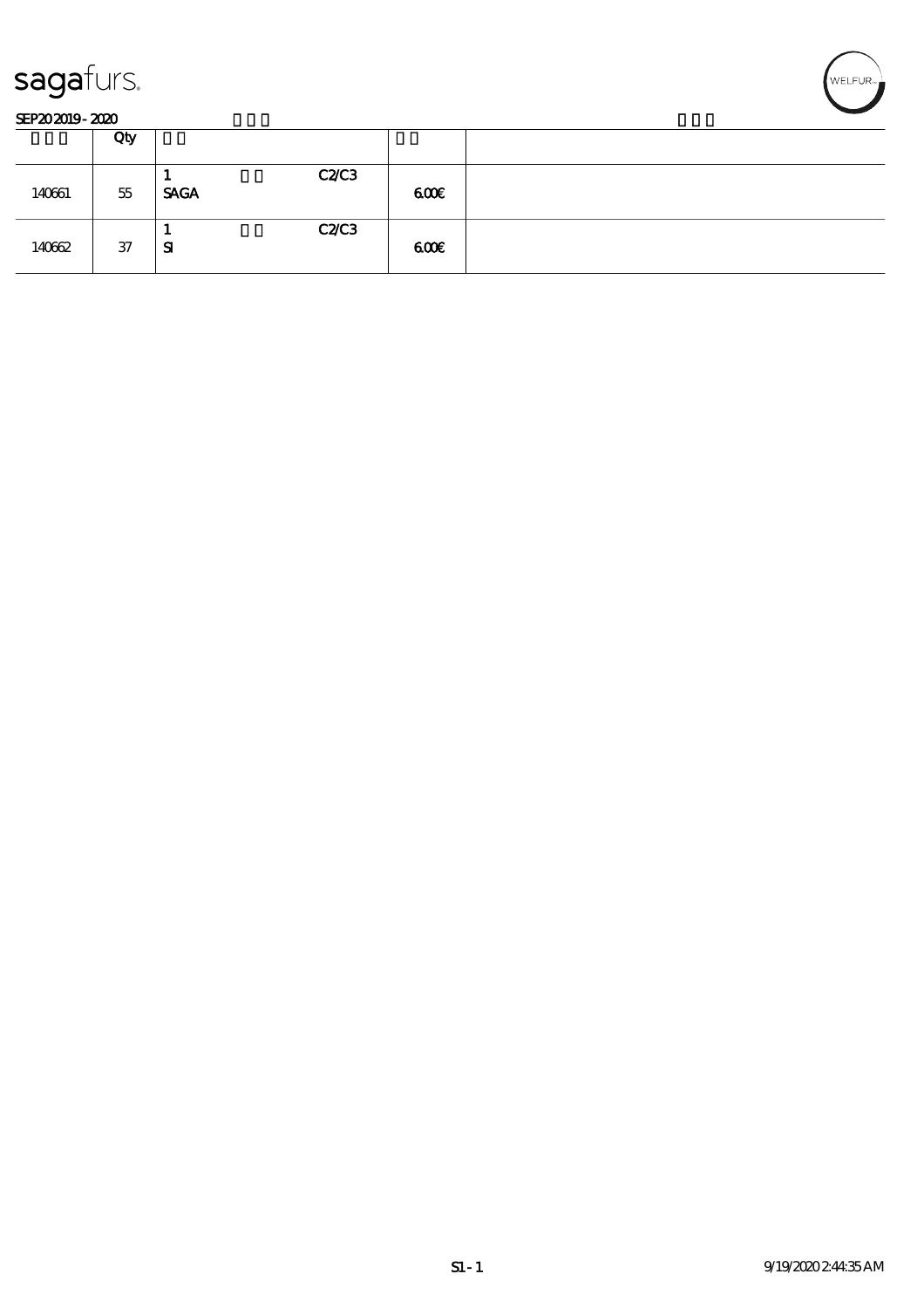sagafurs.

SEP20 2019 - 2020

| | Qty | | | | |
|---|---|---|---|---|---|
| 140661 | 55 | 1<br>**SAGA** | **C2/C3** | 6.00€ | |
| 140662 | 37 | 1<br>**SI** | **C2/C3** | 6.00€ | |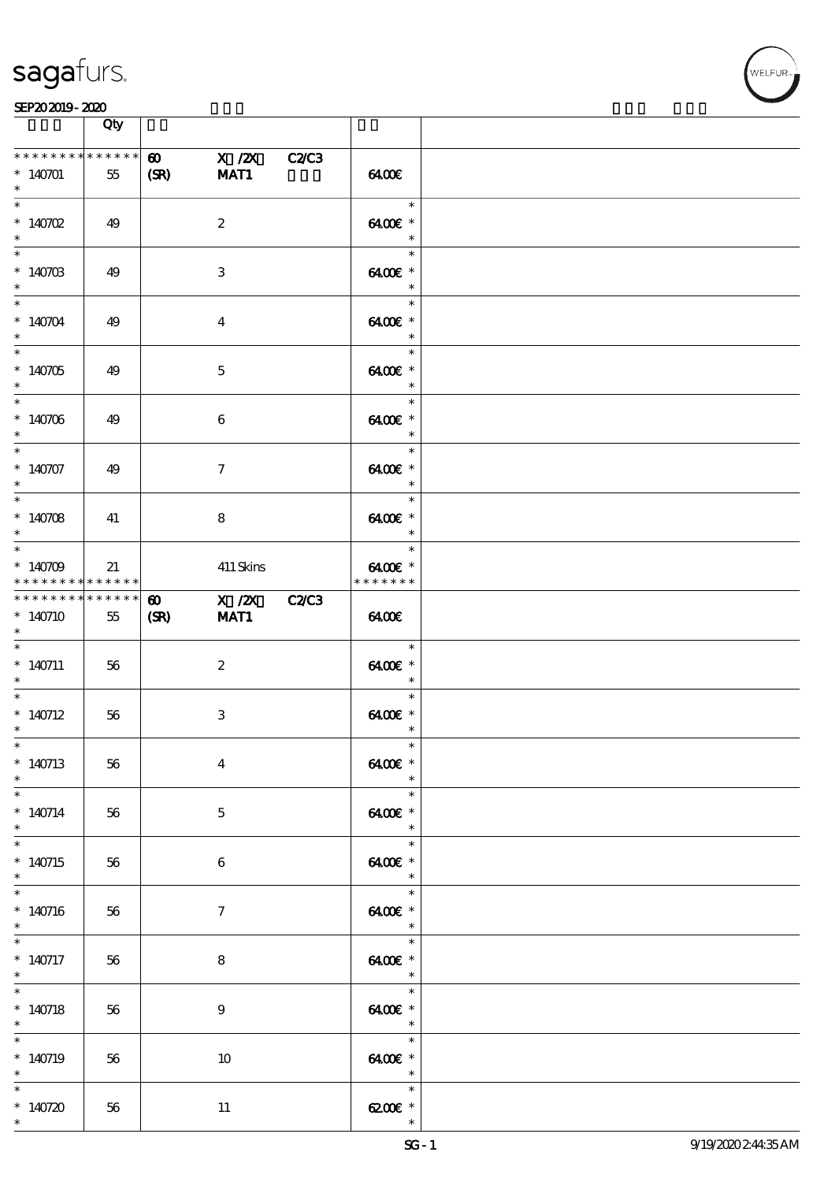| | Qty | | | |
|---|---|---|---|---|
| * * * * * * * * * * * * * * | | 60 X /2X C2/C3 | | |
| * 140701 | 55 | (SR) MAT1 | 64.00€ | |
| * 140702 | 49 | 2 | 64.00€ * | |
| * 140703 | 49 | 3 | 64.00€ * | |
| * 140704 | 49 | 4 | 64.00€ * | |
| * 140705 | 49 | 5 | 64.00€ * | |
| * 140706 | 49 | 6 | 64.00€ * | |
| * 140707 | 49 | 7 | 64.00€ * | |
| * 140708 | 41 | 8 | 64.00€ * | |
| * 140709 | 21 | 411 Skins | 64.00€ * | |
| * * * * * * * * * * * * * * | | 60 X /2X C2/C3 | | |
| * 140710 | 55 | (SR) MAT1 | 64.00€ | |
| * 140711 | 56 | 2 | 64.00€ * | |
| * 140712 | 56 | 3 | 64.00€ * | |
| * 140713 | 56 | 4 | 64.00€ * | |
| * 140714 | 56 | 5 | 64.00€ * | |
| * 140715 | 56 | 6 | 64.00€ * | |
| * 140716 | 56 | 7 | 64.00€ * | |
| * 140717 | 56 | 8 | 64.00€ * | |
| * 140718 | 56 | 9 | 64.00€ * | |
| * 140719 | 56 | 10 | 64.00€ * | |
| * 140720 | 56 | 11 | 62.00€ * | |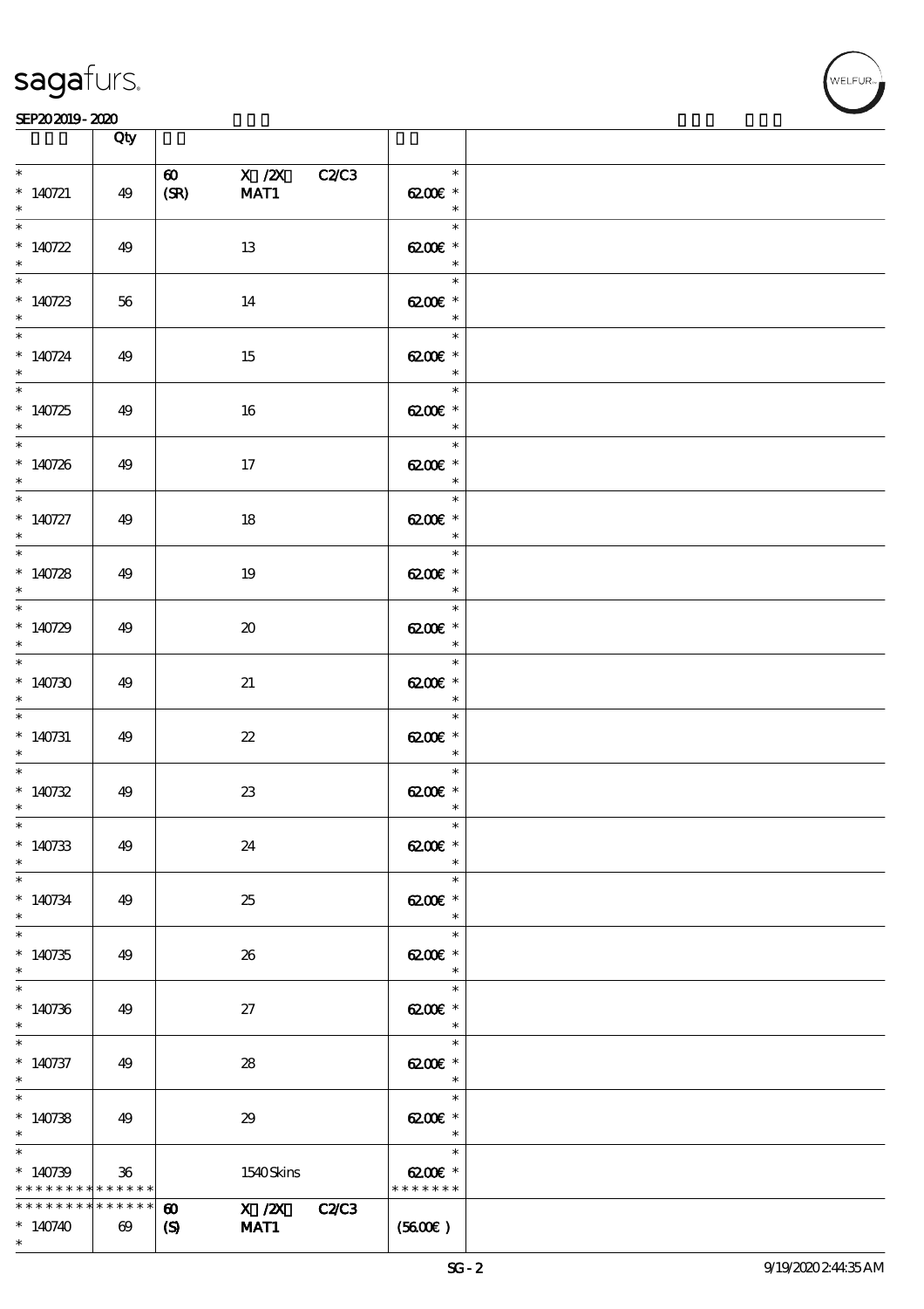| | Qty | | |
|---|---|---|---|
| * 140721 * | 49 | 60 X /2X C2/C3 (SR) MAT1 | * 62.00€ * |
| * 140722 * | 49 | 13 | * 62.00€ * |
| * 140723 * | 56 | 14 | * 62.00€ * |
| * 140724 * | 49 | 15 | * 62.00€ * |
| * 140725 * | 49 | 16 | * 62.00€ * |
| * 140726 * | 49 | 17 | * 62.00€ * |
| * 140727 * | 49 | 18 | * 62.00€ * |
| * 140728 * | 49 | 19 | * 62.00€ * |
| * 140729 * | 49 | 20 | * 62.00€ * |
| * 140730 * | 49 | 21 | * 62.00€ * |
| * 140731 * | 49 | 22 | * 62.00€ * |
| * 140732 * | 49 | 23 | * 62.00€ * |
| * 140733 * | 49 | 24 | * 62.00€ * |
| * 140734 * | 49 | 25 | * 62.00€ * |
| * 140735 * | 49 | 26 | * 62.00€ * |
| * 140736 * | 49 | 27 | * 62.00€ * |
| * 140737 * | 49 | 28 | * 62.00€ * |
| * 140738 * | 49 | 29 | * 62.00€ * |
| * 140739 ************** | 36 | 1540 Skins | * 62.00€ * ******* |
| ************** 140740 * | 69 | 60 X /2X C2/C3 (S) MAT1 | (56.00€) |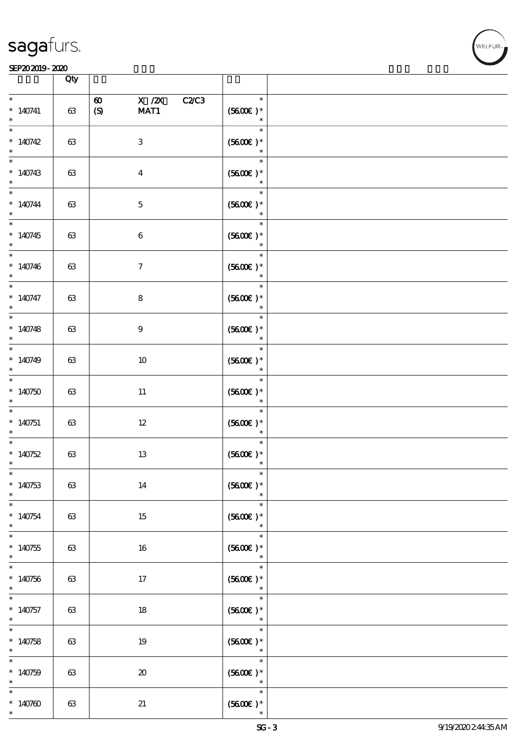| | Qty | | |
|---|---|---|---|
| * 140741 * | 63 | 60 X /2X C2/C3 (S) MAT1 | * (56.00€ )* * |
| * 140742 * | 63 | 3 | * (56.00€ )* * |
| * 140743 * | 63 | 4 | * (56.00€ )* * |
| * 140744 * | 63 | 5 | * (56.00€ )* * |
| * 140745 * | 63 | 6 | * (56.00€ )* * |
| * 140746 * | 63 | 7 | * (56.00€ )* * |
| * 140747 * | 63 | 8 | * (56.00€ )* * |
| * 140748 * | 63 | 9 | * (56.00€ )* * |
| * 140749 * | 63 | 10 | * (56.00€ )* * |
| * 140750 * | 63 | 11 | * (56.00€ )* * |
| * 140751 * | 63 | 12 | * (56.00€ )* * |
| * 140752 * | 63 | 13 | * (56.00€ )* * |
| * 140753 * | 63 | 14 | * (56.00€ )* * |
| * 140754 * | 63 | 15 | * (56.00€ )* * |
| * 140755 * | 63 | 16 | * (56.00€ )* * |
| * 140756 * | 63 | 17 | * (56.00€ )* * |
| * 140757 * | 63 | 18 | * (56.00€ )* * |
| * 140758 * | 63 | 19 | * (56.00€ )* * |
| * 140759 * | 63 | 20 | * (56.00€ )* * |
| * 140760 * | 63 | 21 | * (56.00€ )* * |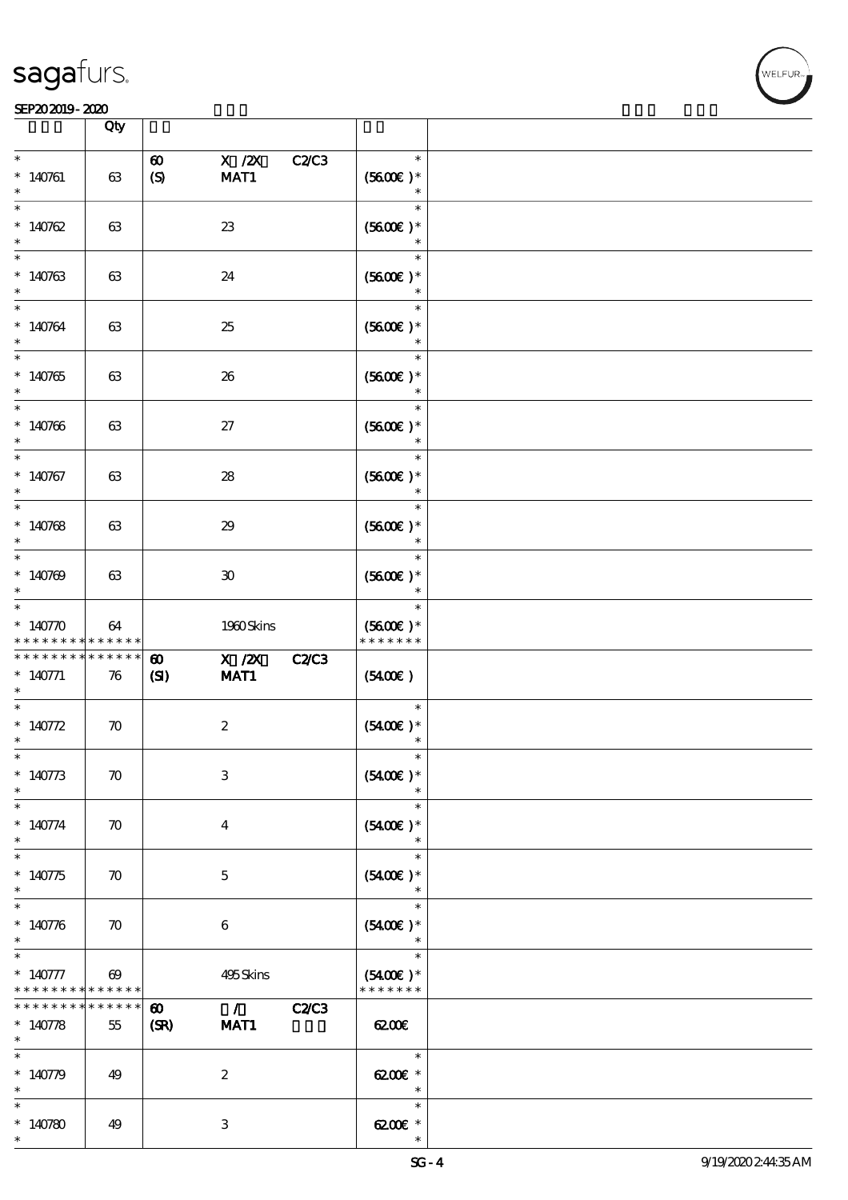| | Qty | | | | |
|---|---|---|---|---|---|
| * 140761 * | 63 | 60 (S) | X /2X C2/C3 MAT1 | * (5600€) * * | |
| * 140762 * | 63 | | 23 | * (5600€) * * | |
| * 140763 * | 63 | | 24 | * (5600€) * * | |
| * 140764 * | 63 | | 25 | * (5600€) * * | |
| * 140765 * | 63 | | 26 | * (5600€) * * | |
| * 140766 * | 63 | | 27 | * (5600€) * * | |
| * 140767 * | 63 | | 28 | * (5600€) * * | |
| * 140768 * | 63 | | 29 | * (5600€) * * | |
| * 140769 * | 63 | | 30 | * (5600€) * * | |
| * 140770 * * * * * * * * * * * * * | 64 | | 1960 Skins | * (5600€) * * * * * * * * | |
| * * * * * * * * * * * * * * 140771 * | 76 | 60 (SI) | X /2X C2/C3 MAT1 | (5400€) | |
| * 140772 * | 70 | | 2 | * (5400€) * * | |
| * 140773 * | 70 | | 3 | * (5400€) * * | |
| * 140774 * | 70 | | 4 | * (5400€) * * | |
| * 140775 * | 70 | | 5 | * (5400€) * * | |
| * 140776 * | 70 | | 6 | * (5400€) * * | |
| * 140777 * * * * * * * * * * * * * | 69 | | 495 Skins | * (5400€) * * * * * * * * | |
| * * * * * * * * * * * * * * 140778 * | 55 | 60 (SR) | / C2/C3 MAT1 | 6200€ | |
| * 140779 * | 49 | | 2 | * 6200€ * * | |
| * 140780 * | 49 | | 3 | * 6200€ * * | |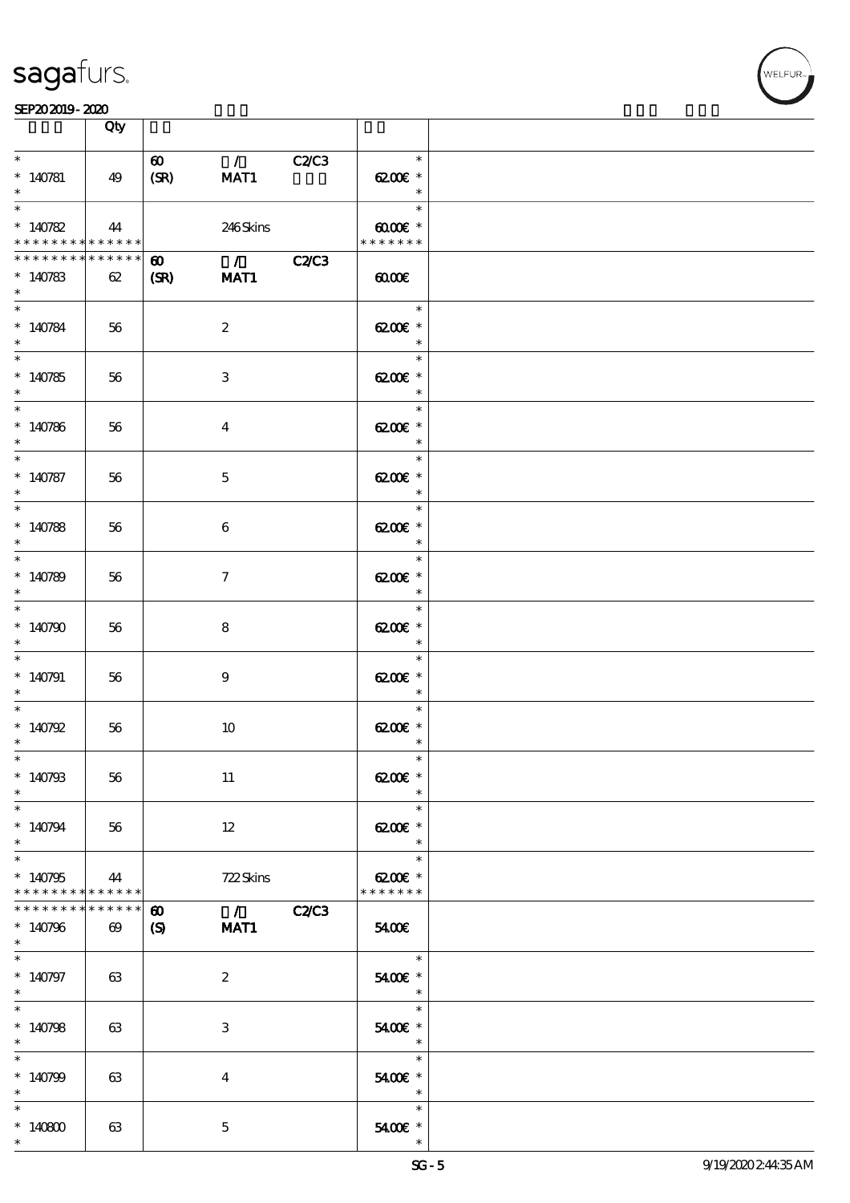| | Qty | | | | | |
|---|---|---|---|---|---|---|
| * <br> * 140781 <br> * | 49 | 60 <br> (SR) | / <br> MAT1 | C2/C3 | * <br> 62.00€ * <br> * | |
| * <br> * 140782 <br> * * * * * * * * * * * * * * | 44 | | 246 Skins | | * <br> 60.00€ * <br> * * * * * * * | |
| * * * * * * * * * * * * * * <br> * 140783 <br> * | 62 | 60 <br> (SR) | / <br> MAT1 | C2/C3 | 60.00€ | |
| * <br> * 140784 <br> * | 56 | | 2 | | * <br> 62.00€ * <br> * | |
| * <br> * 140785 <br> * | 56 | | 3 | | * <br> 62.00€ * <br> * | |
| * <br> * 140786 <br> * | 56 | | 4 | | * <br> 62.00€ * <br> * | |
| * <br> * 140787 <br> * | 56 | | 5 | | * <br> 62.00€ * <br> * | |
| * <br> * 140788 <br> * | 56 | | 6 | | * <br> 62.00€ * <br> * | |
| * <br> * 140789 <br> * | 56 | | 7 | | * <br> 62.00€ * <br> * | |
| * <br> * 140790 <br> * | 56 | | 8 | | * <br> 62.00€ * <br> * | |
| * <br> * 140791 <br> * | 56 | | 9 | | * <br> 62.00€ * <br> * | |
| * <br> * 140792 <br> * | 56 | | 10 | | * <br> 62.00€ * <br> * | |
| * <br> * 140793 <br> * | 56 | | 11 | | * <br> 62.00€ * <br> * | |
| * <br> * 140794 <br> * | 56 | | 12 | | * <br> 62.00€ * <br> * | |
| * <br> * 140795 <br> * * * * * * * * * * * * * * | 44 | | 722 Skins | | * <br> 62.00€ * <br> * * * * * * * | |
| * * * * * * * * * * * * * * <br> * 140796 <br> * | 69 | 60 <br> (S) | / <br> MAT1 | C2/C3 | 54.00€ | |
| * <br> * 140797 <br> * | 63 | | 2 | | * <br> 54.00€ * <br> * | |
| * <br> * 140798 <br> * | 63 | | 3 | | * <br> 54.00€ * <br> * | |
| * <br> * 140799 <br> * | 63 | | 4 | | * <br> 54.00€ * <br> * | |
| * <br> * 140800 <br> * | 63 | | 5 | | * <br> 54.00€ * <br> * | |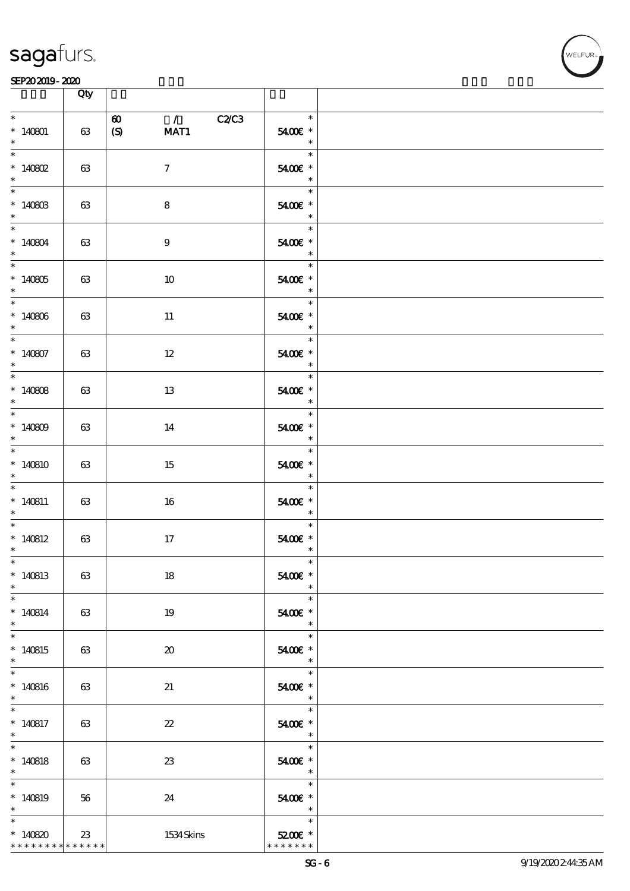| | Qty | | |
|---|---|---|---|
| * 140801 * | 63 | 60 / C2/C3 (S) MAT1 | * 54.00€ * |
| * 140802 * | 63 | 7 | * 54.00€ * |
| * 140803 * | 63 | 8 | * 54.00€ * |
| * 140804 * | 63 | 9 | * 54.00€ * |
| * 140805 * | 63 | 10 | * 54.00€ * |
| * 140806 * | 63 | 11 | * 54.00€ * |
| * 140807 * | 63 | 12 | * 54.00€ * |
| * 140808 * | 63 | 13 | * 54.00€ * |
| * 140809 * | 63 | 14 | * 54.00€ * |
| * 140810 * | 63 | 15 | * 54.00€ * |
| * 140811 * | 63 | 16 | * 54.00€ * |
| * 140812 * | 63 | 17 | * 54.00€ * |
| * 140813 * | 63 | 18 | * 54.00€ * |
| * 140814 * | 63 | 19 | * 54.00€ * |
| * 140815 * | 63 | 20 | * 54.00€ * |
| * 140816 * | 63 | 21 | * 54.00€ * |
| * 140817 * | 63 | 22 | * 54.00€ * |
| * 140818 * | 63 | 23 | * 54.00€ * |
| * 140819 * | 56 | 24 | * 54.00€ * |
| * 140820 ************* | 23 | 1534 Skins | * 52.00€ * ******* |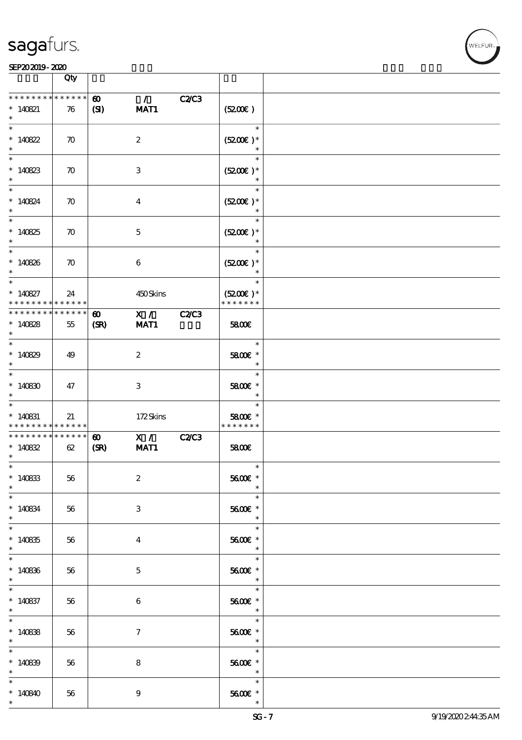| | Qty | | | |
|---|---|---|---|---|
| * * * * * * * * * * * * * * | | 60 / C2/C3 | | |
| * 140821 | 76 | (SI) MAT1 | (52.00€ ) | |
| * 140822 | 70 | 2 | (52.00€ ) * | |
| * 140823 | 70 | 3 | (52.00€ ) * | |
| * 140824 | 70 | 4 | (52.00€ ) * | |
| * 140825 | 70 | 5 | (52.00€ ) * | |
| * 140826 | 70 | 6 | (52.00€ ) * | |
| * 140827 | 24 | 450 Skins | (52.00€ ) * | |
| * * * * * * * * * * * * * * | | 60 X / C2/C3 | | |
| * 140828 | 55 | (SR) MAT1 | 58.00€ | |
| * 140829 | 49 | 2 | 58.00€ * | |
| * 140830 | 47 | 3 | 58.00€ * | |
| * 140831 | 21 | 172 Skins | 58.00€ * | |
| * * * * * * * * * * * * * * | | 60 X / C2/C3 | | |
| * 140832 | 62 | (SR) MAT1 | 58.00€ | |
| * 140833 | 56 | 2 | 56.00€ * | |
| * 140834 | 56 | 3 | 56.00€ * | |
| * 140835 | 56 | 4 | 56.00€ * | |
| * 140836 | 56 | 5 | 56.00€ * | |
| * 140837 | 56 | 6 | 56.00€ * | |
| * 140838 | 56 | 7 | 56.00€ * | |
| * 140839 | 56 | 8 | 56.00€ * | |
| * 140840 | 56 | 9 | 56.00€ * | |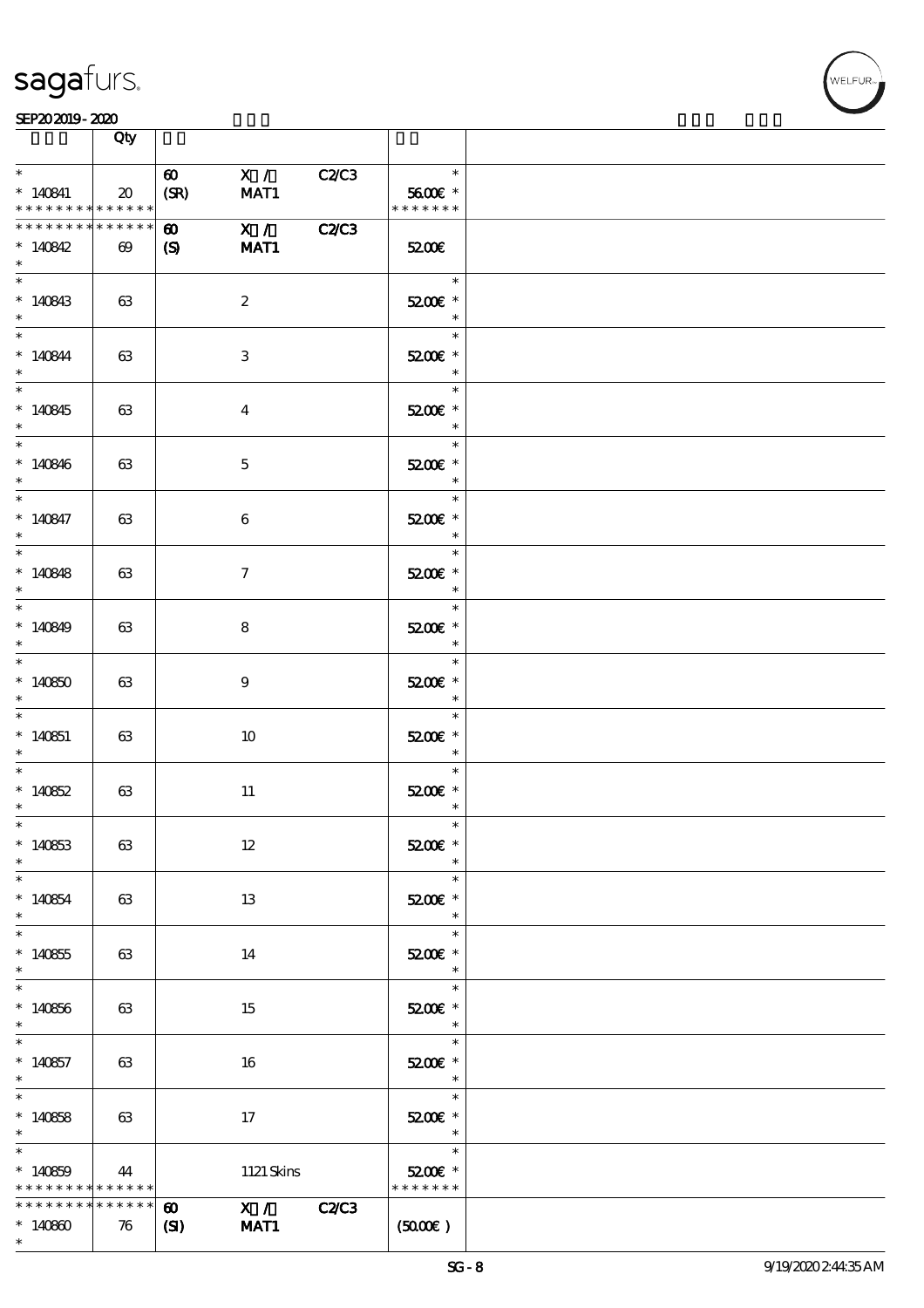| | Qty | | | | | |
|---|---|---|---|---|---|---|
| * <br> * 140841 <br> * * * * * * * * * * * * * * | 20 | 60 <br> (SR) | X / <br> MAT1 | C2/C3 | * <br> 56.00€ * <br> * * * * * * * | |
| * * * * * * * * * * * * * * <br> * 140842 <br> * | 69 | 60 <br> (S) | X / <br> MAT1 | C2/C3 | 52.00€ | |
| * <br> * 140843 <br> * | 63 | | 2 | | * <br> 52.00€ * <br> * | |
| * <br> * 140844 <br> * | 63 | | 3 | | * <br> 52.00€ * <br> * | |
| * <br> * 140845 <br> * | 63 | | 4 | | * <br> 52.00€ * <br> * | |
| * <br> * 140846 <br> * | 63 | | 5 | | * <br> 52.00€ * <br> * | |
| * <br> * 140847 <br> * | 63 | | 6 | | * <br> 52.00€ * <br> * | |
| * <br> * 140848 <br> * | 63 | | 7 | | * <br> 52.00€ * <br> * | |
| * <br> * 140849 <br> * | 63 | | 8 | | * <br> 52.00€ * <br> * | |
| * <br> * 140850 <br> * | 63 | | 9 | | * <br> 52.00€ * <br> * | |
| * <br> * 140851 <br> * | 63 | | 10 | | * <br> 52.00€ * <br> * | |
| * <br> * 140852 <br> * | 63 | | 11 | | * <br> 52.00€ * <br> * | |
| * <br> * 140853 <br> * | 63 | | 12 | | * <br> 52.00€ * <br> * | |
| * <br> * 140854 <br> * | 63 | | 13 | | * <br> 52.00€ * <br> * | |
| * <br> * 140855 <br> * | 63 | | 14 | | * <br> 52.00€ * <br> * | |
| * <br> * 140856 <br> * | 63 | | 15 | | * <br> 52.00€ * <br> * | |
| * <br> * 140857 <br> * | 63 | | 16 | | * <br> 52.00€ * <br> * | |
| * <br> * 140858 <br> * | 63 | | 17 | | * <br> 52.00€ * <br> * | |
| * <br> * 140859 <br> * * * * * * * * * * * * * * | 44 | | 1121 Skins | | * <br> 52.00€ * <br> * * * * * * * | |
| * * * * * * * * * * * * * * <br> * 140860 <br> * | 76 | 60 <br> (SI) | X / <br> MAT1 | C2/C3 | (50.00€ ) | |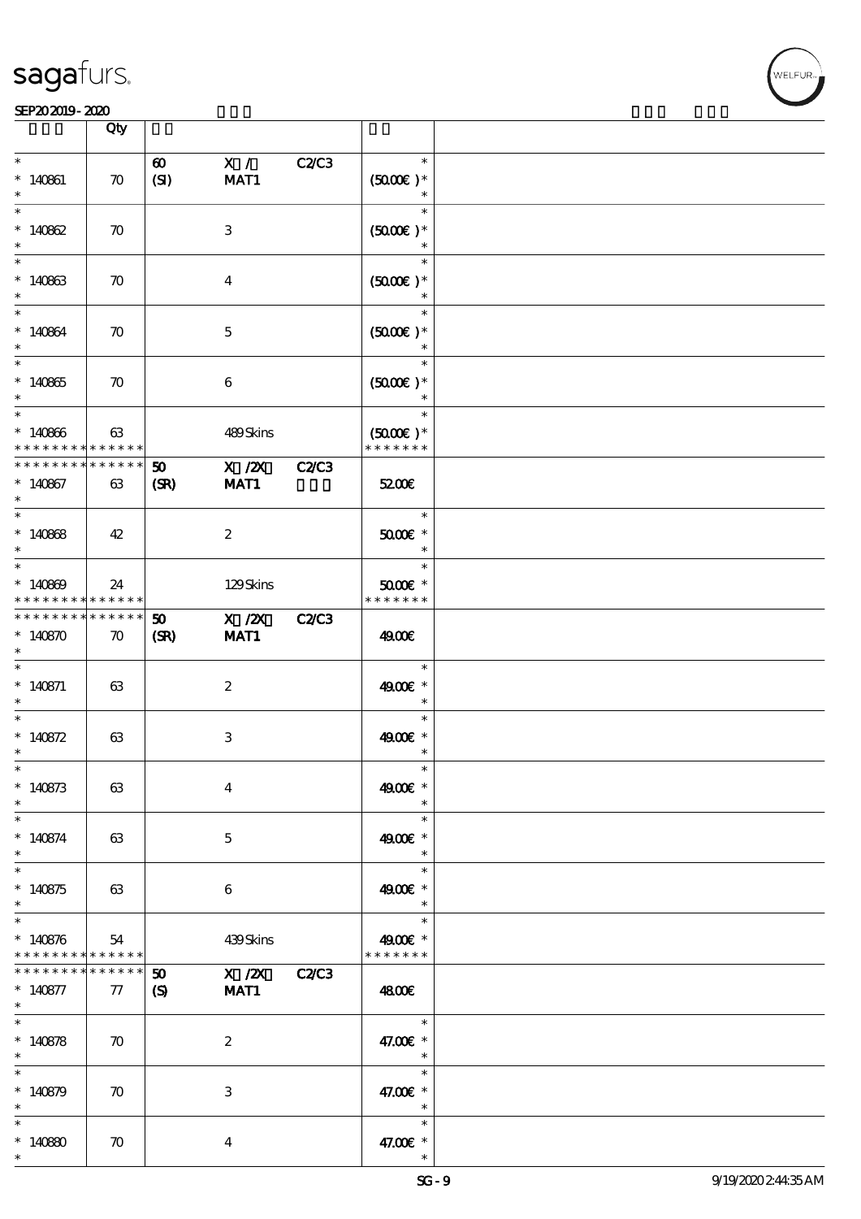| | Qty | | | | | |
|---|---|---|---|---|---|---|
| * 140861 * | 70 | 60 (SI) | X / MAT1 | C2/C3 | * (50.00€ )* * | |
| * 140862 * | 70 | | 3 | | * (50.00€ )* * | |
| * 140863 * | 70 | | 4 | | * (50.00€ )* * | |
| * 140864 * | 70 | | 5 | | * (50.00€ )* * | |
| * 140865 * | 70 | | 6 | | * (50.00€ )* * | |
| * 140866 * * * * * * * * * * * * * * | 63 | | 489 Skins | | * (50.00€ )* * * * * * * * | |
| * * * * * * * * * * * * * * 140867 * | 63 | 50 (SR) | X /2X MAT1 | C2/C3 | 52.00€ | |
| * 140868 * | 42 | | 2 | | * 50.00€ * * | |
| * 140869 * * * * * * * * * * * * * * | 24 | | 129 Skins | | * 50.00€ * * * * * * * * | |
| * * * * * * * * * * * * * * 140870 * | 70 | 50 (SR) | X /2X MAT1 | C2/C3 | 49.00€ | |
| * 140871 * | 63 | | 2 | | * 49.00€ * * | |
| * 140872 * | 63 | | 3 | | * 49.00€ * * | |
| * 140873 * | 63 | | 4 | | * 49.00€ * * | |
| * 140874 * | 63 | | 5 | | * 49.00€ * * | |
| * 140875 * | 63 | | 6 | | * 49.00€ * * | |
| * 140876 * * * * * * * * * * * * * * | 54 | | 439 Skins | | * 49.00€ * * * * * * * * | |
| * * * * * * * * * * * * * * 140877 * | 77 | 50 (S) | X /2X MAT1 | C2/C3 | 48.00€ | |
| * 140878 * | 70 | | 2 | | * 47.00€ * * | |
| * 140879 * | 70 | | 3 | | * 47.00€ * * | |
| * 140880 * | 70 | | 4 | | * 47.00€ * * | |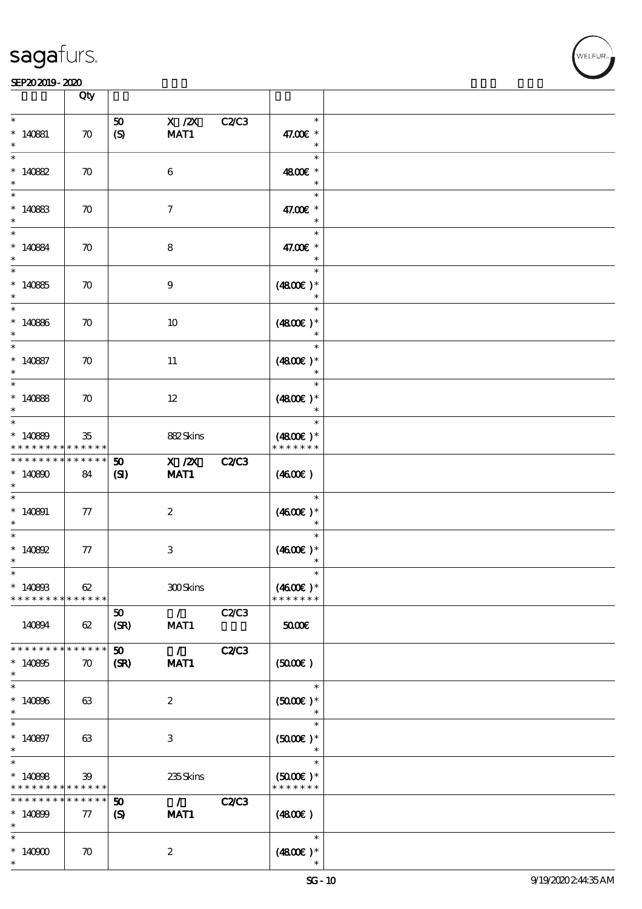| | Qty | | | | | |
|---|---|---|---|---|---|---|
| * 140881 * | 70 | 50 (S) | X /2X MAT1 | C2/C3 | * 47.00€ * | |
| * 140882 * | 70 | | 6 | | * 48.00€ * | |
| * 140883 * | 70 | | 7 | | * 47.00€ * | |
| * 140884 * | 70 | | 8 | | * 47.00€ * | |
| * 140885 * | 70 | | 9 | | * (48.00€ )* | |
| * 140886 * | 70 | | 10 | | * (48.00€ )* | |
| * 140887 * | 70 | | 11 | | * (48.00€ )* | |
| * 140888 * | 70 | | 12 | | * (48.00€ )* | |
| * 140889 * * * * * * * * * * * * * | 35 | | 882 Skins | | * (48.00€ )* * * * * * * * | |
| * * * * * * * * * * * * * * 140890 * | 84 | 50 (SI) | X /2X MAT1 | C2/C3 | (46.00€ ) | |
| * 140891 * | 77 | | 2 | | * (46.00€ )* | |
| * 140892 * | 77 | | 3 | | * (46.00€ )* | |
| * 140893 * * * * * * * * * * * * * | 62 | | 300 Skins | | * (46.00€ )* * * * * * * * | |
| 140894 | 62 | 50 (SR) | / MAT1 | C2/C3 | 50.00€ | |
| * * * * * * * * * * * * * * 140895 * | 70 | 50 (SR) | / MAT1 | C2/C3 | (50.00€ ) | |
| * 140896 * | 63 | | 2 | | * (50.00€ )* | |
| * 140897 * | 63 | | 3 | | * (50.00€ )* | |
| * 140898 * * * * * * * * * * * * * | 39 | | 235 Skins | | * (50.00€ )* * * * * * * * | |
| * * * * * * * * * * * * * * 140899 * | 77 | 50 (S) | / MAT1 | C2/C3 | (48.00€ ) | |
| * 140900 * | 70 | | 2 | | * (48.00€ )* | |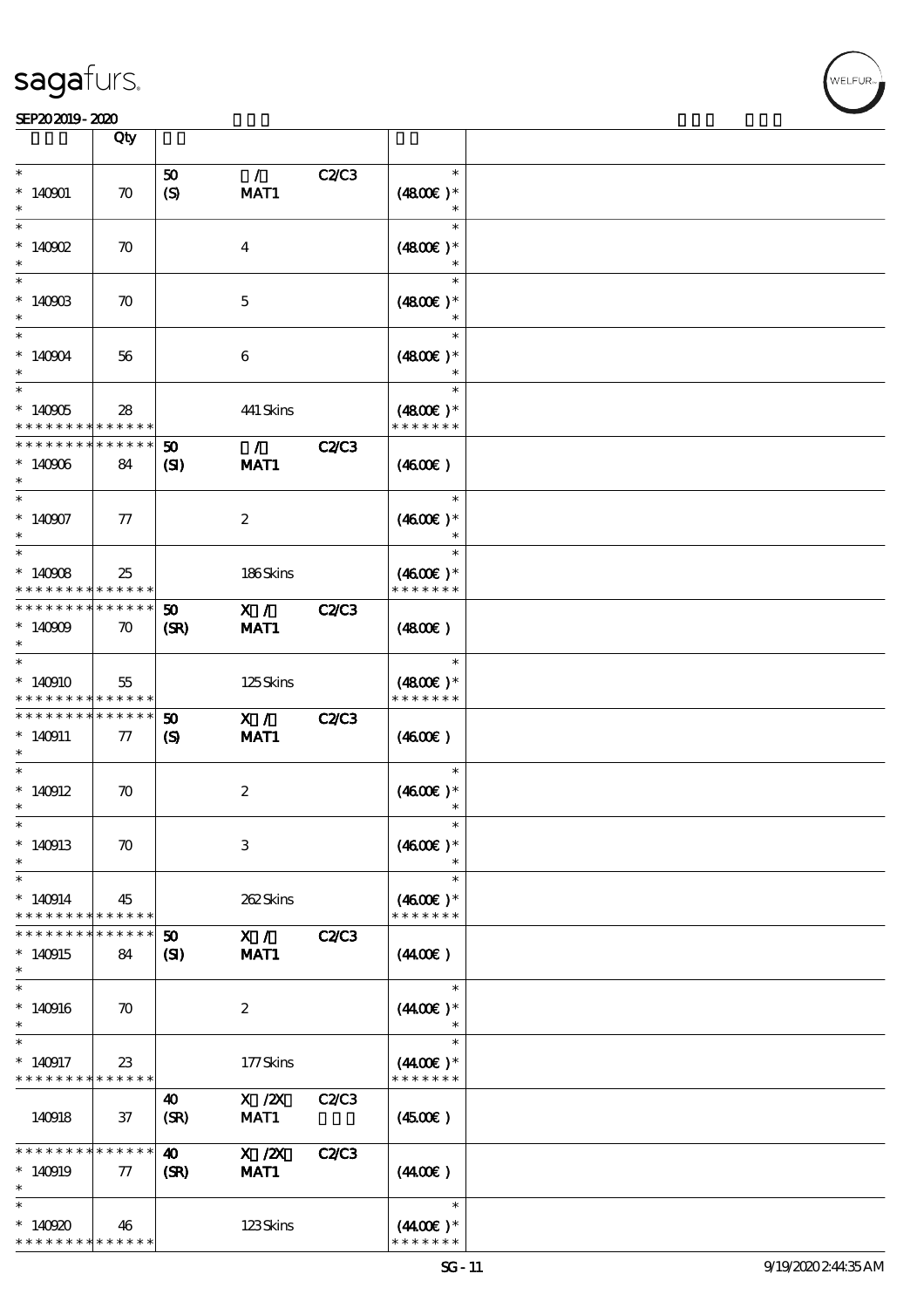| | Qty | | | | | |
|---|---|---|---|---|---|---|
| * <br> * 140901 <br> * | 70 | 50 <br> (S) | / <br> MAT1 | C2/C3 | * <br> (48.00€) * <br> * | |
| * <br> * 140902 <br> * | 70 | | 4 | | * <br> (48.00€) * <br> * | |
| * <br> * 140903 <br> * | 70 | | 5 | | * <br> (48.00€) * <br> * | |
| * <br> * 140904 <br> * | 56 | | 6 | | * <br> (48.00€) * <br> * | |
| * <br> * 140905 <br> * * * * * * * * * * * * * * | 28 | | 441 Skins | | * <br> (48.00€) * <br> * * * * * * * | |
| * * * * * * * * * * * * * * <br> * 140906 <br> * | 84 | 50 <br> (SI) | / <br> MAT1 | C2/C3 | (46.00€) | |
| * <br> * 140907 <br> * | 77 | | 2 | | * <br> (46.00€) * <br> * | |
| * <br> * 140908 <br> * * * * * * * * * * * * * * | 25 | | 186 Skins | | * <br> (46.00€) * <br> * * * * * * * | |
| * * * * * * * * * * * * * * <br> * 140909 <br> * | 70 | 50 <br> (SR) | X / <br> MAT1 | C2/C3 | (48.00€) | |
| * <br> * 140910 <br> * * * * * * * * * * * * * * | 55 | | 125 Skins | | * <br> (48.00€) * <br> * * * * * * * | |
| * * * * * * * * * * * * * * <br> * 140911 <br> * | 77 | 50 <br> (S) | X / <br> MAT1 | C2/C3 | (46.00€) | |
| * <br> * 140912 <br> * | 70 | | 2 | | * <br> (46.00€) * <br> * | |
| * <br> * 140913 <br> * | 70 | | 3 | | * <br> (46.00€) * <br> * | |
| * <br> * 140914 <br> * * * * * * * * * * * * * * | 45 | | 262 Skins | | * <br> (46.00€) * <br> * * * * * * * | |
| * * * * * * * * * * * * * * <br> * 140915 <br> * | 84 | 50 <br> (SI) | X / <br> MAT1 | C2/C3 | (44.00€) | |
| * <br> * 140916 <br> * | 70 | | 2 | | * <br> (44.00€) * <br> * | |
| * <br> * 140917 <br> * * * * * * * * * * * * * * | 23 | | 177 Skins | | * <br> (44.00€) * <br> * * * * * * * | |
| 140918 | 37 | 40 <br> (SR) | X /2X <br> MAT1 | C2/C3 | (45.00€) | |
| * * * * * * * * * * * * * * <br> * 140919 <br> * | 77 | 40 <br> (SR) | X /2X <br> MAT1 | C2/C3 | (44.00€) | |
| * <br> * 140920 <br> * * * * * * * * * * * * * * | 46 | | 123 Skins | | * <br> (44.00€) * <br> * * * * * * * | |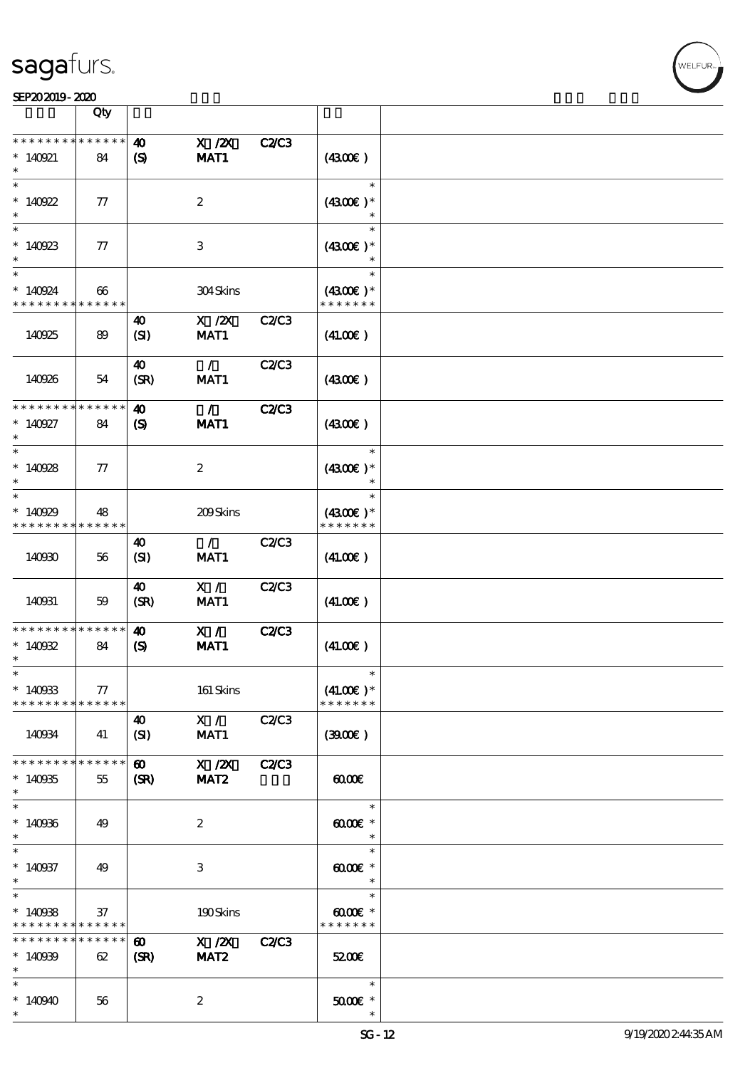| | Qty | | | | | |
|---|---|---|---|---|---|---|
| * * * * * * * * * * * * * * | 40 | X /2X | C2/C3 | | | |
| * 140921 | 84 | (S) | MAT1 | | (43.00€) | |
| * | | | | | | |
| * 140922 | 77 | | 2 | | (43.00€) * | |
| * | | | | | | |
| * 140923 | 77 | | 3 | | (43.00€) * | |
| * | | | | | | |
| * 140924 | 66 | | 304 Skins | | (43.00€) * | |
| * * * * * * * * * * * * * * | | | | | * * * * * * * | |
| 140925 | 89 | 40 (SI) | X /2X MAT1 | C2/C3 | (41.00€) | |
| 140926 | 54 | 40 (SR) | / MAT1 | C2/C3 | (43.00€) | |
| * * * * * * * * * * * * * * | | 40 | / | C2/C3 | | |
| * 140927 | 84 | (S) | MAT1 | | (43.00€) | |
| * | | | | | | |
| * 140928 | 77 | | 2 | | (43.00€) * | |
| * | | | | | | |
| * 140929 | 48 | | 209 Skins | | (43.00€) * | |
| * * * * * * * * * * * * * * | | | | | * * * * * * * | |
| 140930 | 56 | 40 (SI) | / MAT1 | C2/C3 | (41.00€) | |
| 140931 | 59 | 40 (SR) | X / MAT1 | C2/C3 | (41.00€) | |
| * * * * * * * * * * * * * * | | 40 | X / | C2/C3 | | |
| * 140932 | 84 | (S) | MAT1 | | (41.00€) | |
| * | | | | | | |
| * 140933 | 77 | | 161 Skins | | (41.00€) * | |
| * * * * * * * * * * * * * * | | | | | * * * * * * * | |
| 140934 | 41 | 40 (SI) | X / MAT1 | C2/C3 | (39.00€) | |
| * * * * * * * * * * * * * * | | 60 | X /2X | C2/C3 | | |
| * 140935 | 55 | (SR) | MAT2 | | 60.00€ | |
| * | | | | | | |
| * 140936 | 49 | | 2 | | 60.00€ * | |
| * | | | | | | |
| * 140937 | 49 | | 3 | | 60.00€ * | |
| * | | | | | | |
| * 140938 | 37 | | 190 Skins | | 60.00€ * | |
| * * * * * * * * * * * * * * | | | | | * * * * * * * | |
| * * * * * * * * * * * * * * | | 60 | X /2X | C2/C3 | | |
| * 140939 | 62 | (SR) | MAT2 | | 52.00€ | |
| * | | | | | | |
| * 140940 | 56 | | 2 | | 50.00€ * | |
| * | | | | | * | |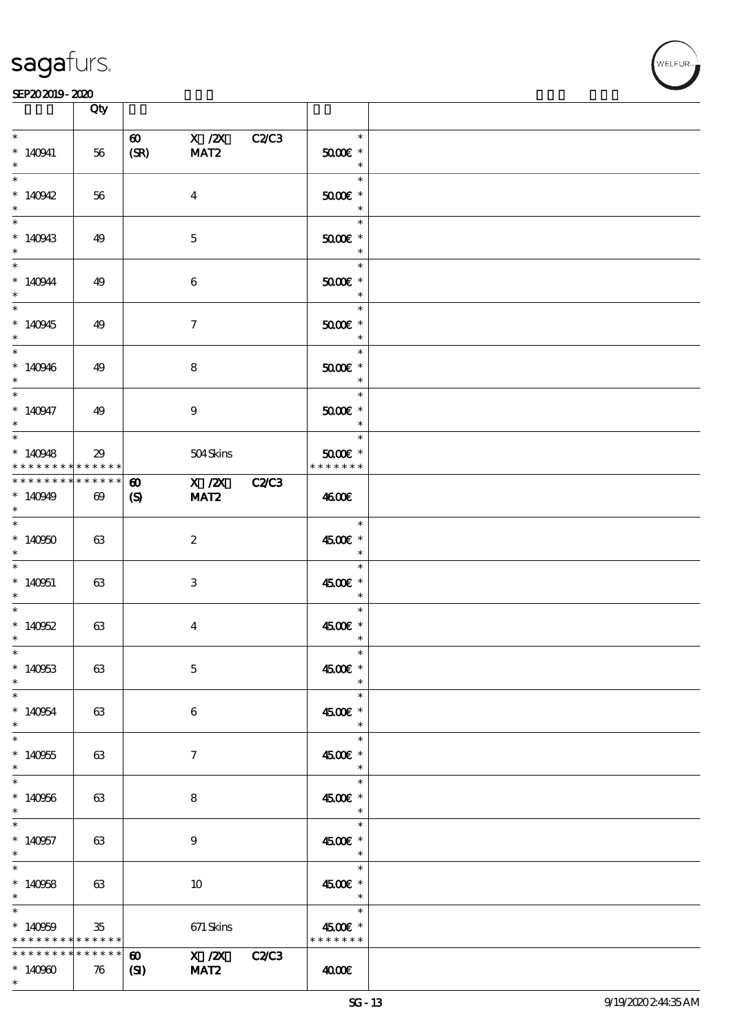| | Qty | | | |
|---|---|---|---|---|
| * <br> * 140941 <br> * | 56 | 60 X /2X C2/C3 <br> (SR) MAT2 | * <br> 50.00€ * <br> * | |
| * <br> * 140942 <br> * | 56 | 4 | * <br> 50.00€ * <br> * | |
| * <br> * 140943 <br> * | 49 | 5 | * <br> 50.00€ * <br> * | |
| * <br> * 140944 <br> * | 49 | 6 | * <br> 50.00€ * <br> * | |
| * <br> * 140945 <br> * | 49 | 7 | * <br> 50.00€ * <br> * | |
| * <br> * 140946 <br> * | 49 | 8 | * <br> 50.00€ * <br> * | |
| * <br> * 140947 <br> * | 49 | 9 | * <br> 50.00€ * <br> * | |
| * <br> * 140948 <br> * * * * * * * * * * * * * * | 29 | 504 Skins | * <br> 50.00€ * <br> * * * * * * * | |
| * * * * * * * * * * * * * * <br> * 140949 <br> * | 69 | 60 X /2X C2/C3 <br> (S) MAT2 | 46.00€ | |
| * <br> * 140950 <br> * | 63 | 2 | * <br> 45.00€ * <br> * | |
| * <br> * 140951 <br> * | 63 | 3 | * <br> 45.00€ * <br> * | |
| * <br> * 140952 <br> * | 63 | 4 | * <br> 45.00€ * <br> * | |
| * <br> * 140953 <br> * | 63 | 5 | * <br> 45.00€ * <br> * | |
| * <br> * 140954 <br> * | 63 | 6 | * <br> 45.00€ * <br> * | |
| * <br> * 140955 <br> * | 63 | 7 | * <br> 45.00€ * <br> * | |
| * <br> * 140956 <br> * | 63 | 8 | * <br> 45.00€ * <br> * | |
| * <br> * 140957 <br> * | 63 | 9 | * <br> 45.00€ * <br> * | |
| * <br> * 140958 <br> * | 63 | 10 | * <br> 45.00€ * <br> * | |
| * <br> * 140959 <br> * * * * * * * * * * * * * * | 35 | 671 Skins | * <br> 45.00€ * <br> * * * * * * * | |
| * * * * * * * * * * * * * * <br> * 140960 <br> * | 76 | 60 X /2X C2/C3 <br> (SI) MAT2 | 40.00€ | |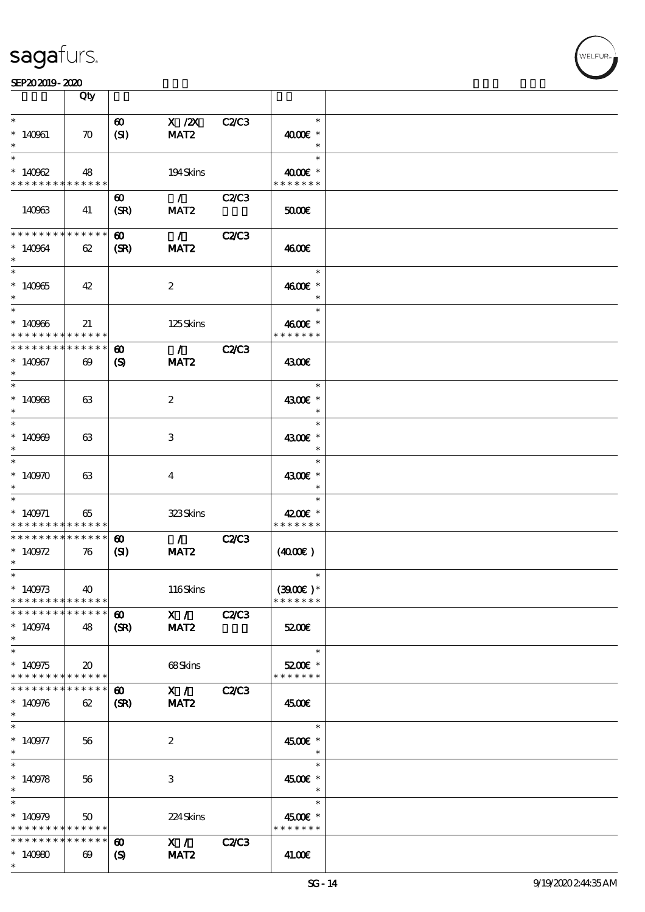| | Qty | | | | | |
|---|---|---|---|---|---|---|
| * | | 60 | X /2X | C2/C3 | * | |
| * 140961 | 70 | (SI) | MAT2 | | 40.00€ * | |
| * | | | | | * | |
| * | | | | | * | |
| * 140962 | 48 | | 194 Skins | | 40.00€ * | |
| * * * * * * * * * * * * * * | | | | | * * * * * * * | |
| | | 60 | / | C2/C3 | | |
| 140963 | 41 | (SR) | MAT2 | | 50.00€ | |
| * * * * * * * * * * * * * * | | 60 | / | C2/C3 | | |
| * 140964 | 62 | (SR) | MAT2 | | 46.00€ | |
| * | | | | | | |
| * | | | | | * | |
| * 140965 | 42 | | 2 | | 46.00€ * | |
| * | | | | | * | |
| * | | | | | * | |
| * 140966 | 21 | | 125 Skins | | 46.00€ * | |
| * * * * * * * * * * * * * * | | | | | * * * * * * * | |
| * * * * * * * * * * * * * * | | 60 | / | C2/C3 | | |
| * 140967 | 69 | (S) | MAT2 | | 43.00€ | |
| * | | | | | | |
| * | | | | | * | |
| * 140968 | 63 | | 2 | | 43.00€ * | |
| * | | | | | * | |
| * | | | | | * | |
| * 140969 | 63 | | 3 | | 43.00€ * | |
| * | | | | | * | |
| * | | | | | * | |
| * 140970 | 63 | | 4 | | 43.00€ * | |
| * | | | | | * | |
| * | | | | | * | |
| * 140971 | 65 | | 323 Skins | | 42.00€ * | |
| * * * * * * * * * * * * * * | | | | | * * * * * * * | |
| * * * * * * * * * * * * * * | | 60 | / | C2/C3 | | |
| * 140972 | 76 | (SI) | MAT2 | | (40.00€ ) | |
| * | | | | | | |
| * | | | | | * | |
| * 140973 | 40 | | 116 Skins | | (39.00€ )* | |
| * * * * * * * * * * * * * * | | | | | * * * * * * * | |
| * * * * * * * * * * * * * * | | 60 | X / | C2/C3 | | |
| * 140974 | 48 | (SR) | MAT2 | | 52.00€ | |
| * | | | | | | |
| * | | | | | * | |
| * 140975 | 20 | | 68 Skins | | 52.00€ * | |
| * * * * * * * * * * * * * * | | | | | * * * * * * * | |
| * * * * * * * * * * * * * * | | 60 | X / | C2/C3 | | |
| * 140976 | 62 | (SR) | MAT2 | | 45.00€ | |
| * | | | | | | |
| * | | | | | * | |
| * 140977 | 56 | | 2 | | 45.00€ * | |
| * | | | | | * | |
| * | | | | | * | |
| * 140978 | 56 | | 3 | | 45.00€ * | |
| * | | | | | * | |
| * | | | | | * | |
| * 140979 | 50 | | 224 Skins | | 45.00€ * | |
| * * * * * * * * * * * * * * | | | | | * * * * * * * | |
| * * * * * * * * * * * * * * | | 60 | X / | C2/C3 | | |
| * 140980 | 69 | (S) | MAT2 | | 41.00€ | |
| * | | | | | | |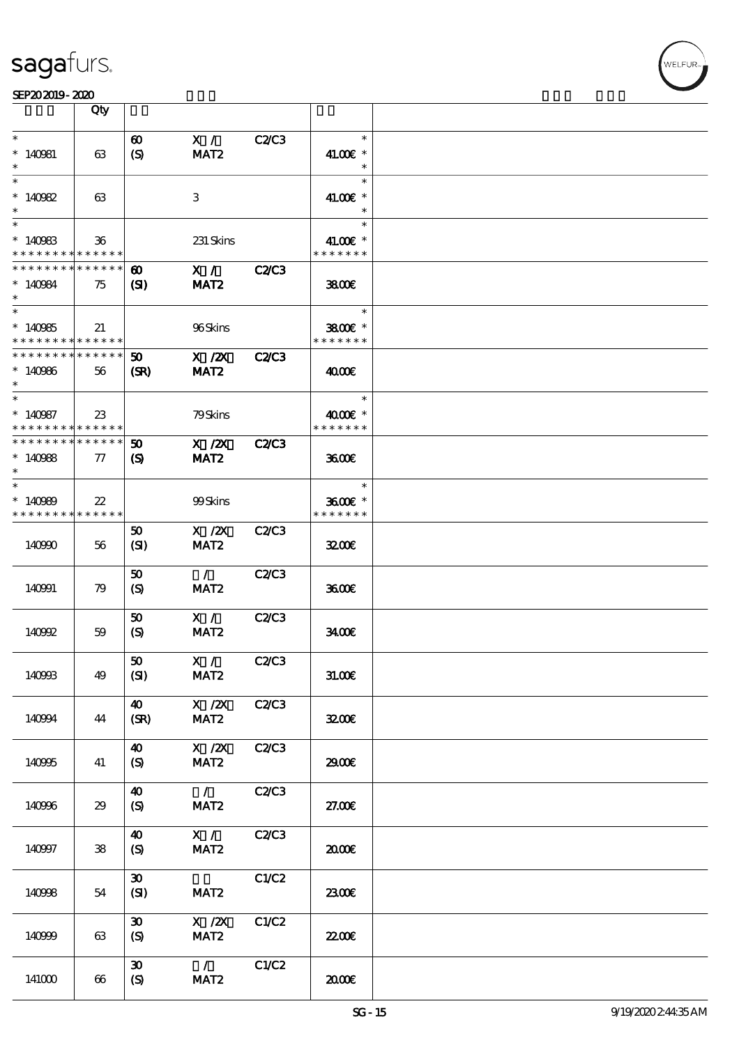| | Qty | | | | | |
|---|---|---|---|---|---|---|
| * <br> * 140981 <br> * | 63 | 60 <br> (S) | X / <br> MAT2 | C2/C3 | * <br> 41.00€ * <br> * | |
| * <br> * 140982 <br> * | 63 | | 3 | | * <br> 41.00€ * <br> * | |
| * <br> * 140983 <br> * * * * * * * * * * * * * * | 36 | | 231 Skins | | * <br> 41.00€ * <br> * * * * * * * | |
| * * * * * * * * * * * * * * <br> * 140984 <br> * | 75 | 60 <br> (SI) | X / <br> MAT2 | C2/C3 | 38.00€ | |
| * <br> * 140985 <br> * * * * * * * * * * * * * * | 21 | | 96 Skins | | * <br> 38.00€ * <br> * * * * * * * | |
| * * * * * * * * * * * * * * <br> * 140986 <br> * | 56 | 50 <br> (SR) | X /2X <br> MAT2 | C2/C3 | 40.00€ | |
| * <br> * 140987 <br> * * * * * * * * * * * * * * | 23 | | 79 Skins | | * <br> 40.00€ * <br> * * * * * * * | |
| * * * * * * * * * * * * * * <br> * 140988 <br> * | 77 | 50 <br> (S) | X /2X <br> MAT2 | C2/C3 | 36.00€ | |
| * <br> * 140989 <br> * * * * * * * * * * * * * * | 22 | | 99 Skins | | * <br> 36.00€ * <br> * * * * * * * | |
| 140990 | 56 | 50 <br> (SI) | X /2X <br> MAT2 | C2/C3 | 32.00€ | |
| 140991 | 79 | 50 <br> (S) | / <br> MAT2 | C2/C3 | 36.00€ | |
| 140992 | 59 | 50 <br> (S) | X / <br> MAT2 | C2/C3 | 34.00€ | |
| 140993 | 49 | 50 <br> (SI) | X / <br> MAT2 | C2/C3 | 31.00€ | |
| 140994 | 44 | 40 <br> (SR) | X /2X <br> MAT2 | C2/C3 | 32.00€ | |
| 140995 | 41 | 40 <br> (S) | X /2X <br> MAT2 | C2/C3 | 29.00€ | |
| 140996 | 29 | 40 <br> (S) | / <br> MAT2 | C2/C3 | 27.00€ | |
| 140997 | 38 | 40 <br> (S) | X / <br> MAT2 | C2/C3 | 20.00€ | |
| 140998 | 54 | 30 <br> (SI) | <br> MAT2 | C1/C2 | 23.00€ | |
| 140999 | 63 | 30 <br> (S) | X /2X <br> MAT2 | C1/C2 | 22.00€ | |
| 141000 | 66 | 30 <br> (S) | / <br> MAT2 | C1/C2 | 20.00€ | |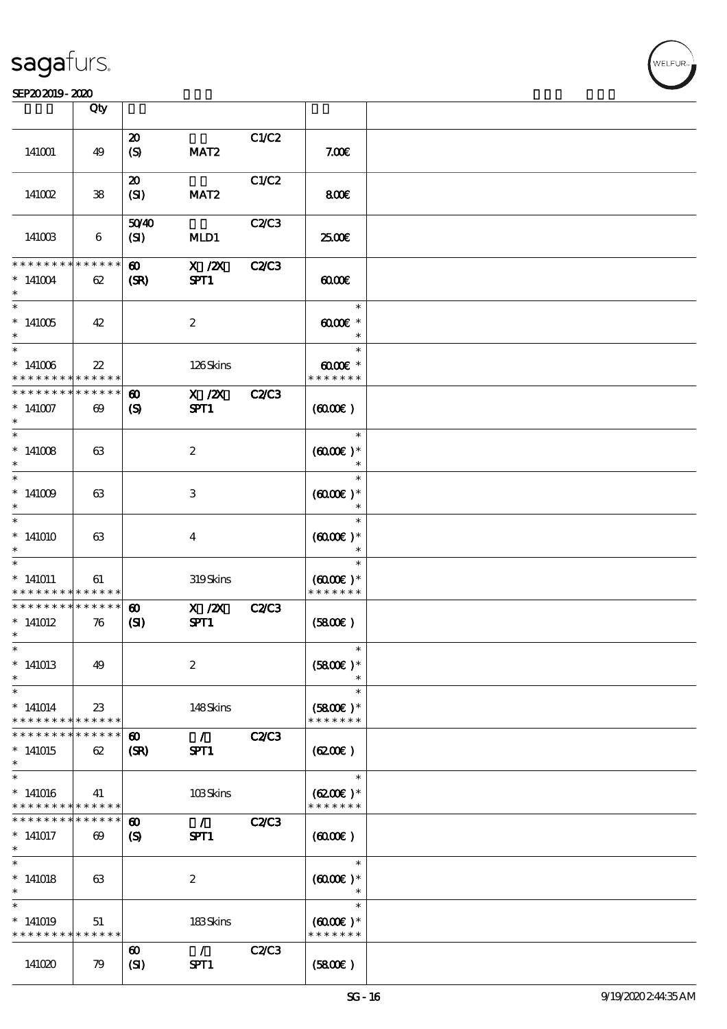| | Qty | | | | | |
|---|---|---|---|---|---|---|
| 141001 | 49 | 20 (S) | MAT2 | C1/C2 | 7.00€ | |
| 141002 | 38 | 20 (SI) | MAT2 | C1/C2 | 8.00€ | |
| 141003 | 6 | 50/40 (SI) | MLD1 | C2/C3 | 25.00€ | |
| * * * * * * * * * * * * * * 141004 * | 62 | 60 (SR) | X /2X SPT1 | C2/C3 | 60.00€ | |
| * 141005 * | 42 | | 2 | | * 60.00€ * * | |
| * 141006 * * * * * * * * * * * * * * | 22 | | 126 Skins | | * 60.00€ * * * * * * * * | |
| * * * * * * * * * * * * * * 141007 * | 69 | 60 (S) | X /2X SPT1 | C2/C3 | (60.00€) | |
| * 141008 * | 63 | | 2 | | * (60.00€) * * | |
| * 141009 * | 63 | | 3 | | * (60.00€) * * | |
| * 141010 * | 63 | | 4 | | * (60.00€) * * | |
| * 141011 * * * * * * * * * * * * * * | 61 | | 319 Skins | | * (60.00€) * * * * * * * * | |
| * * * * * * * * * * * * * * 141012 * | 76 | 60 (SI) | X /2X SPT1 | C2/C3 | (58.00€) | |
| * 141013 * | 49 | | 2 | | * (58.00€) * * | |
| * 141014 * * * * * * * * * * * * * * | 23 | | 148 Skins | | * (58.00€) * * * * * * * * | |
| * * * * * * * * * * * * * * 141015 * | 62 | 60 (SR) | / SPT1 | C2/C3 | (62.00€) | |
| * 141016 * * * * * * * * * * * * * * | 41 | | 103 Skins | | * (62.00€) * * * * * * * * | |
| * * * * * * * * * * * * * * 141017 * | 69 | 60 (S) | / SPT1 | C2/C3 | (60.00€) | |
| * 141018 * | 63 | | 2 | | * (60.00€) * * | |
| * 141019 * * * * * * * * * * * * * * | 51 | | 183 Skins | | * (60.00€) * * * * * * * * | |
| 141020 | 79 | 60 (SI) | / SPT1 | C2/C3 | (58.00€) | |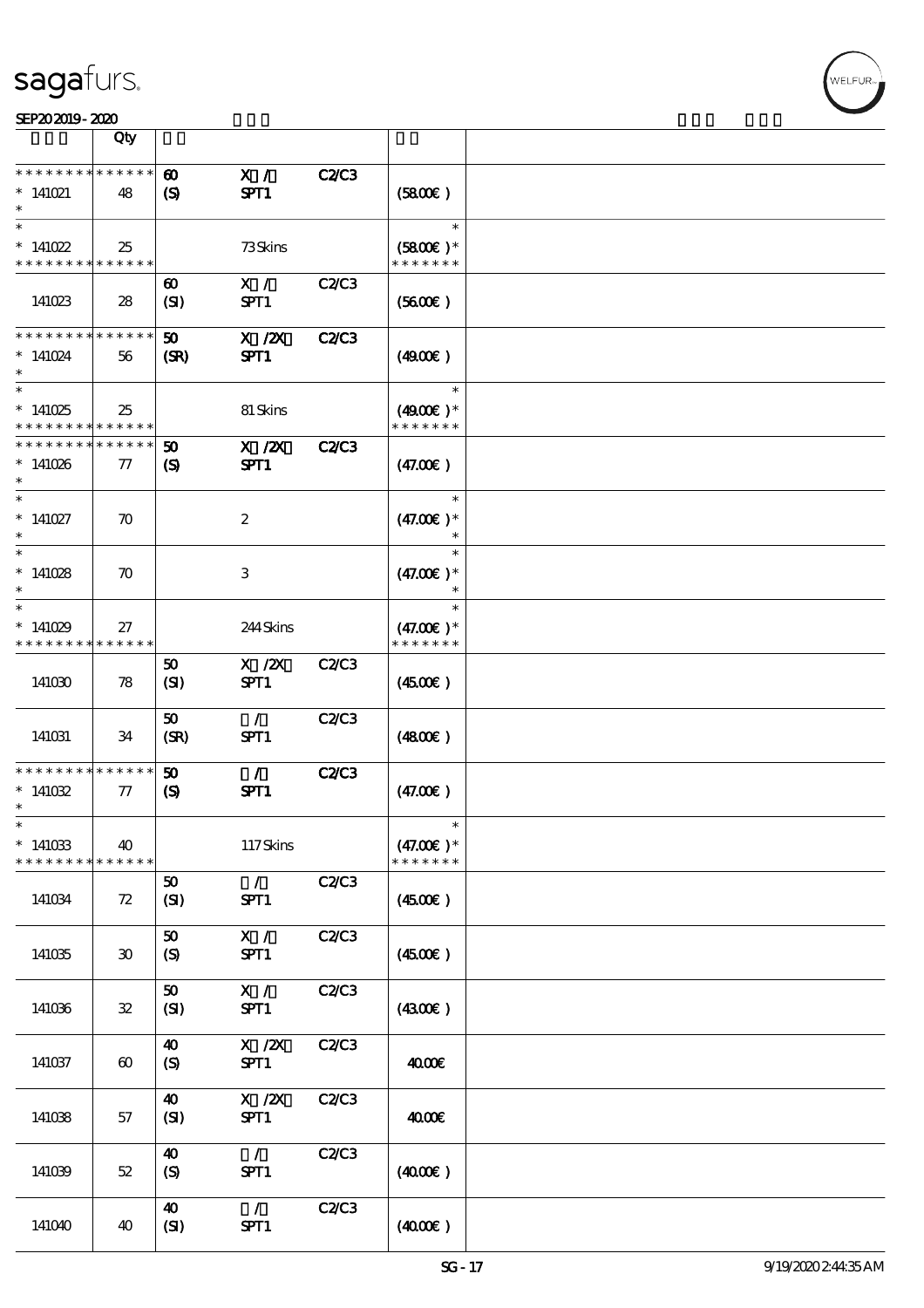| | Qty | | | | | |
|---|---|---|---|---|---|---|
| * * * * * * * * * * * * * * | 60 | X / | C2/C3 | | | |
| * 141021 | 48 | (S) | SPT1 | | (58.00€ ) | |
| * | | | | | | |
| * | | | | | * | |
| * 141022 | 25 | | 73 Skins | | (58.00€ )* | |
| * * * * * * * * * * * * * * | | | | | * * * * * * * | |
| | | 60 | X / | C2/C3 | | |
| 141023 | 28 | (SI) | SPT1 | | (56.00€ ) | |
| * * * * * * * * * * * * * * | | 50 | X /2X | C2/C3 | | |
| * 141024 | 56 | (SR) | SPT1 | | (49.00€ ) | |
| * | | | | | | |
| * | | | | | * | |
| * 141025 | 25 | | 81 Skins | | (49.00€ )* | |
| * * * * * * * * * * * * * * | | | | | * * * * * * * | |
| * * * * * * * * * * * * * * | | 50 | X /2X | C2/C3 | | |
| * 141026 | 77 | (S) | SPT1 | | (47.00€ ) | |
| * | | | | | | |
| * | | | | | * | |
| * 141027 | 70 | | 2 | | (47.00€ )* | |
| * | | | | | * | |
| * | | | | | * | |
| * 141028 | 70 | | 3 | | (47.00€ )* | |
| * | | | | | * | |
| * | | | | | * | |
| * 141029 | 27 | | 244 Skins | | (47.00€ )* | |
| * * * * * * * * * * * * * * | | | | | * * * * * * * | |
| | | 50 | X /2X | C2/C3 | | |
| 141030 | 78 | (SI) | SPT1 | | (45.00€ ) | |
| | | 50 | / | C2/C3 | | |
| 141031 | 34 | (SR) | SPT1 | | (48.00€ ) | |
| * * * * * * * * * * * * * * | | 50 | / | C2/C3 | | |
| * 141032 | 77 | (S) | SPT1 | | (47.00€ ) | |
| * | | | | | | |
| * | | | | | * | |
| * 141033 | 40 | | 117 Skins | | (47.00€ )* | |
| * * * * * * * * * * * * * * | | | | | * * * * * * * | |
| | | 50 | / | C2/C3 | | |
| 141034 | 72 | (SI) | SPT1 | | (45.00€ ) | |
| | | 50 | X / | C2/C3 | | |
| 141035 | 30 | (S) | SPT1 | | (45.00€ ) | |
| | | 50 | X / | C2/C3 | | |
| 141036 | 32 | (SI) | SPT1 | | (43.00€ ) | |
| | | 40 | X /2X | C2/C3 | | |
| 141037 | 60 | (S) | SPT1 | | 40.00€ | |
| | | 40 | X /2X | C2/C3 | | |
| 141038 | 57 | (SI) | SPT1 | | 40.00€ | |
| | | 40 | / | C2/C3 | | |
| 141039 | 52 | (S) | SPT1 | | (40.00€ ) | |
| | | 40 | / | C2/C3 | | |
| 141040 | 40 | (SI) | SPT1 | | (40.00€ ) | |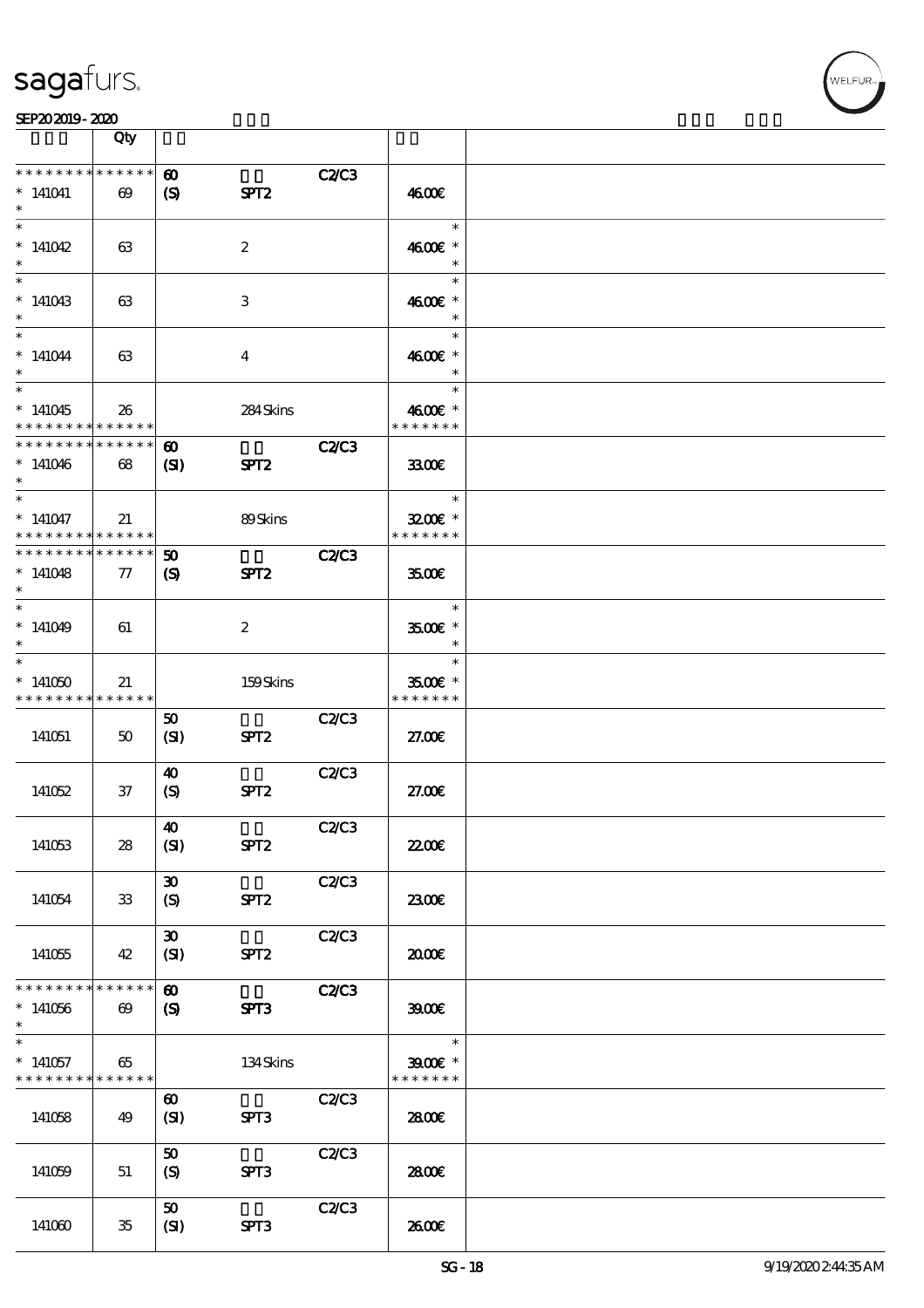| | Qty | | | | | |
|---|---|---|---|---|---|---|
| * * * * * * * * * * * * * * | | 60 | | C2/C3 | | |
| * 141041 | 69 | (S) | SPT2 | | 46.00€ | |
| * | | | | | | |
| * 141042 | 63 | | 2 | | 46.00€ * | |
| * | | | | | | |
| * 141043 | 63 | | 3 | | 46.00€ * | |
| * | | | | | | |
| * 141044 | 63 | | 4 | | 46.00€ * | |
| * | | | | | | |
| * 141045 | 26 | | 284 Skins | | 46.00€ * | |
| * * * * * * * * * * * * * * | | | | | * * * * * * * | |
| * * * * * * * * * * * * * * | | 60 | | C2/C3 | | |
| * 141046 | 68 | (SI) | SPT2 | | 33.00€ | |
| * | | | | | | |
| * 141047 | 21 | | 89 Skins | | 32.00€ * | |
| * * * * * * * * * * * * * * | | | | | * * * * * * * | |
| * * * * * * * * * * * * * * | | 50 | | C2/C3 | | |
| * 141048 | 77 | (S) | SPT2 | | 35.00€ | |
| * | | | | | | |
| * 141049 | 61 | | 2 | | 35.00€ * | |
| * | | | | | | |
| * 141050 | 21 | | 159 Skins | | 35.00€ * | |
| * * * * * * * * * * * * * * | | | | | * * * * * * * | |
| 141051 | 50 | 50 (SI) | SPT2 | C2/C3 | 27.00€ | |
| 141052 | 37 | 40 (S) | SPT2 | C2/C3 | 27.00€ | |
| 141053 | 28 | 40 (SI) | SPT2 | C2/C3 | 22.00€ | |
| 141054 | 33 | 30 (S) | SPT2 | C2/C3 | 23.00€ | |
| 141055 | 42 | 30 (SI) | SPT2 | C2/C3 | 20.00€ | |
| * * * * * * * * * * * * * * | | 60 | | C2/C3 | | |
| * 141056 | 69 | (S) | SPT3 | | 39.00€ | |
| * | | | | | | |
| * 141057 | 65 | | 134 Skins | | 39.00€ * | |
| * * * * * * * * * * * * * * | | | | | * * * * * * * | |
| 141058 | 49 | 60 (SI) | SPT3 | C2/C3 | 28.00€ | |
| 141059 | 51 | 50 (S) | SPT3 | C2/C3 | 28.00€ | |
| 141060 | 35 | 50 (SI) | SPT3 | C2/C3 | 26.00€ | |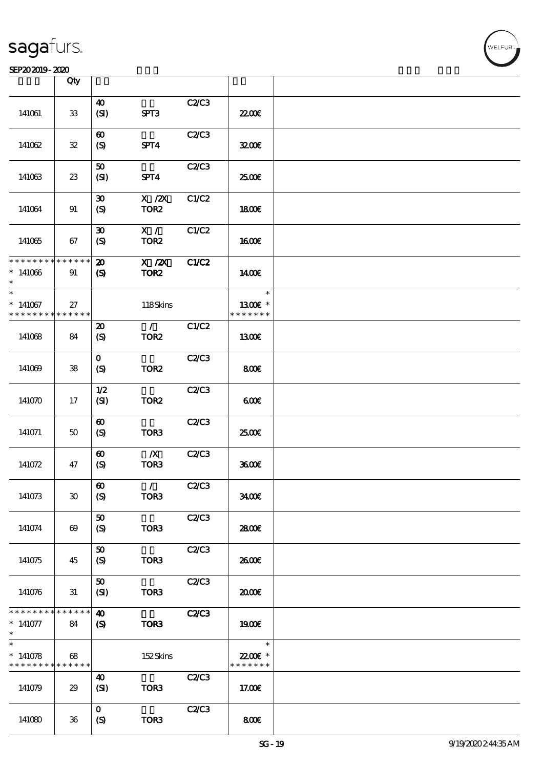| | Qty | | | | | |
|---|---|---|---|---|---|---|
| 141061 | 33 | 40 (SI) | SPT3 | C2/C3 | 22.00€ | |
| 141062 | 32 | 60 (S) | SPT4 | C2/C3 | 32.00€ | |
| 141063 | 23 | 50 (SI) | SPT4 | C2/C3 | 25.00€ | |
| 141064 | 91 | 30 (S) | X /2X TOR2 | C1/C2 | 18.00€ | |
| 141065 | 67 | 30 (S) | X / TOR2 | C1/C2 | 16.00€ | |
| * * * * * * * * * * * * * * * 141066 * | 91 | 20 (S) | X /2X TOR2 | C1/C2 | 14.00€ | |
| * * 141067 * * * * * * * * * * * * * * | 27 | | 118 Skins | | * 13.00€ * * * * * * * * | |
| 141068 | 84 | 20 (S) | / TOR2 | C1/C2 | 13.00€ | |
| 141069 | 38 | 0 (S) | TOR2 | C2/C3 | 8.00€ | |
| 141070 | 17 | 1/2 (SI) | TOR2 | C2/C3 | 6.00€ | |
| 141071 | 50 | 60 (S) | TOR3 | C2/C3 | 25.00€ | |
| 141072 | 47 | 60 (S) | /X TOR3 | C2/C3 | 36.00€ | |
| 141073 | 30 | 60 (S) | / TOR3 | C2/C3 | 34.00€ | |
| 141074 | 69 | 50 (S) | TOR3 | C2/C3 | 28.00€ | |
| 141075 | 45 | 50 (S) | TOR3 | C2/C3 | 26.00€ | |
| 141076 | 31 | 50 (SI) | TOR3 | C2/C3 | 20.00€ | |
| * * * * * * * * * * * * * * * 141077 * | 84 | 40 (S) | TOR3 | C2/C3 | 19.00€ | |
| * * 141078 * * * * * * * * * * * * * * | 68 | | 152 Skins | | * 22.00€ * * * * * * * * | |
| 141079 | 29 | 40 (SI) | TOR3 | C2/C3 | 17.00€ | |
| 141080 | 36 | 0 (S) | TOR3 | C2/C3 | 8.00€ | |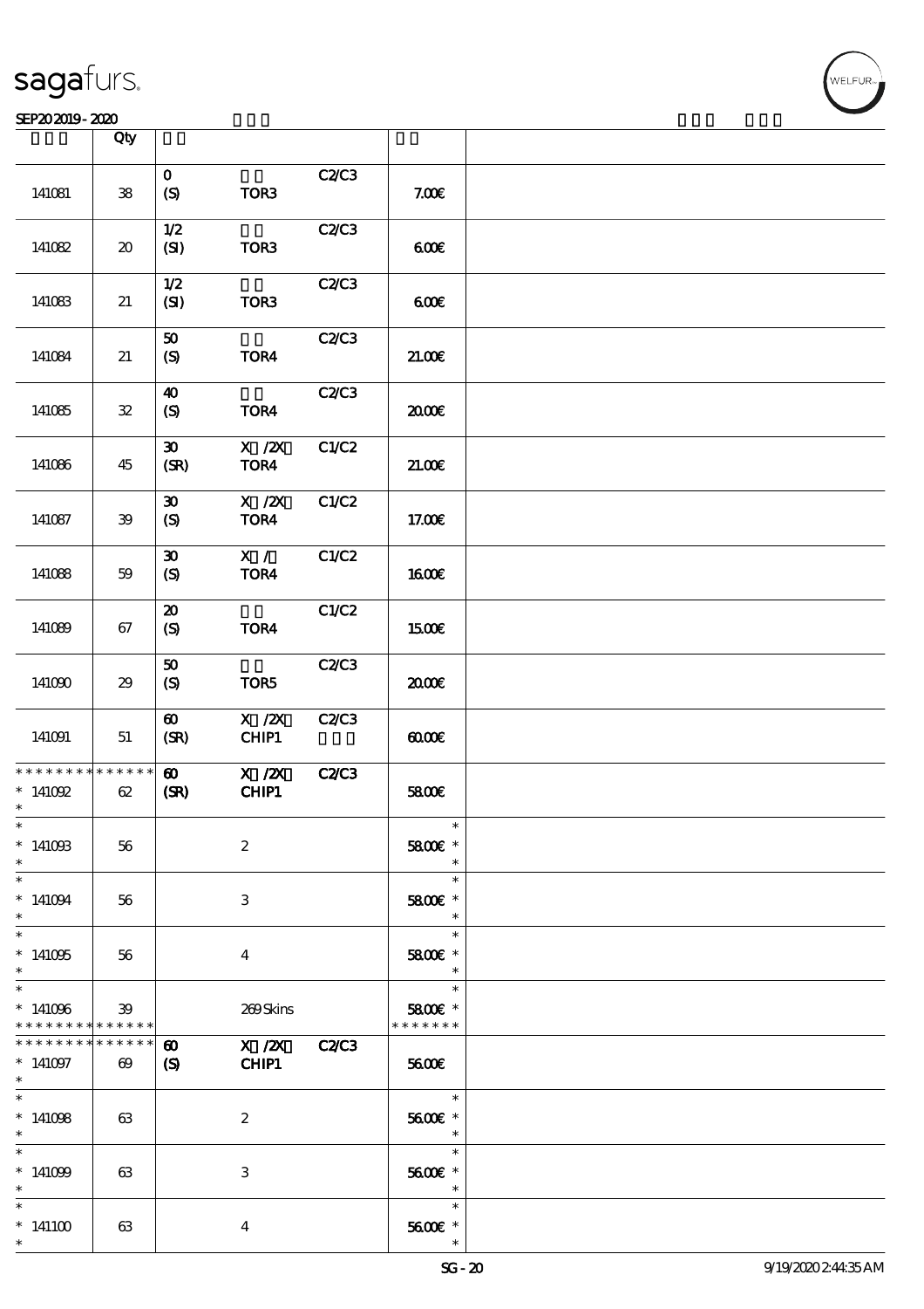| | Qty | | | | | |
|---|---|---|---|---|---|---|
| 141081 | 38 | 0<br>(S) | TOR3 | C2/C3 | 7.00€ | |
| 141082 | 20 | 1/2<br>(SI) | TOR3 | C2/C3 | 6.00€ | |
| 141083 | 21 | 1/2<br>(SI) | TOR3 | C2/C3 | 6.00€ | |
| 141084 | 21 | 50<br>(S) | TOR4 | C2/C3 | 21.00€ | |
| 141085 | 32 | 40<br>(S) | TOR4 | C2/C3 | 20.00€ | |
| 141086 | 45 | 30<br>(SR) | X /2X<br>TOR4 | C1/C2 | 21.00€ | |
| 141087 | 39 | 30<br>(S) | X /2X<br>TOR4 | C1/C2 | 17.00€ | |
| 141088 | 59 | 30<br>(S) | X /<br>TOR4 | C1/C2 | 16.00€ | |
| 141089 | 67 | 20<br>(S) | TOR4 | C1/C2 | 15.00€ | |
| 141090 | 29 | 50<br>(S) | TOR5 | C2/C3 | 20.00€ | |
| 141091 | 51 | 60<br>(SR) | X /2X<br>CHIP1 | C2/C3 | 60.00€ | |
| * * * * * * * * * * * * * *<br>* 141092<br>* | 62 | 60<br>(SR) | X /2X<br>CHIP1 | C2/C3 | 58.00€ | |
| *<br>* 141093<br>* | 56 | | 2 | | 58.00€ * | |
| *<br>* 141094<br>* | 56 | | 3 | | 58.00€ * | |
| *<br>* 141095<br>* | 56 | | 4 | | 58.00€ * | |
| *<br>* 141096<br>* * * * * * * * * * * * * * | 39 | | 269 Skins | | 58.00€ *<br>* * * * * * * | |
| * * * * * * * * * * * * * *<br>* 141097<br>* | 69 | 60<br>(S) | X /2X<br>CHIP1 | C2/C3 | 56.00€ | |
| *<br>* 141098<br>* | 63 | | 2 | | 56.00€ * | |
| *<br>* 141099<br>* | 63 | | 3 | | 56.00€ * | |
| *<br>* 141100<br>* | 63 | | 4 | | 56.00€ * | |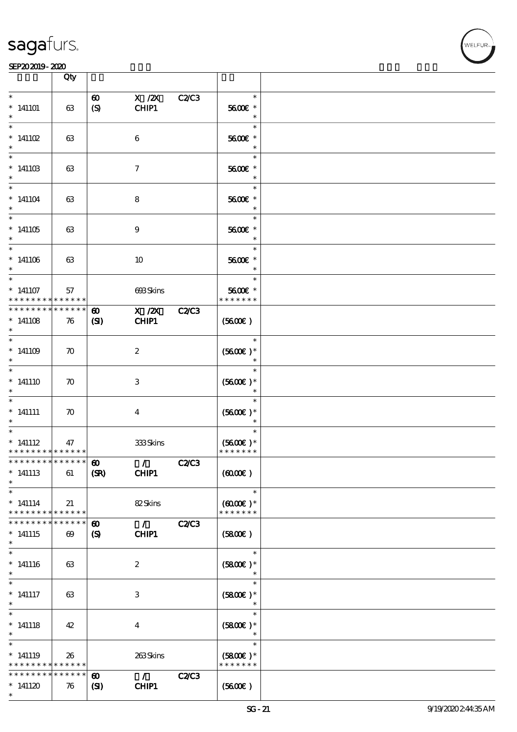| | Qty | | | | |
|---|---|---|---|---|---|
| * <br> * 141101 <br> * | 63 | 60 <br> (S) | X /2X <br> CHIP1 | C2/C3 | * <br> 56.00€ * <br> * |
| * <br> * 141102 <br> * | 63 | | 6 | | * <br> 56.00€ * <br> * |
| * <br> * 141103 <br> * | 63 | | 7 | | * <br> 56.00€ * <br> * |
| * <br> * 141104 <br> * | 63 | | 8 | | * <br> 56.00€ * <br> * |
| * <br> * 141105 <br> * | 63 | | 9 | | * <br> 56.00€ * <br> * |
| * <br> * 141106 <br> * | 63 | | 10 | | * <br> 56.00€ * <br> * |
| * <br> * 141107 <br> * * * * * * * * * * * * * * | 57 | | 693 Skins | | * <br> 56.00€ * <br> * * * * * * * |
| * * * * * * * * * * * * * * <br> * 141108 <br> * | 76 | 60 <br> (SI) | X /2X <br> CHIP1 | C2/C3 | (56.00€) |
| * <br> * 141109 <br> * | 70 | | 2 | | * <br> (56.00€)* <br> * |
| * <br> * 141110 <br> * | 70 | | 3 | | * <br> (56.00€)* <br> * |
| * <br> * 141111 <br> * | 70 | | 4 | | * <br> (56.00€)* <br> * |
| * <br> * 141112 <br> * * * * * * * * * * * * * * | 47 | | 333 Skins | | * <br> (56.00€)* <br> * * * * * * * |
| * * * * * * * * * * * * * * <br> * 141113 <br> * | 61 | 60 <br> (SR) | / <br> CHIP1 | C2/C3 | (60.00€) |
| * <br> * 141114 <br> * * * * * * * * * * * * * * | 21 | | 82 Skins | | * <br> (60.00€)* <br> * * * * * * * |
| * * * * * * * * * * * * * * <br> * 141115 <br> * | 69 | 60 <br> (S) | / <br> CHIP1 | C2/C3 | (58.00€) |
| * <br> * 141116 <br> * | 63 | | 2 | | * <br> (58.00€)* <br> * |
| * <br> * 141117 <br> * | 63 | | 3 | | * <br> (58.00€)* <br> * |
| * <br> * 141118 <br> * | 42 | | 4 | | * <br> (58.00€)* <br> * |
| * <br> * 141119 <br> * * * * * * * * * * * * * * | 26 | | 263 Skins | | * <br> (58.00€)* <br> * * * * * * * |
| * * * * * * * * * * * * * * <br> * 141120 <br> * | 76 | 60 <br> (SI) | / <br> CHIP1 | C2/C3 | (56.00€) |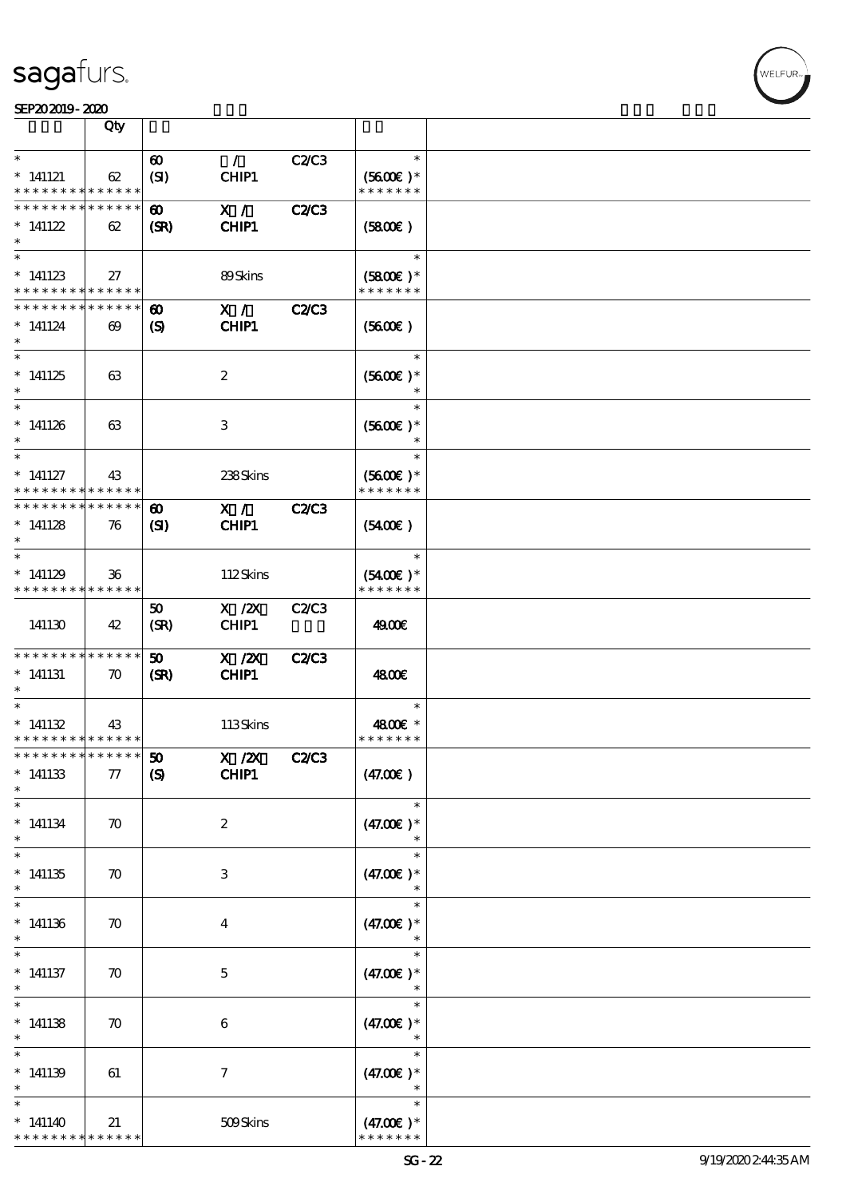| | Qty | | | | | |
|---|---|---|---|---|---|---|
| * 141121 * * * * * * * * * * * * * * | 62 | 60 (SI) | / CHIP1 | C2/C3 | * (5600€) * * * * * * * * | |
| * * * * * * * * * * * * * * 141122 * | 62 | 60 (SR) | X / CHIP1 | C2/C3 | (5800€) | |
| * 141123 * * * * * * * * * * * * * * | 27 | | 89 Skins | | * (5800€) * * * * * * * * | |
| * * * * * * * * * * * * * * 141124 * | 69 | 60 (S) | X / CHIP1 | C2/C3 | (5600€) | |
| * 141125 * | 63 | | 2 | | * (5600€) * * | |
| * 141126 * | 63 | | 3 | | * (5600€) * * | |
| * 141127 * * * * * * * * * * * * * * | 43 | | 238 Skins | | * (5600€) * * * * * * * * | |
| * * * * * * * * * * * * * * 141128 * | 76 | 60 (SI) | X / CHIP1 | C2/C3 | (5400€) | |
| * 141129 * * * * * * * * * * * * * * | 36 | | 112 Skins | | * (5400€) * * * * * * * * | |
| 141130 | 42 | 50 (SR) | X /2X CHIP1 | C2/C3 | 4900€ | |
| * * * * * * * * * * * * * * 141131 * | 70 | 50 (SR) | X /2X CHIP1 | C2/C3 | 4800€ | |
| * 141132 * * * * * * * * * * * * * * | 43 | | 113 Skins | | * 4800€ * * * * * * * * | |
| * * * * * * * * * * * * * * 141133 * | 77 | 50 (S) | X /2X CHIP1 | C2/C3 | (47.00€) | |
| * 141134 * | 70 | | 2 | | * (47.00€) * * | |
| * 141135 * | 70 | | 3 | | * (47.00€) * * | |
| * 141136 * | 70 | | 4 | | * (47.00€) * * | |
| * 141137 * | 70 | | 5 | | * (47.00€) * * | |
| * 141138 * | 70 | | 6 | | * (47.00€) * * | |
| * 141139 * | 61 | | 7 | | * (47.00€) * * | |
| * 141140 * * * * * * * * * * * * * * | 21 | | 509 Skins | | * (47.00€) * * * * * * * * | |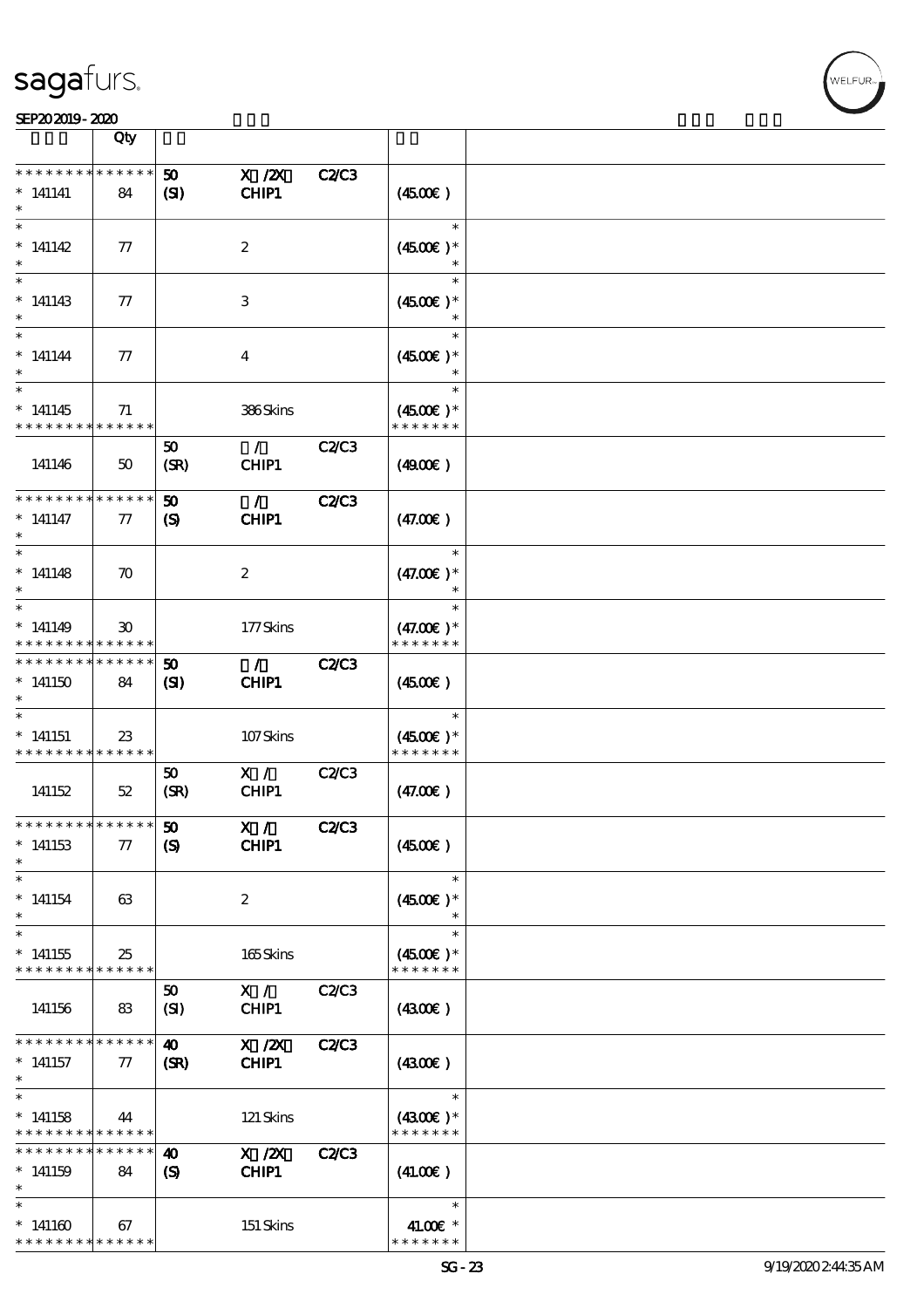| | Qty | | | | | |
|---|---|---|---|---|---|---|
| * * * * * * * * * * * * * * | | 50 | X /2X | C2/C3 | | |
| * 141141 | 84 | (SI) | CHIP1 | | (45.00€ ) | |
| * 141142 | 77 | | 2 | | (45.00€ )* | |
| * 141143 | 77 | | 3 | | (45.00€ )* | |
| * 141144 | 77 | | 4 | | (45.00€ )* | |
| * 141145 | 71 | | 386 Skins | | (45.00€ )* | |
| 141146 | 50 | 50 (SR) | / CHIP1 | C2/C3 | (49.00€ ) | |
| * * * * * * * * * * * * * * | | 50 | / | C2/C3 | | |
| * 141147 | 77 | (S) | CHIP1 | | (47.00€ ) | |
| * 141148 | 70 | | 2 | | (47.00€ )* | |
| * 141149 | 30 | | 177 Skins | | (47.00€ )* | |
| * * * * * * * * * * * * * * | | 50 | / | C2/C3 | | |
| * 141150 | 84 | (SI) | CHIP1 | | (45.00€ ) | |
| * 141151 | 23 | | 107 Skins | | (45.00€ )* | |
| 141152 | 52 | 50 (SR) | X / CHIP1 | C2/C3 | (47.00€ ) | |
| * * * * * * * * * * * * * * | | 50 | X / | C2/C3 | | |
| * 141153 | 77 | (S) | CHIP1 | | (45.00€ ) | |
| * 141154 | 63 | | 2 | | (45.00€ )* | |
| * 141155 | 25 | | 165 Skins | | (45.00€ )* | |
| 141156 | 83 | 50 (SI) | X / CHIP1 | C2/C3 | (43.00€ ) | |
| * * * * * * * * * * * * * * | | 40 | X /2X | C2/C3 | | |
| * 141157 | 77 | (SR) | CHIP1 | | (43.00€ ) | |
| * 141158 | 44 | | 121 Skins | | (43.00€ )* | |
| * * * * * * * * * * * * * * | | 40 | X /2X | C2/C3 | | |
| * 141159 | 84 | (S) | CHIP1 | | (41.00€ ) | |
| * 141160 | 67 | | 151 Skins | | 41.00€ * | |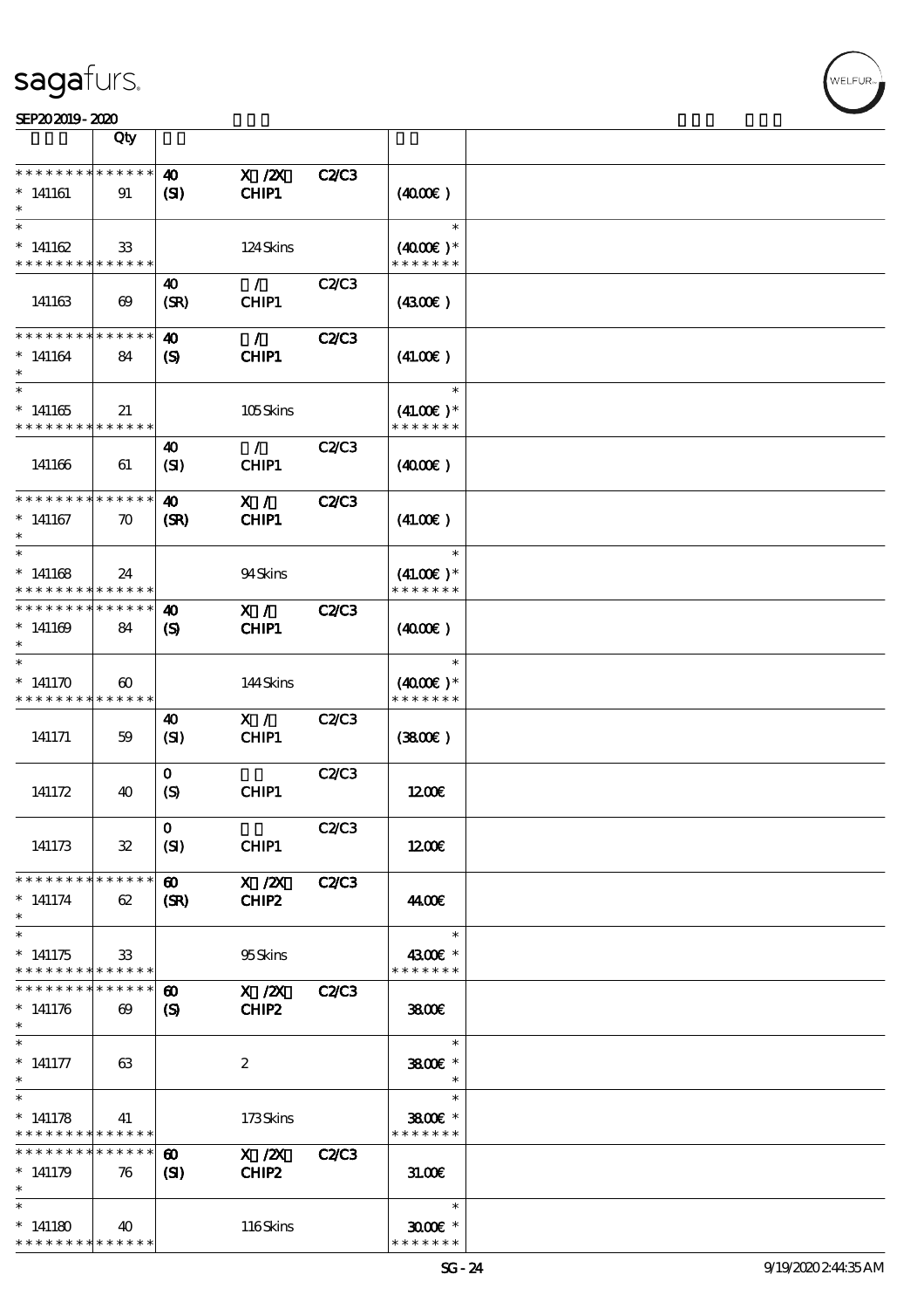| | Qty | | | | | |
|---|---|---|---|---|---|---|
| * * * * * * * * * * * * * * | | 40 | X /2X | C2/C3 | | |
| * 141161 | 91 | (SI) | CHIP1 | | (40.00€) | |
| * | | | | | | |
| * | | | | | * | |
| * 141162 | 33 | | 124 Skins | | (40.00€) * | |
| * * * * * * * * * * * * * * | | | | | * * * * * * * | |
| | | 40 | / | C2/C3 | | |
| 141163 | 69 | (SR) | CHIP1 | | (43.00€) | |
| * * * * * * * * * * * * * * | | 40 | / | C2/C3 | | |
| * 141164 | 84 | (S) | CHIP1 | | (41.00€) | |
| * | | | | | | |
| * | | | | | * | |
| * 141165 | 21 | | 105 Skins | | (41.00€) * | |
| * * * * * * * * * * * * * * | | | | | * * * * * * * | |
| | | 40 | / | C2/C3 | | |
| 141166 | 61 | (SI) | CHIP1 | | (40.00€) | |
| * * * * * * * * * * * * * * | | 40 | X / | C2/C3 | | |
| * 141167 | 70 | (SR) | CHIP1 | | (41.00€) | |
| * | | | | | | |
| * | | | | | * | |
| * 141168 | 24 | | 94 Skins | | (41.00€) * | |
| * * * * * * * * * * * * * * | | | | | * * * * * * * | |
| * * * * * * * * * * * * * * | | 40 | X / | C2/C3 | | |
| * 141169 | 84 | (S) | CHIP1 | | (40.00€) | |
| * | | | | | | |
| * | | | | | * | |
| * 141170 | 60 | | 144 Skins | | (40.00€) * | |
| * * * * * * * * * * * * * * | | | | | * * * * * * * | |
| | | 40 | X / | C2/C3 | | |
| 141171 | 59 | (SI) | CHIP1 | | (38.00€) | |
| | | 0 | | C2/C3 | | |
| 141172 | 40 | (S) | CHIP1 | | 12.00€ | |
| | | 0 | | C2/C3 | | |
| 141173 | 32 | (SI) | CHIP1 | | 12.00€ | |
| * * * * * * * * * * * * * * | | 60 | X /2X | C2/C3 | | |
| * 141174 | 62 | (SR) | CHIP2 | | 44.00€ | |
| * | | | | | | |
| * | | | | | * | |
| * 141175 | 33 | | 95 Skins | | 43.00€ * | |
| * * * * * * * * * * * * * * | | | | | * * * * * * * | |
| * * * * * * * * * * * * * * | | 60 | X /2X | C2/C3 | | |
| * 141176 | 69 | (S) | CHIP2 | | 38.00€ | |
| * | | | | | | |
| * | | | | | * | |
| * 141177 | 63 | | 2 | | 38.00€ * | |
| * | | | | | * | |
| * | | | | | * | |
| * 141178 | 41 | | 173 Skins | | 38.00€ * | |
| * * * * * * * * * * * * * * | | | | | * * * * * * * | |
| * * * * * * * * * * * * * * | | 60 | X /2X | C2/C3 | | |
| * 141179 | 76 | (SI) | CHIP2 | | 31.00€ | |
| * | | | | | | |
| * | | | | | * | |
| * 141180 | 40 | | 116 Skins | | 30.00€ * | |
| * * * * * * * * * * * * * * | | | | | * * * * * * * | |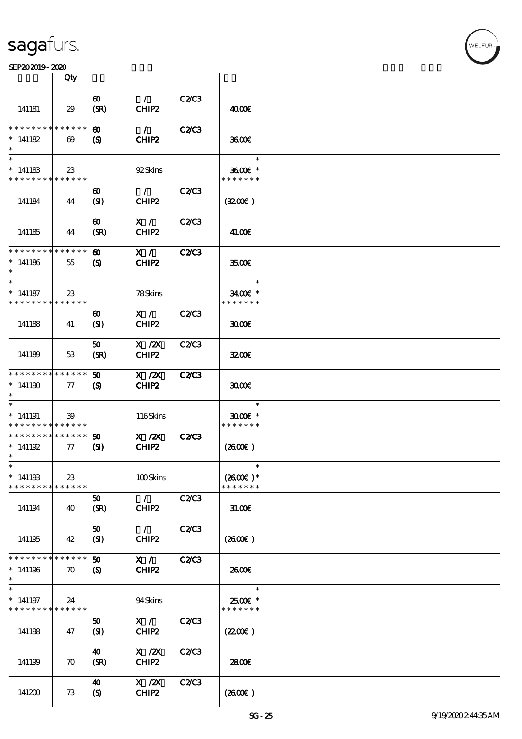| | Qty | | | | | |
|---|---|---|---|---|---|---|
| 141181 | 29 | 60 (SR) | / CHIP2 | C2/C3 | 40.00€ | |
| * * * * * * * * * * * * * * 141182 * | 69 | 60 (S) | / CHIP2 | C2/C3 | 36.00€ | |
| * * 141183 * * * * * * * * * * * * * * | 23 | | 92 Skins | | * 36.00€ * * * * * * * * | |
| 141184 | 44 | 60 (SI) | / CHIP2 | C2/C3 | (32.00€) | |
| 141185 | 44 | 60 (SR) | X / CHIP2 | C2/C3 | 41.00€ | |
| * * * * * * * * * * * * * * 141186 * | 55 | 60 (S) | X / CHIP2 | C2/C3 | 35.00€ | |
| * * 141187 * * * * * * * * * * * * * * | 23 | | 78 Skins | | * 34.00€ * * * * * * * * | |
| 141188 | 41 | 60 (SI) | X / CHIP2 | C2/C3 | 30.00€ | |
| 141189 | 53 | 50 (SR) | X /2X CHIP2 | C2/C3 | 32.00€ | |
| * * * * * * * * * * * * * * 141190 * | 77 | 50 (S) | X /2X CHIP2 | C2/C3 | 30.00€ | |
| * * 141191 * * * * * * * * * * * * * * | 39 | | 116 Skins | | * 30.00€ * * * * * * * * | |
| * * * * * * * * * * * * * * 141192 * | 77 | 50 (SI) | X /2X CHIP2 | C2/C3 | (26.00€) | |
| * * 141193 * * * * * * * * * * * * * * | 23 | | 100 Skins | | * (26.00€) * * * * * * * * | |
| 141194 | 40 | 50 (SR) | / CHIP2 | C2/C3 | 31.00€ | |
| 141195 | 42 | 50 (SI) | / CHIP2 | C2/C3 | (26.00€) | |
| * * * * * * * * * * * * * * 141196 * | 70 | 50 (S) | X / CHIP2 | C2/C3 | 26.00€ | |
| * * 141197 * * * * * * * * * * * * * * | 24 | | 94 Skins | | * 25.00€ * * * * * * * * | |
| 141198 | 47 | 50 (SI) | X / CHIP2 | C2/C3 | (22.00€) | |
| 141199 | 70 | 40 (SR) | X /2X CHIP2 | C2/C3 | 28.00€ | |
| 141200 | 73 | 40 (S) | X /2X CHIP2 | C2/C3 | (26.00€) | |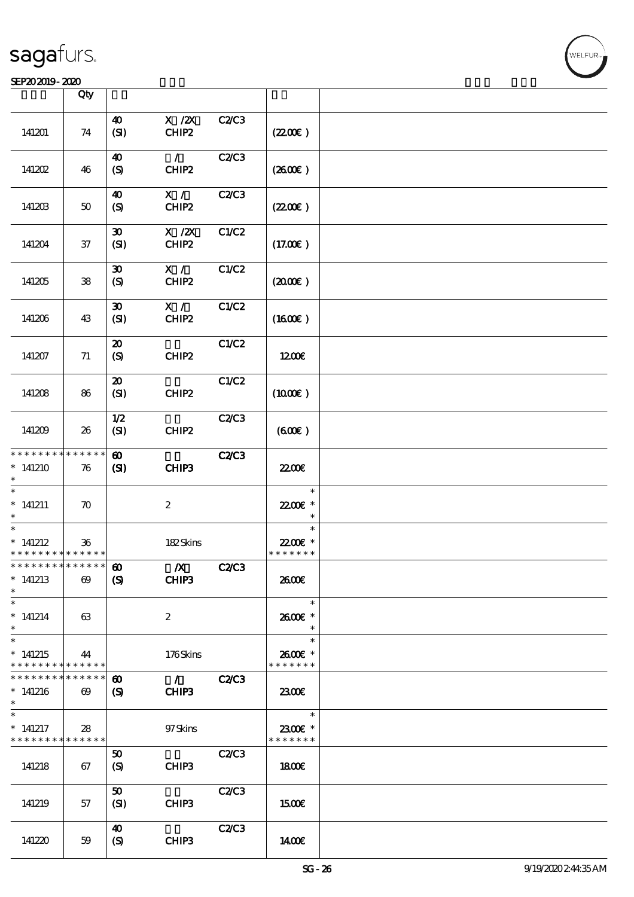| | Qty | | | | | |
|---|---|---|---|---|---|---|
| 141201 | 74 | 40 (SI) | X /2X CHIP2 | C2/C3 | (22.00€) | |
| 141202 | 46 | 40 (S) | / CHIP2 | C2/C3 | (26.00€) | |
| 141203 | 50 | 40 (S) | X / CHIP2 | C2/C3 | (22.00€) | |
| 141204 | 37 | 30 (SI) | X /2X CHIP2 | C1/C2 | (17.00€) | |
| 141205 | 38 | 30 (S) | X / CHIP2 | C1/C2 | (20.00€) | |
| 141206 | 43 | 30 (SI) | X / CHIP2 | C1/C2 | (16.00€) | |
| 141207 | 71 | 20 (S) | CHIP2 | C1/C2 | 12.00€ | |
| 141208 | 86 | 20 (SI) | CHIP2 | C1/C2 | (10.00€) | |
| 141209 | 26 | 1/2 (SI) | CHIP2 | C2/C3 | (6.00€) | |
| * 141210 | 76 | **60 (SI)** | **CHIP3** | **C2/C3** | 22.00€ | |
| * 141211 | 70 | | 2 | | 22.00€ * | |
| * 141212 | 36 | | 182 Skins | | 22.00€ * | |
| * 141213 | 69 | **60 (S)** | **/X CHIP3** | **C2/C3** | 26.00€ | |
| * 141214 | 63 | | 2 | | 26.00€ * | |
| * 141215 | 44 | | 176 Skins | | 26.00€ * | |
| * 141216 | 69 | **60 (S)** | **/ CHIP3** | **C2/C3** | 23.00€ | |
| * 141217 | 28 | | 97 Skins | | 23.00€ * | |
| 141218 | 67 | 50 (S) | CHIP3 | C2/C3 | 18.00€ | |
| 141219 | 57 | 50 (SI) | CHIP3 | C2/C3 | 15.00€ | |
| 141220 | 59 | 40 (S) | CHIP3 | C2/C3 | 14.00€ | |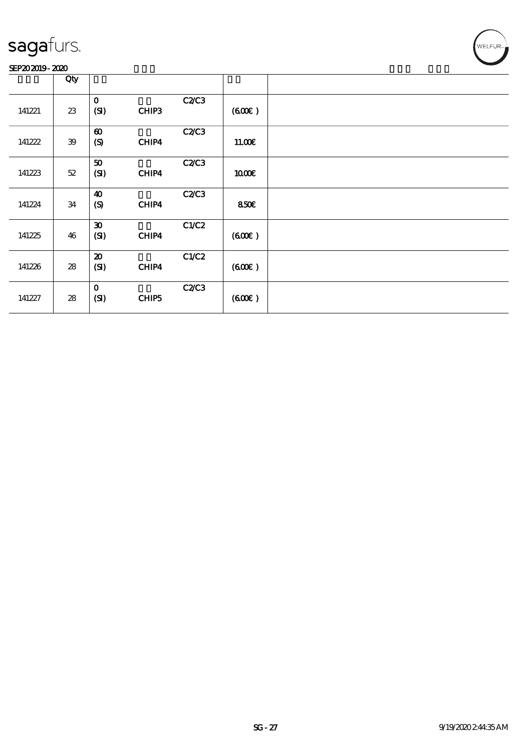| | Qty | | | | | |
|---|---|---|---|---|---|---|
| 141221 | 23 | 0<br>(SI) | CHIP3 | C2/C3 | (6.00€ ) | |
| 141222 | 39 | 60<br>(S) | CHIP4 | C2/C3 | 11.00€ | |
| 141223 | 52 | 50<br>(SI) | CHIP4 | C2/C3 | 10.00€ | |
| 141224 | 34 | 40<br>(S) | CHIP4 | C2/C3 | 8.50€ | |
| 141225 | 46 | 30<br>(SI) | CHIP4 | C1/C2 | (6.00€ ) | |
| 141226 | 28 | 20<br>(SI) | CHIP4 | C1/C2 | (6.00€ ) | |
| 141227 | 28 | 0<br>(SI) | CHIP5 | C2/C3 | (6.00€ ) | |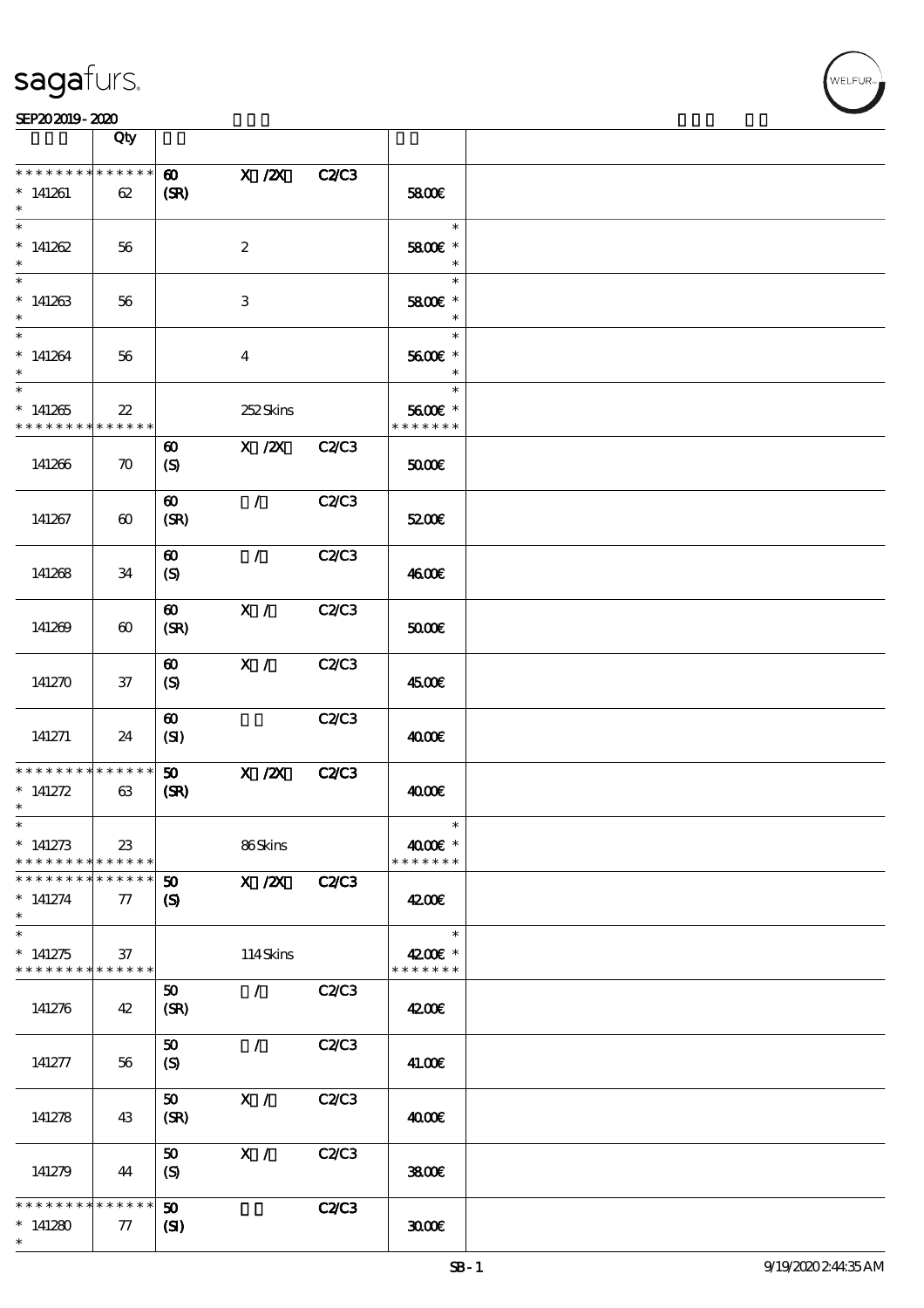| | Qty | | | | | |
|---|---|---|---|---|---|---|
| * * * * * * * * * * * * * * | | 60 | X /2X | C2/C3 | | |
| * 141261 | 62 | (SR) | | | 58.00€ | |
| * 141262 | 56 | | 2 | | 58.00€ * | |
| * 141263 | 56 | | 3 | | 58.00€ * | |
| * 141264 | 56 | | 4 | | 56.00€ * | |
| * 141265 | 22 | | 252 Skins | | 56.00€ * | |
| 141266 | 70 | 60 (S) | X /2X | C2/C3 | 50.00€ | |
| 141267 | 60 | 60 (SR) | / | C2/C3 | 52.00€ | |
| 141268 | 34 | 60 (S) | / | C2/C3 | 46.00€ | |
| 141269 | 60 | 60 (SR) | X / | C2/C3 | 50.00€ | |
| 141270 | 37 | 60 (S) | X / | C2/C3 | 45.00€ | |
| 141271 | 24 | 60 (SI) | | C2/C3 | 40.00€ | |
| * * * * * * * * * * * * * * | | 50 | X /2X | C2/C3 | | |
| * 141272 | 63 | (SR) | | | 40.00€ | |
| * 141273 | 23 | | 86 Skins | | 40.00€ * | |
| * * * * * * * * * * * * * * | | 50 | X /2X | C2/C3 | | |
| * 141274 | 77 | (S) | | | 42.00€ | |
| * 141275 | 37 | | 114 Skins | | 42.00€ * | |
| 141276 | 42 | 50 (SR) | / | C2/C3 | 42.00€ | |
| 141277 | 56 | 50 (S) | / | C2/C3 | 41.00€ | |
| 141278 | 43 | 50 (SR) | X / | C2/C3 | 40.00€ | |
| 141279 | 44 | 50 (S) | X / | C2/C3 | 38.00€ | |
| * * * * * * * * * * * * * * | | 50 | | C2/C3 | | |
| * 141280 | 77 | (SI) | | | 30.00€ | |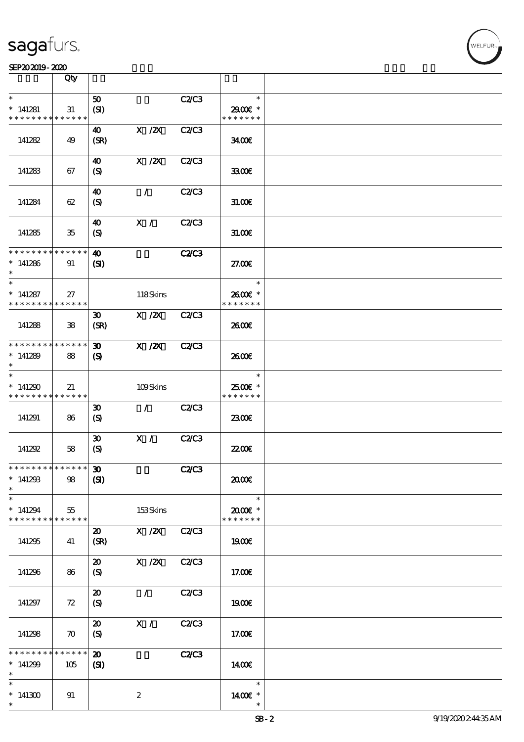| | Qty | | | | | |
|---|---|---|---|---|---|---|
| * | | 50 | | C2/C3 | * | |
| * 141281 | 31 | (SI) | | | 29.00€ * | |
| * * * * * * * * * * * * * * | | | | | * * * * * * * | |
| 141282 | 49 | 40 (SR) | X /2X | C2/C3 | 34.00€ | |
| 141283 | 67 | 40 (S) | X /2X | C2/C3 | 33.00€ | |
| 141284 | 62 | 40 (S) | / | C2/C3 | 31.00€ | |
| 141285 | 35 | 40 (S) | X / | C2/C3 | 31.00€ | |
| * * * * * * * * * * * * * * | | 40 | | C2/C3 | | |
| * 141286 | 91 | (SI) | | | 27.00€ | |
| * | | | | | | |
| * | | | | | * | |
| * 141287 | 27 | | 118 Skins | | 26.00€ * | |
| * * * * * * * * * * * * * * | | | | | * * * * * * * | |
| 141288 | 38 | 30 (SR) | X /2X | C2/C3 | 26.00€ | |
| * * * * * * * * * * * * * * | | 30 | X /2X | C2/C3 | | |
| * 141289 | 88 | (S) | | | 26.00€ | |
| * | | | | | | |
| * | | | | | * | |
| * 141290 | 21 | | 109 Skins | | 25.00€ * | |
| * * * * * * * * * * * * * * | | | | | * * * * * * * | |
| 141291 | 86 | 30 (S) | / | C2/C3 | 23.00€ | |
| 141292 | 58 | 30 (S) | X / | C2/C3 | 22.00€ | |
| * * * * * * * * * * * * * * | | 30 | | C2/C3 | | |
| * 141293 | 98 | (SI) | | | 20.00€ | |
| * | | | | | | |
| * | | | | | * | |
| * 141294 | 55 | | 153 Skins | | 20.00€ * | |
| * * * * * * * * * * * * * * | | | | | * * * * * * * | |
| 141295 | 41 | 20 (SR) | X /2X | C2/C3 | 19.00€ | |
| 141296 | 86 | 20 (S) | X /2X | C2/C3 | 17.00€ | |
| 141297 | 72 | 20 (S) | / | C2/C3 | 19.00€ | |
| 141298 | 70 | 20 (S) | X / | C2/C3 | 17.00€ | |
| * * * * * * * * * * * * * * | | 20 | | C2/C3 | | |
| * 141299 | 105 | (SI) | | | 14.00€ | |
| * | | | | | | |
| * | | | | | * | |
| * 141300 | 91 | | 2 | | 14.00€ * | |
| * | | | | | * | |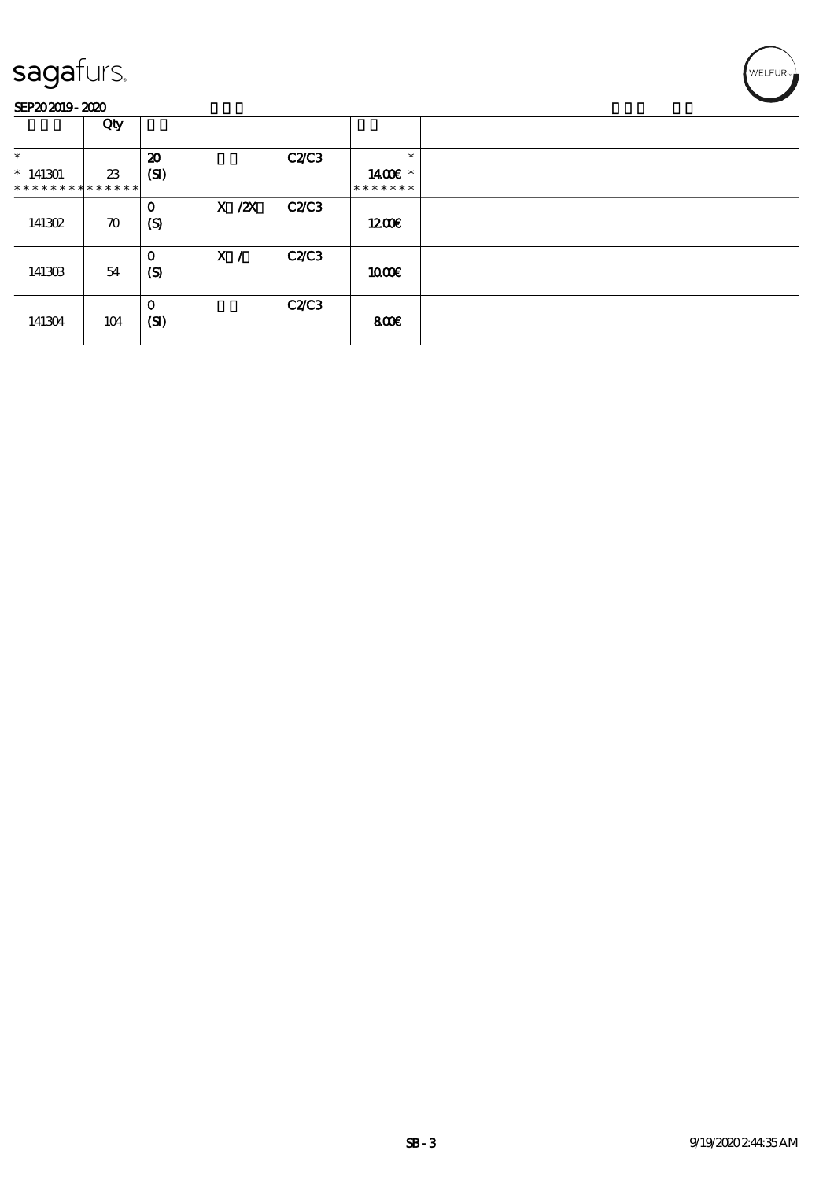sagafurs.

SEP20 2019 - 2020

| | Qty | | | | | |
|---|---|---|---|---|---|---|
| *<br>* 141301<br>* * * * * * * * * * * * * * | 23 | 20<br>(SI) | | C2/C3 | *<br>1400€ *<br>* * * * * * * | |
| 141302 | 70 | 0<br>(S) | X /2X | C2/C3 | 1200€ | |
| 141303 | 54 | 0<br>(S) | X / | C2/C3 | 1000€ | |
| 141304 | 104 | 0<br>(SI) | | C2/C3 | 800€ | |

SB - 3

9/19/2020 2:44:35 AM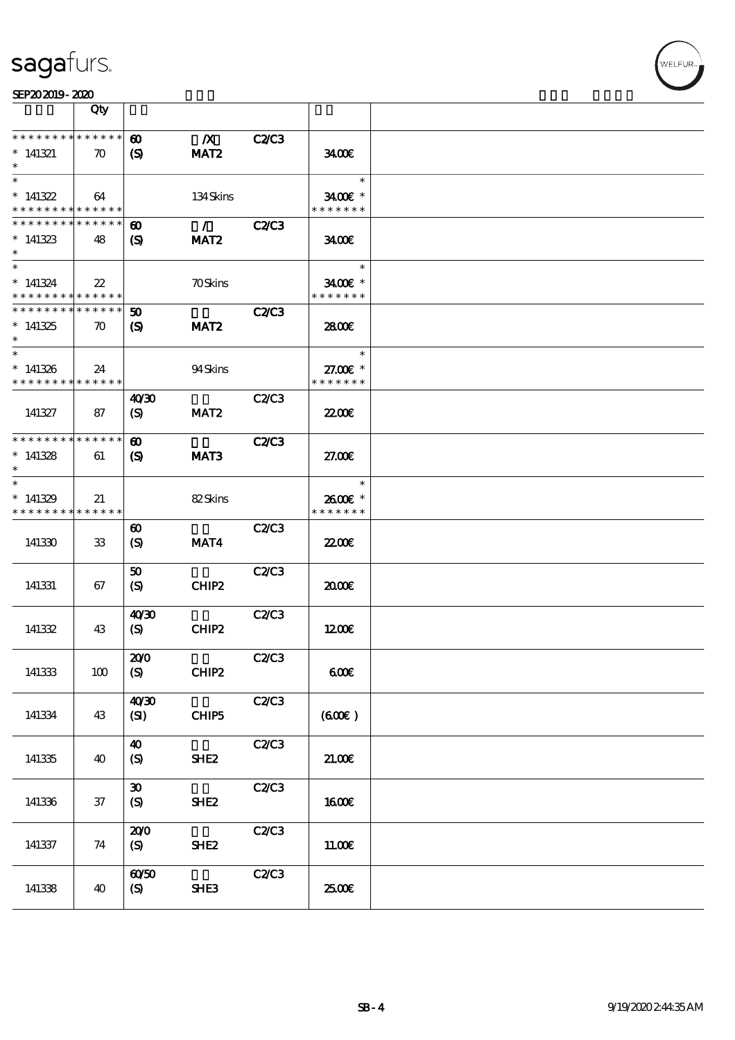| | Qty | | | | | |
|---|---|---|---|---|---|---|
| * * * * * * * * * * * * * * | | 60 | /X | C2/C3 | | |
| * 141321 | 70 | (S) | MAT2 | | 34.00€ | |
| * | | | | | | |
| * | | | | | * | |
| * 141322 | 64 | | 134 Skins | | 34.00€ * | |
| * * * * * * * * * * * * * * | | | | | * * * * * * * | |
| * * * * * * * * * * * * * * | | 60 | / | C2/C3 | | |
| * 141323 | 48 | (S) | MAT2 | | 34.00€ | |
| * | | | | | | |
| * | | | | | * | |
| * 141324 | 22 | | 70 Skins | | 34.00€ * | |
| * * * * * * * * * * * * * * | | | | | * * * * * * * | |
| * * * * * * * * * * * * * * | | 50 | | C2/C3 | | |
| * 141325 | 70 | (S) | MAT2 | | 28.00€ | |
| * | | | | | | |
| * | | | | | * | |
| * 141326 | 24 | | 94 Skins | | 27.00€ * | |
| * * * * * * * * * * * * * * | | | | | * * * * * * * | |
| 141327 | 87 | 40/30 (S) | MAT2 | C2/C3 | 22.00€ | |
| * * * * * * * * * * * * * * | | 60 | | C2/C3 | | |
| * 141328 | 61 | (S) | MAT3 | | 27.00€ | |
| * | | | | | | |
| * | | | | | * | |
| * 141329 | 21 | | 82 Skins | | 26.00€ * | |
| * * * * * * * * * * * * * * | | | | | * * * * * * * | |
| 141330 | 33 | 60 (S) | MAT4 | C2/C3 | 22.00€ | |
| 141331 | 67 | 50 (S) | CHIP2 | C2/C3 | 20.00€ | |
| 141332 | 43 | 40/30 (S) | CHIP2 | C2/C3 | 12.00€ | |
| 141333 | 100 | 20/0 (S) | CHIP2 | C2/C3 | 6.00€ | |
| 141334 | 43 | 40/30 (SI) | CHIP5 | C2/C3 | (6.00€) | |
| 141335 | 40 | 40 (S) | SHE2 | C2/C3 | 21.00€ | |
| 141336 | 37 | 30 (S) | SHE2 | C2/C3 | 16.00€ | |
| 141337 | 74 | 20/0 (S) | SHE2 | C2/C3 | 11.00€ | |
| 141338 | 40 | 60/50 (S) | SHE3 | C2/C3 | 25.00€ | |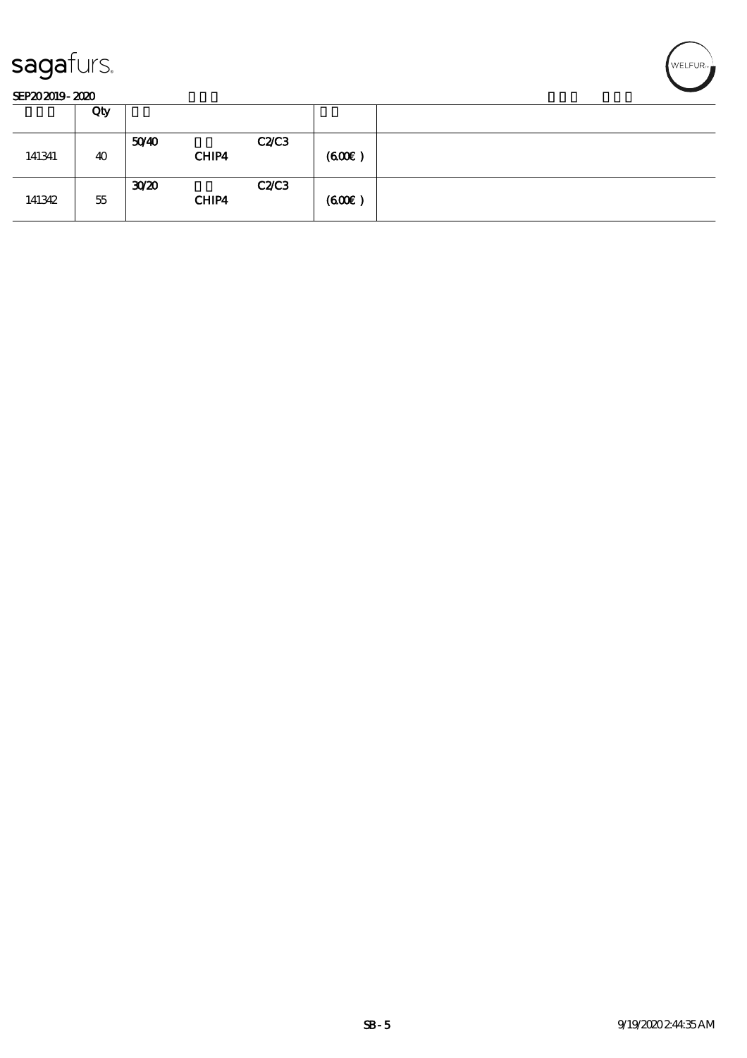sagafurs.

SEP20 2019 - 2020

| | Qty | | | | | |
|---|---|---|---|---|---|---|
| 141341 | 40 | 50/40 | CHIP4 | C2/C3 | (600€) | |
| 141342 | 55 | 30/20 | CHIP4 | C2/C3 | (600€) | |

9/19/2020 2:44:35 AM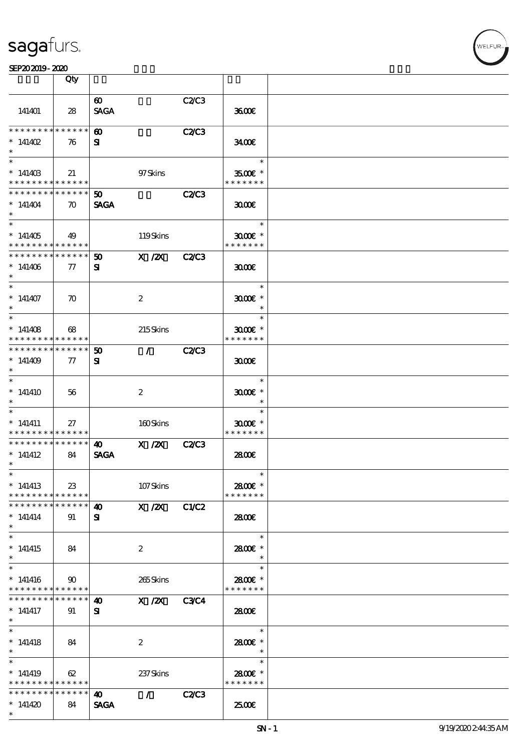| | Qty | | | | | |
|---|---|---|---|---|---|---|
| 141401 | 28 | 60 SAGA | | C2/C3 | 36.00€ | |
| * * * * * * * * * * * * * * <br>* 141402<br>* | 76 | 60 SI | | C2/C3 | 34.00€ | |
| * <br>* 141403<br>* * * * * * * * * * * * * * | 21 | | 97 Skins | | * <br>35.00€ *<br>* * * * * * * | |
| * * * * * * * * * * * * * * <br>* 141404<br>* | 70 | 50 SAGA | | C2/C3 | 30.00€ | |
| * <br>* 141405<br>* * * * * * * * * * * * * * | 49 | | 119 Skins | | * <br>30.00€ *<br>* * * * * * * | |
| * * * * * * * * * * * * * * <br>* 141406<br>* | 77 | 50 SI | X /2X | C2/C3 | 30.00€ | |
| * <br>* 141407<br>* | 70 | | 2 | | * <br>30.00€ *<br>* | |
| * <br>* 141408<br>* * * * * * * * * * * * * * | 68 | | 215 Skins | | * <br>30.00€ *<br>* * * * * * * | |
| * * * * * * * * * * * * * * <br>* 141409<br>* | 77 | 50 SI | / | C2/C3 | 30.00€ | |
| * <br>* 141410<br>* | 56 | | 2 | | * <br>30.00€ *<br>* | |
| * <br>* 141411<br>* * * * * * * * * * * * * * | 27 | | 160 Skins | | * <br>30.00€ *<br>* * * * * * * | |
| * * * * * * * * * * * * * * <br>* 141412<br>* | 84 | 40 SAGA | X /2X | C2/C3 | 28.00€ | |
| * <br>* 141413<br>* * * * * * * * * * * * * * | 23 | | 107 Skins | | * <br>28.00€ *<br>* * * * * * * | |
| * * * * * * * * * * * * * * <br>* 141414<br>* | 91 | 40 SI | X /2X | C1/C2 | 28.00€ | |
| * <br>* 141415<br>* | 84 | | 2 | | * <br>28.00€ *<br>* | |
| * <br>* 141416<br>* * * * * * * * * * * * * * | 90 | | 265 Skins | | * <br>28.00€ *<br>* * * * * * * | |
| * * * * * * * * * * * * * * <br>* 141417<br>* | 91 | 40 SI | X /2X | C3/C4 | 28.00€ | |
| * <br>* 141418<br>* | 84 | | 2 | | * <br>28.00€ *<br>* | |
| * <br>* 141419<br>* * * * * * * * * * * * * * | 62 | | 237 Skins | | * <br>28.00€ *<br>* * * * * * * | |
| * * * * * * * * * * * * * * <br>* 141420<br>* | 84 | 40 SAGA | / | C2/C3 | 25.00€ | |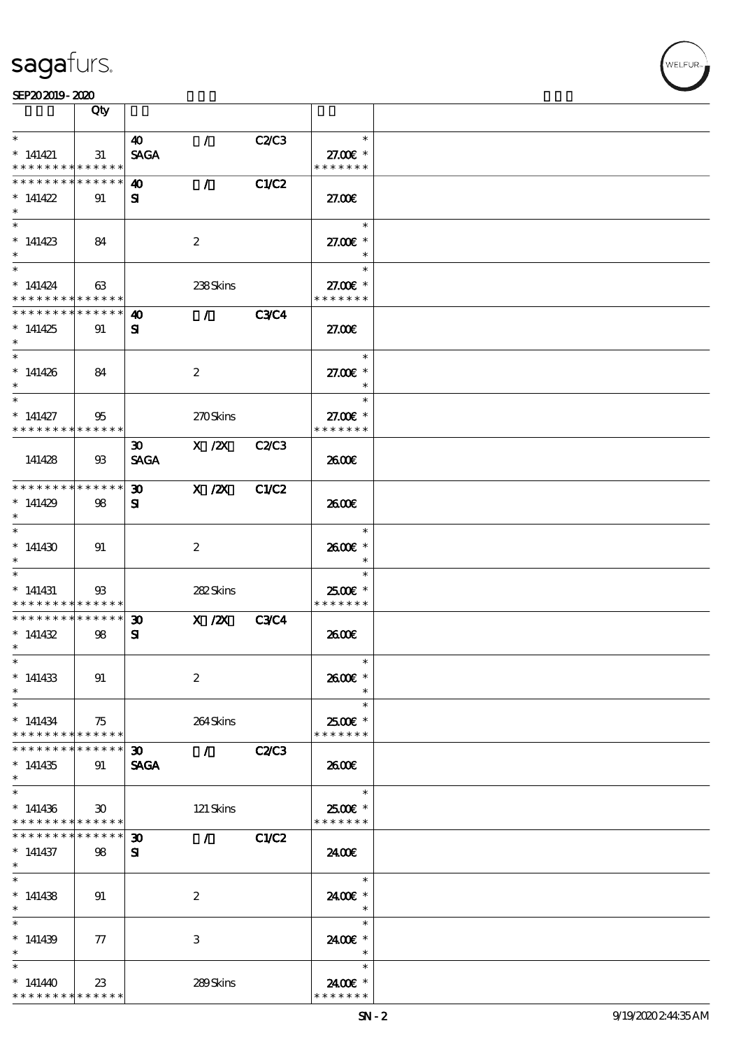| | Qty | | | | | |
|---|---|---|---|---|---|---|
| * <br> * 141421 <br> * * * * * * * * * * * * * * | 31 | 40 <br> SAGA | / | C2/C3 | * <br> 27.00€ * <br> * * * * * * * | |
| * * * * * * * * * * * * * * <br> * 141422 <br> * | 91 | 40 <br> SI | / | C1/C2 | 27.00€ | |
| * <br> * 141423 <br> * | 84 | | 2 | | * <br> 27.00€ * <br> * | |
| * <br> * 141424 <br> * * * * * * * * * * * * * * | 63 | | 238 Skins | | * <br> 27.00€ * <br> * * * * * * * | |
| * * * * * * * * * * * * * * <br> * 141425 <br> * | 91 | 40 <br> SI | / | C3/C4 | 27.00€ | |
| * <br> * 141426 <br> * | 84 | | 2 | | * <br> 27.00€ * <br> * | |
| * <br> * 141427 <br> * * * * * * * * * * * * * * | 95 | | 270 Skins | | * <br> 27.00€ * <br> * * * * * * * | |
| 141428 | 93 | 30 <br> SAGA | X /2X | C2/C3 | 26.00€ | |
| * * * * * * * * * * * * * * <br> * 141429 <br> * | 98 | 30 <br> SI | X /2X | C1/C2 | 26.00€ | |
| * <br> * 141430 <br> * | 91 | | 2 | | * <br> 26.00€ * <br> * | |
| * <br> * 141431 <br> * * * * * * * * * * * * * * | 93 | | 282 Skins | | * <br> 25.00€ * <br> * * * * * * * | |
| * * * * * * * * * * * * * * <br> * 141432 <br> * | 98 | 30 <br> SI | X /2X | C3/C4 | 26.00€ | |
| * <br> * 141433 <br> * | 91 | | 2 | | * <br> 26.00€ * <br> * | |
| * <br> * 141434 <br> * * * * * * * * * * * * * * | 75 | | 264 Skins | | * <br> 25.00€ * <br> * * * * * * * | |
| * * * * * * * * * * * * * * <br> * 141435 <br> * | 91 | 30 <br> SAGA | / | C2/C3 | 26.00€ | |
| * <br> * 141436 <br> * * * * * * * * * * * * * * | 30 | | 121 Skins | | * <br> 25.00€ * <br> * * * * * * * | |
| * * * * * * * * * * * * * * <br> * 141437 <br> * | 98 | 30 <br> SI | / | C1/C2 | 24.00€ | |
| * <br> * 141438 <br> * | 91 | | 2 | | * <br> 24.00€ * <br> * | |
| * <br> * 141439 <br> * | 77 | | 3 | | * <br> 24.00€ * <br> * | |
| * <br> * 141440 <br> * * * * * * * * * * * * * * | 23 | | 289 Skins | | * <br> 24.00€ * <br> * * * * * * * | |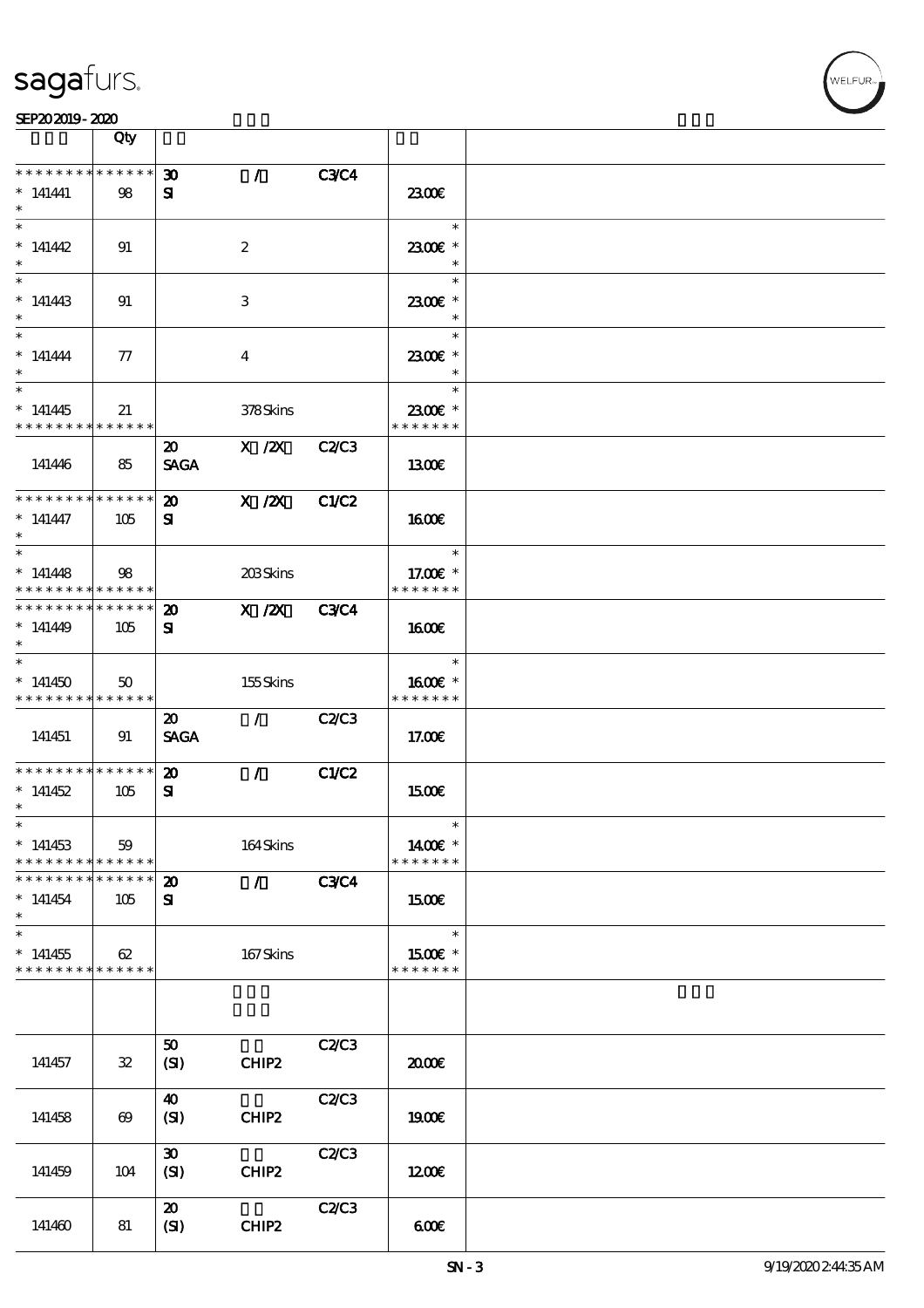sagafurs.

SEP20 2019 - 2020

| | Qty | | | | | |
|---|---|---|---|---|---|---|
| * * * * * * * * * * * * * * | 30 | / | C3/C4 | | | |
| * 141441 | 98 | SI | | | 23.00€ | |
| * | | | | | | |
| * | | | | | * | |
| * 141442 | 91 | | 2 | | 23.00€ * | |
| * | | | | | * | |
| * | | | | | * | |
| * 141443 | 91 | | 3 | | 23.00€ * | |
| * | | | | | * | |
| * | | | | | * | |
| * 141444 | 77 | | 4 | | 23.00€ * | |
| * | | | | | * | |
| * | | | | | * | |
| * 141445 | 21 | | 378 Skins | | 23.00€ * | |
| * * * * * * * * * * * * * * | | | | | * * * * * * * | |
| 141446 | 85 | 20 SAGA | X /2X | C2/C3 | 13.00€ | |
| * * * * * * * * * * * * * * | | 20 | X /2X | C1/C2 | | |
| * 141447 | 105 | SI | | | 16.00€ | |
| * | | | | | | |
| * | | | | | * | |
| * 141448 | 98 | | 203 Skins | | 17.00€ * | |
| * * * * * * * * * * * * * * | | | | | * * * * * * * | |
| * * * * * * * * * * * * * * | | 20 | X /2X | C3/C4 | | |
| * 141449 | 105 | SI | | | 16.00€ | |
| * | | | | | | |
| * | | | | | * | |
| * 141450 | 50 | | 155 Skins | | 16.00€ * | |
| * * * * * * * * * * * * * * | | | | | * * * * * * * | |
| 141451 | 91 | 20 SAGA | / | C2/C3 | 17.00€ | |
| * * * * * * * * * * * * * * | | 20 | / | C1/C2 | | |
| * 141452 | 105 | SI | | | 15.00€ | |
| * | | | | | | |
| * | | | | | * | |
| * 141453 | 59 | | 164 Skins | | 14.00€ * | |
| * * * * * * * * * * * * * * | | | | | * * * * * * * | |
| * * * * * * * * * * * * * * | | 20 | / | C3/C4 | | |
| * 141454 | 105 | SI | | | 15.00€ | |
| * | | | | | | |
| * | | | | | * | |
| * 141455 | 62 | | 167 Skins | | 15.00€ * | |
| * * * * * * * * * * * * * * | | | | | * * * * * * * | |
| 141457 | 32 | 50 (SI) | CHIP2 | C2/C3 | 20.00€ | |
| 141458 | 69 | 40 (SI) | CHIP2 | C2/C3 | 19.00€ | |
| 141459 | 104 | 30 (SI) | CHIP2 | C2/C3 | 12.00€ | |
| 141460 | 81 | 20 (SI) | CHIP2 | C2/C3 | 6.00€ | |